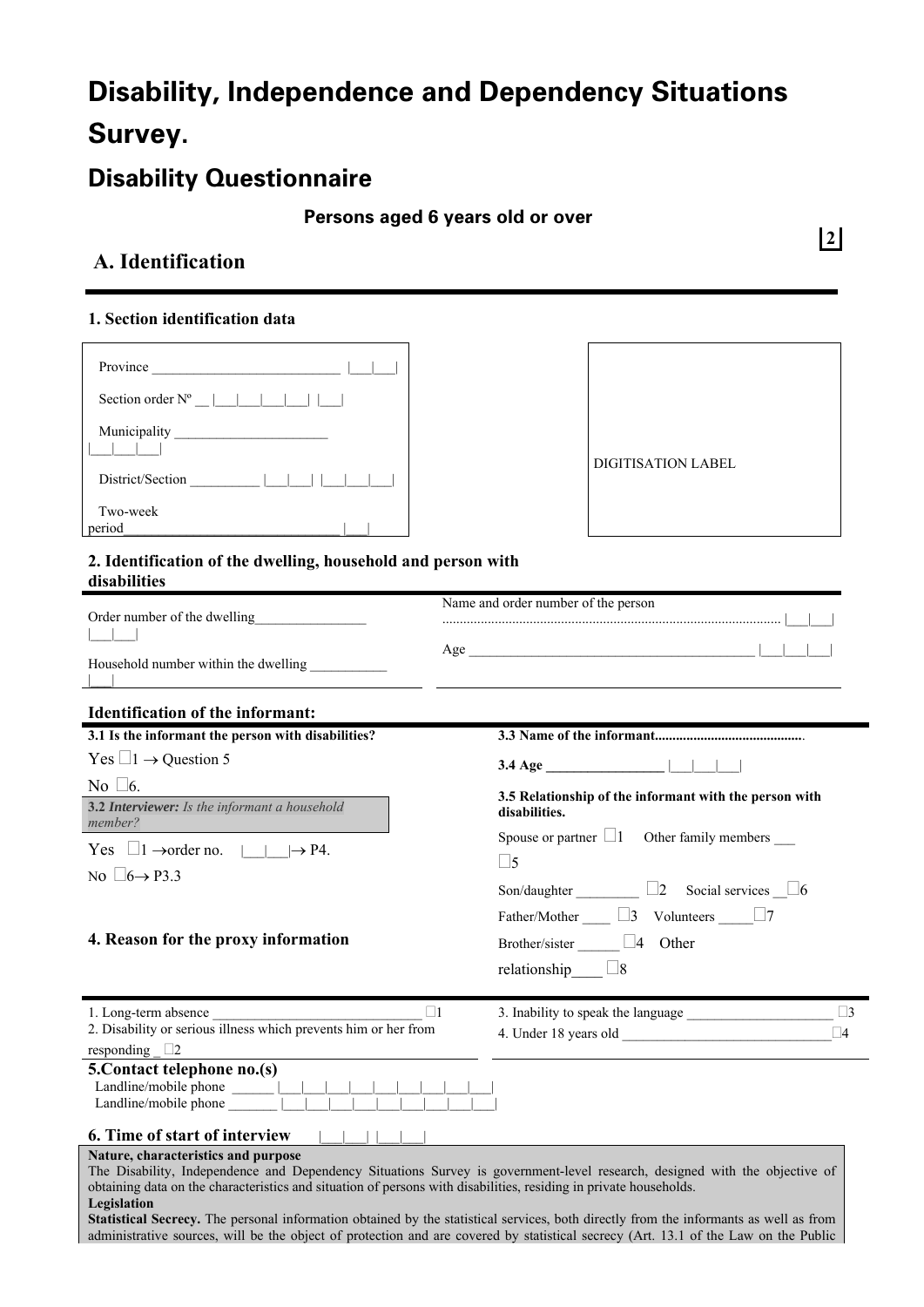# Disability, Independence and Dependency Situations Survey.

## Disability Questionnaire

**Persons aged 6 years old or over**

**2**

## A. Identification

### 1. Section identification data

Province ___________________________ |___|___|

Section order Nº __ |___|___|___|___| |___|

Municipality ______________________ |___|___|___|

District/Section __________ |___|___| |___|___|___|

Two-week period_______________________________ |___|

DIGITISATION LABEL

### 2. Identification of the dwelling, household and person with disabilities

Order number of the dwelling________________ |___|___|

Household number within the dwelling ___________ |___|

Name and order number of the person ................................................................................ |___|___|

Age _________________________________________ |___|___|___|

### Identification of the informant:

**3.1 Is the informant the person with disabilities?**

Yes ☐1 → Question 5

No ☐6.

**3.2 *Interviewer:* *Is the informant a household member?***

Yes ☐1 →order no. |___|___|→ P4.

No ☐6→ P3.3

**3.3 Name of the informant..........................................**

**3.4 Age ________________** |___|___|___|

**3.5 Relationship of the informant with the person with disabilities.**

Spouse or partner ☐1 Other family members ___ ☐5

Son/daughter _________ ☐2 Social services __☐6

Father/Mother ____ ☐3 Volunteers _____☐7

Brother/sister ______ ☐4 Other relationship____ ☐8

### 4. Reason for the proxy information

1. Long-term absence ______________________________ ☐1
2. Disability or serious illness which prevents him or her from responding _ ☐2
3. Inability to speak the language _____________________ ☐3
4. Under 18 years old _______________________________☐4

### 5.Contact telephone no.(s)

Landline/mobile phone ______ |___|___|___|___|___|___|___|___|___|

Landline/mobile phone _______ |___|___|___|___|___|___|___|___|___|

### 6. Time of start of interview |___|___| |___|___|

**Nature, characteristics and purpose**

The Disability, Independence and Dependency Situations Survey is government-level research, designed with the objective of obtaining data on the characteristics and situation of persons with disabilities, residing in private households.

**Legislation**

**Statistical Secrecy.** The personal information obtained by the statistical services, both directly from the informants as well as from administrative sources, will be the object of protection and are covered by statistical secrecy (Art. 13.1 of the Law on the Public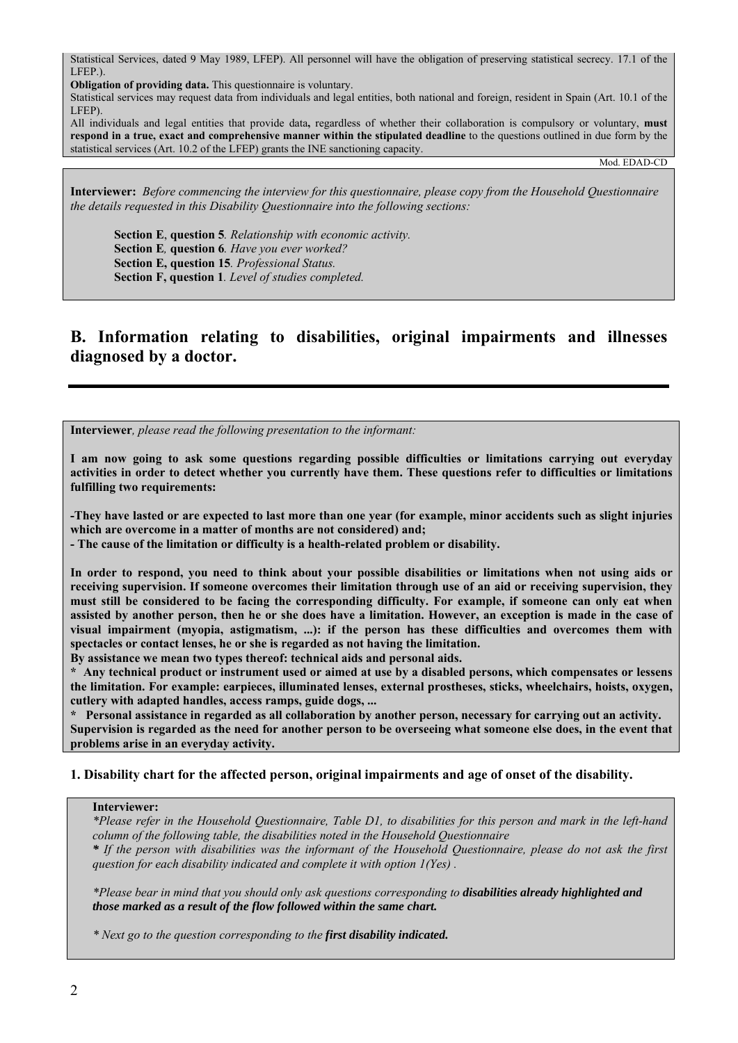Statistical Services, dated 9 May 1989, LFEP). All personnel will have the obligation of preserving statistical secrecy. 17.1 of the LFEP.).

**Obligation of providing data.** This questionnaire is voluntary.

Statistical services may request data from individuals and legal entities, both national and foreign, resident in Spain (Art. 10.1 of the LFEP).

All individuals and legal entities that provide data**,** regardless of whether their collaboration is compulsory or voluntary, **must respond in a true, exact and comprehensive manner within the stipulated deadline** to the questions outlined in due form by the statistical services (Art. 10.2 of the LFEP) grants the INE sanctioning capacity.

Mod. EDAD-CD

**Interviewer:** *Before commencing the interview for this questionnaire, please copy from the Household Questionnaire the details requested in this Disability Questionnaire into the following sections:*

**Section E**, **question 5**. *Relationship with economic activity.*
**Section E**, **question 6**. *Have you ever worked?*
**Section E, question 15**. *Professional Status.*
**Section F, question 1**. *Level of studies completed.*

## B. Information relating to disabilities, original impairments and illnesses diagnosed by a doctor.

**Interviewer**, *please read the following presentation to the informant:*

**I am now going to ask some questions regarding possible difficulties or limitations carrying out everyday activities in order to detect whether you currently have them. These questions refer to difficulties or limitations fulfilling two requirements:**

**-They have lasted or are expected to last more than one year (for example, minor accidents such as slight injuries which are overcome in a matter of months are not considered) and;**
**- The cause of the limitation or difficulty is a health-related problem or disability.**

**In order to respond, you need to think about your possible disabilities or limitations when not using aids or receiving supervision. If someone overcomes their limitation through use of an aid or receiving supervision, they must still be considered to be facing the corresponding difficulty. For example, if someone can only eat when assisted by another person, then he or she does have a limitation. However, an exception is made in the case of visual impairment (myopia, astigmatism, ...): if the person has these difficulties and overcomes them with spectacles or contact lenses, he or she is regarded as not having the limitation.**
**By assistance we mean two types thereof: technical aids and personal aids.**
**\* Any technical product or instrument used or aimed at use by a disabled persons, which compensates or lessens the limitation. For example: earpieces, illuminated lenses, external prostheses, sticks, wheelchairs, hoists, oxygen, cutlery with adapted handles, access ramps, guide dogs, ...**
**\* Personal assistance in regarded as all collaboration by another person, necessary for carrying out an activity. Supervision is regarded as the need for another person to be overseeing what someone else does, in the event that problems arise in an everyday activity.**

**1. Disability chart for the affected person, original impairments and age of onset of the disability.**

**Interviewer:**
*\*Please refer in the Household Questionnaire, Table D1, to disabilities for this person and mark in the left-hand column of the following table, the disabilities noted in the Household Questionnaire*
**\*** *If the person with disabilities was the informant of the Household Questionnaire, please do not ask the first question for each disability indicated and complete it with option 1(Yes) .*

*\*Please bear in mind that you should only ask questions corresponding to* ***disabilities already highlighted and those marked as a result of the flow followed within the same chart.***

*\* Next go to the question corresponding to the* ***first disability indicated.***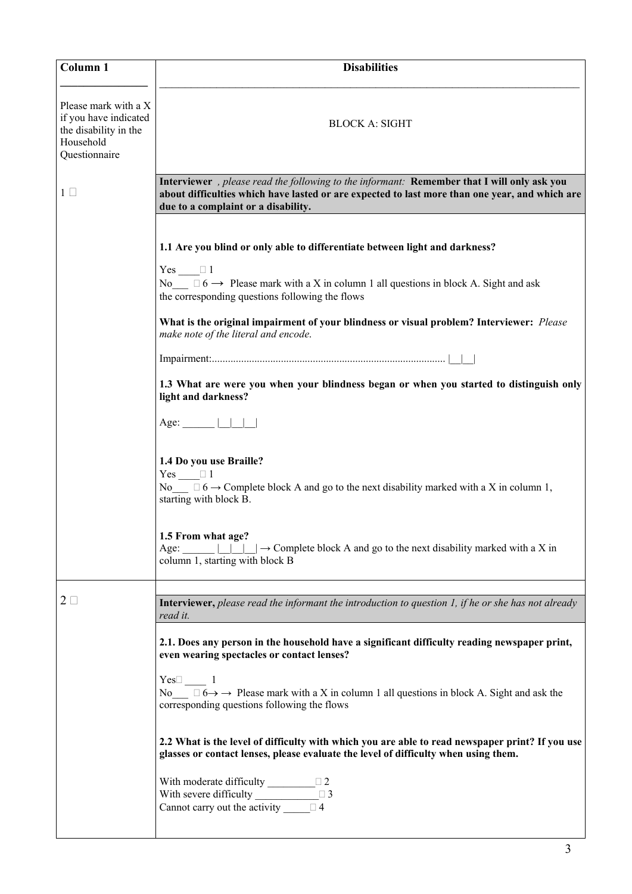| Column 1 | Disabilities |
|---|---|
| Please mark with a X if you have indicated the disability in the Household Questionnaire | BLOCK A: SIGHT |
| 1 □ | **Interviewer** *, please read the following to the informant:* **Remember that I will only ask you about difficulties which have lasted or are expected to last more than one year, and which are due to a complaint or a disability.** |
| | **1.1 Are you blind or only able to differentiate between light and darkness?** |
| | Yes ____□ 1 |
| | No___ □ 6 → Please mark with a X in column 1 all questions in block A. Sight and ask the corresponding questions following the flows |
| | **What is the original impairment of your blindness or visual problem? Interviewer:** *Please make note of the literal and encode.* |
| | Impairment:....................................................................................... \|__\|__\| |
| | **1.3 What are were you when your blindness began or when you started to distinguish only light and darkness?** |
| | Age: ______ \|__\|__\|__\| |
| | **1.4 Do you use Braille?** |
| | Yes ____□ 1 |
| | No___ □ 6 → Complete block A and go to the next disability marked with a X in column 1, starting with block B. |
| | **1.5 From what age?** |
| | Age: ______ \|__\|__\|__\| → Complete block A and go to the next disability marked with a X in column 1, starting with block B |
| 2 □ | **Interviewer,** *please read the informant the introduction to question 1, if he or she has not already read it.* |
| | **2.1. Does any person in the household have a significant difficulty reading newspaper print, even wearing spectacles or contact lenses?** |
| | Yes□ ____ 1 |
| | No___ □ 6→ → Please mark with a X in column 1 all questions in block A. Sight and ask the corresponding questions following the flows |
| | **2.2 What is the level of difficulty with which you are able to read newspaper print? If you use glasses or contact lenses, please evaluate the level of difficulty when using them.** |
| | With moderate difficulty _________□ 2 |
| | With severe difficulty ____________□ 3 |
| | Cannot carry out the activity _____□ 4 |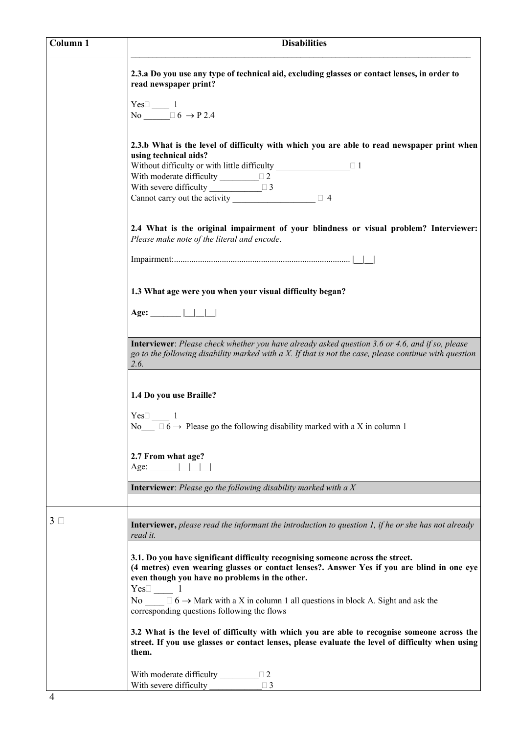| Column 1 | Disabilities |
|---|---|
| | **2.3.a Do you use any type of technical aid, excluding glasses or contact lenses, in order to read newspaper print?**<br><br>Yes□ ____ 1<br>No ______□ 6 → P 2.4<br><br>**2.3.b What is the level of difficulty with which you are able to read newspaper print when using technical aids?**<br>Without difficulty or with little difficulty _________________□ 1<br>With moderate difficulty _________□ 2<br>With severe difficulty ____________□ 3<br>Cannot carry out the activity ___________________ □ 4<br><br>**2.4 What is the original impairment of your blindness or visual problem? Interviewer:** *Please make note of the literal and encode.*<br><br>Impairment:................................................................................ \|__\|__\|<br><br>**1.3 What age were you when your visual difficulty began?**<br><br>**Age: _______ \|__\|__\|__\|**<br><br>**Interviewer**: *Please check whether you have already asked question 3.6 or 4.6, and if so, please go to the following disability marked with a X. If that is not the case, please continue with question 2.6.*<br><br>**1.4 Do you use Braille?**<br><br>Yes□ ____ 1<br>No___ □ 6 → Please go the following disability marked with a X in column 1<br><br>**2.7 From what age?**<br>Age: ______ \|__\|__\|__\|<br><br>**Interviewer**: *Please go the following disability marked with a X* |
| 3 □ | **Interviewer,** *please read the informant the introduction to question 1, if he or she has not already read it.*<br><br>**3.1. Do you have significant difficulty recognising someone across the street. (4 metres) even wearing glasses or contact lenses?. Answer Yes if you are blind in one eye even though you have no problems in the other.**<br>Yes□ ____ 1<br>No ____ □ 6 → Mark with a X in column 1 all questions in block A. Sight and ask the corresponding questions following the flows<br><br>**3.2 What is the level of difficulty with which you are able to recognise someone across the street. If you use glasses or contact lenses, please evaluate the level of difficulty when using them.**<br><br>With moderate difficulty _________□ 2<br>With severe difficulty ____________□ 3 |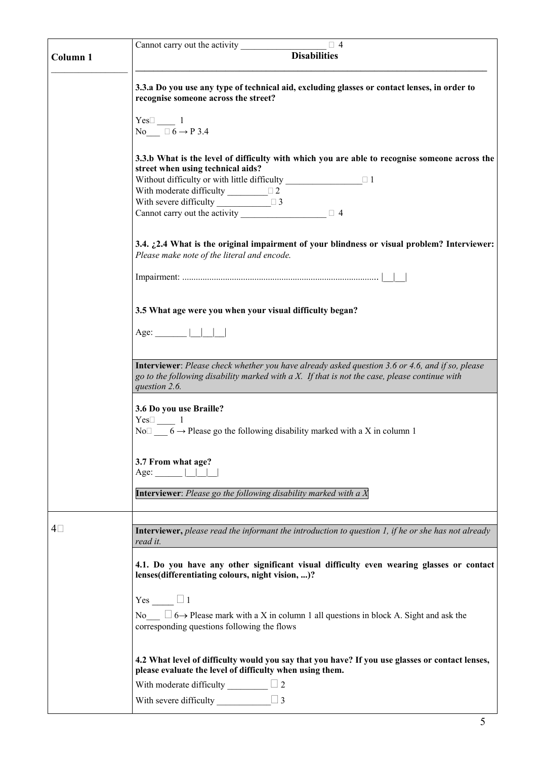| Column 1 | Disabilities |
|---|---|
| | Cannot carry out the activity ___________________ □ 4 |
| | **3.3.a Do you use any type of technical aid, excluding glasses or contact lenses, in order to recognise someone across the street?**<br><br>Yes□ ____ 1<br>No___ □ 6 → P 3.4 |
| | **3.3.b What is the level of difficulty with which you are able to recognise someone across the street when using technical aids?**<br>Without difficulty or with little difficulty _________________□ 1<br>With moderate difficulty _________□ 2<br>With severe difficulty ____________□ 3<br>Cannot carry out the activity ___________________ □ 4 |
| | **3.4. ¿2.4 What is the original impairment of your blindness or visual problem? Interviewer:** *Please make note of the literal and encode.*<br><br>Impairment: ....................................................................................... \|__\|__\| |
| | **3.5 What age were you when your visual difficulty began?**<br><br>Age: _______ \|__\|__\|__\| |
| | **Interviewer**: *Please check whether you have already asked question 3.6 or 4.6, and if so, please go to the following disability marked with a X. If that is not the case, please continue with question 2.6.* |
| | **3.6 Do you use Braille?**<br>Yes□ ____ 1<br>No□ ___ 6 → Please go the following disability marked with a X in column 1<br><br>**3.7 From what age?**<br>Age: ______ \|__\|__\|__\|<br><br>**Interviewer**: *Please go the following disability marked with a X* |
| 4□ | **Interviewer,** *please read the informant the introduction to question 1, if he or she has not already read it.* |
| | **4.1. Do you have any other significant visual difficulty even wearing glasses or contact lenses(differentiating colours, night vision, ...)?**<br><br>Yes _____ □ 1<br>No___ □ 6→ Please mark with a X in column 1 all questions in block A. Sight and ask the corresponding questions following the flows<br><br>**4.2 What level of difficulty would you say that you have? If you use glasses or contact lenses, please evaluate the level of difficulty when using them.**<br>With moderate difficulty _________ □ 2<br>With severe difficulty ____________□ 3 |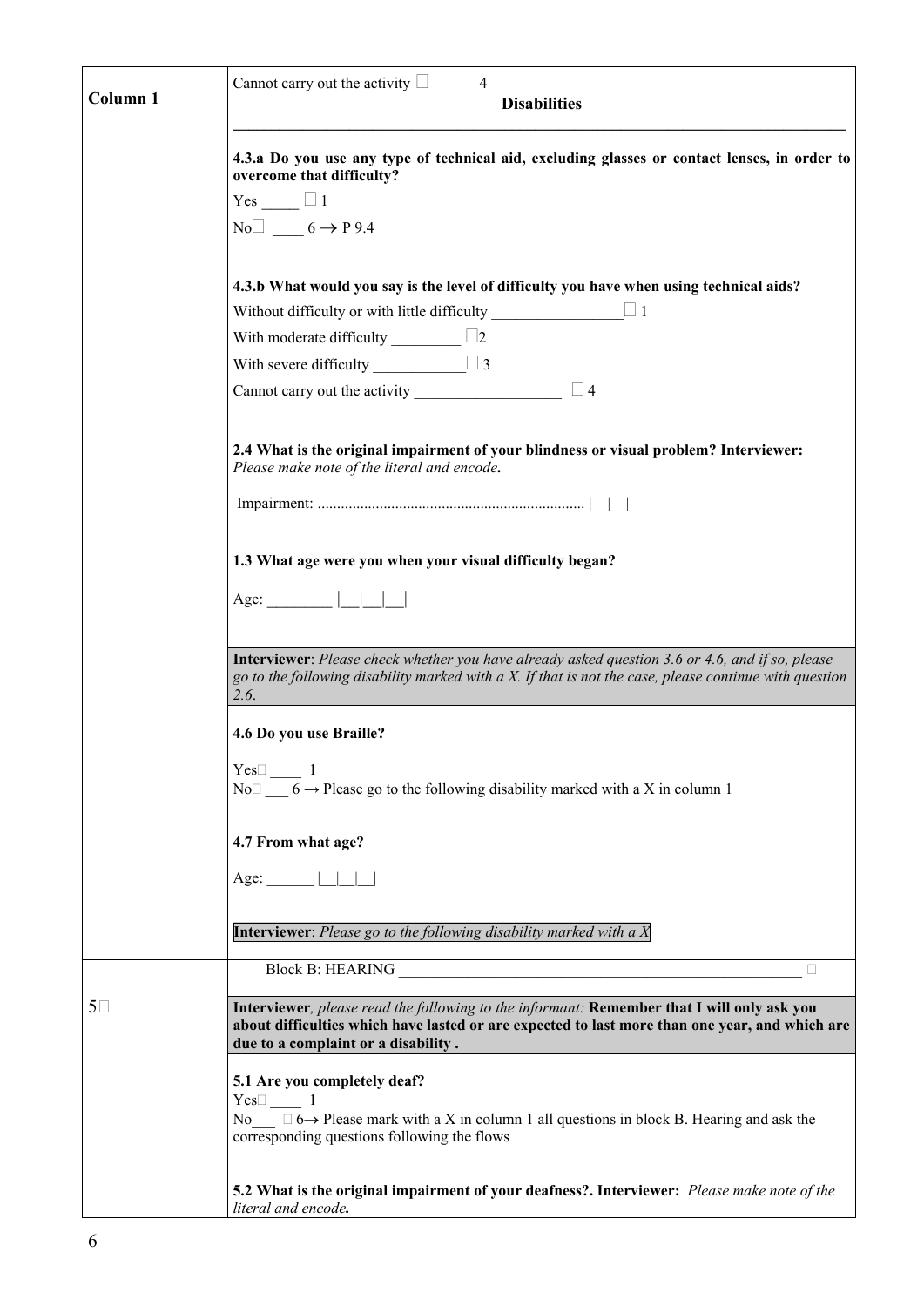| Column 1 | Cannot carry out the activity □ _____ 4<br>**Disabilities** |
|---|---|
| | **4.3.a Do you use any type of technical aid, excluding glasses or contact lenses, in order to overcome that difficulty?**<br>Yes _____ □ 1<br>No□ ____ 6 → P 9.4<br><br>**4.3.b What would you say is the level of difficulty you have when using technical aids?**<br>Without difficulty or with little difficulty _________________□ 1<br>With moderate difficulty _________ □2<br>With severe difficulty ____________□ 3<br>Cannot carry out the activity ___________________ □ 4<br><br>**2.4 What is the original impairment of your blindness or visual problem? Interviewer:** *Please make note of the literal and encode***.**<br>Impairment: .................................................................... \|__\|__\|<br><br>**1.3 What age were you when your visual difficulty began?**<br>Age: ________ \|__\|__\|__\|<br><br>**Interviewer**: *Please check whether you have already asked question 3.6 or 4.6, and if so, please go to the following disability marked with a X. If that is not the case, please continue with question 2.6*.<br><br>**4.6 Do you use Braille?**<br>Yes□ ____ 1<br>No□ ___ 6 → Please go to the following disability marked with a X in column 1<br><br>**4.7 From what age?**<br>Age: ______ \|__\|__\|__\|<br><br>**Interviewer**: *Please go to the following disability marked with a X* |
| 5□ | Block B: HEARING _____________________________________________________ □<br><br>**Interviewer***, please read the following to the informant:* **Remember that I will only ask you about difficulties which have lasted or are expected to last more than one year, and which are due to a complaint or a disability .**<br><br>**5.1 Are you completely deaf?**<br>Yes□ ____ 1<br>No___ □ 6→ Please mark with a X in column 1 all questions in block B. Hearing and ask the corresponding questions following the flows<br><br>**5.2 What is the original impairment of your deafness?. Interviewer:** *Please make note of the literal and encode***.** |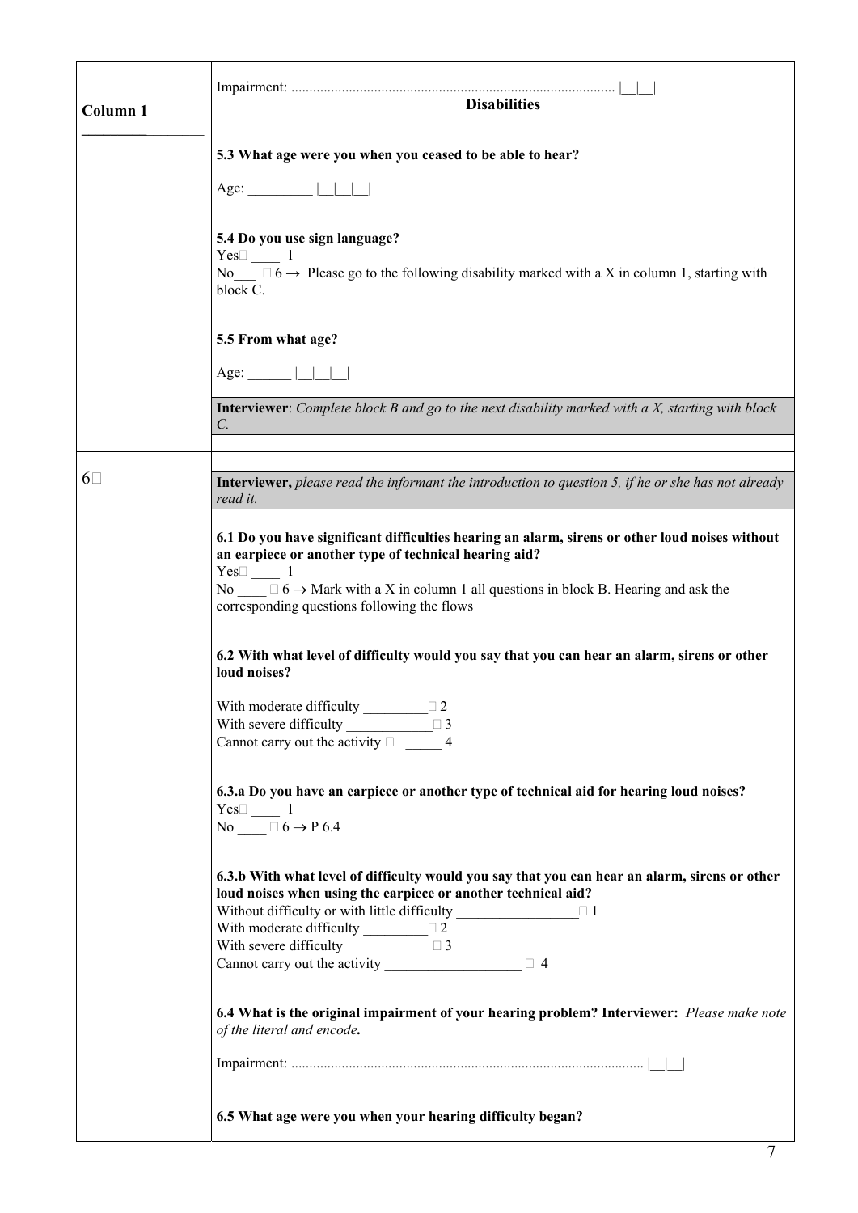| Column 1 | Impairment: ......................................................................................... \|__\|__\| **Disabilities** |
|---|---|
| | **5.3 What age were you when you ceased to be able to hear?**<br><br>Age: _________ \|__\|__\|__\|<br><br>**5.4 Do you use sign language?**<br>Yes□ ____ 1<br>No___ □ 6 → Please go to the following disability marked with a X in column 1, starting with block C.<br><br>**5.5 From what age?**<br><br>Age: ______ \|__\|__\|__\| |
| | **Interviewer**: *Complete block B and go to the next disability marked with a X, starting with block C.* |
| 6□ | **Interviewer,** *please read the informant the introduction to question 5, if he or she has not already read it.* |
| | **6.1 Do you have significant difficulties hearing an alarm, sirens or other loud noises without an earpiece or another type of technical hearing aid?**<br>Yes□ ____ 1<br>No ____ □ 6 → Mark with a X in column 1 all questions in block B. Hearing and ask the corresponding questions following the flows<br><br>**6.2 With what level of difficulty would you say that you can hear an alarm, sirens or other loud noises?**<br><br>With moderate difficulty _________□ 2<br>With severe difficulty ____________□ 3<br>Cannot carry out the activity □ _____ 4<br><br>**6.3.a Do you have an earpiece or another type of technical aid for hearing loud noises?**<br>Yes□ ____ 1<br>No ____ □ 6 → P 6.4<br><br>**6.3.b With what level of difficulty would you say that you can hear an alarm, sirens or other loud noises when using the earpiece or another technical aid?**<br>Without difficulty or with little difficulty _________________□ 1<br>With moderate difficulty _________□ 2<br>With severe difficulty ____________□ 3<br>Cannot carry out the activity ___________________ □ 4<br><br>**6.4 What is the original impairment of your hearing problem? Interviewer:** ***Please make note of the literal and encode.***<br><br>Impairment: ................................................................................................. \|__\|__\|<br><br>**6.5 What age were you when your hearing difficulty began?** |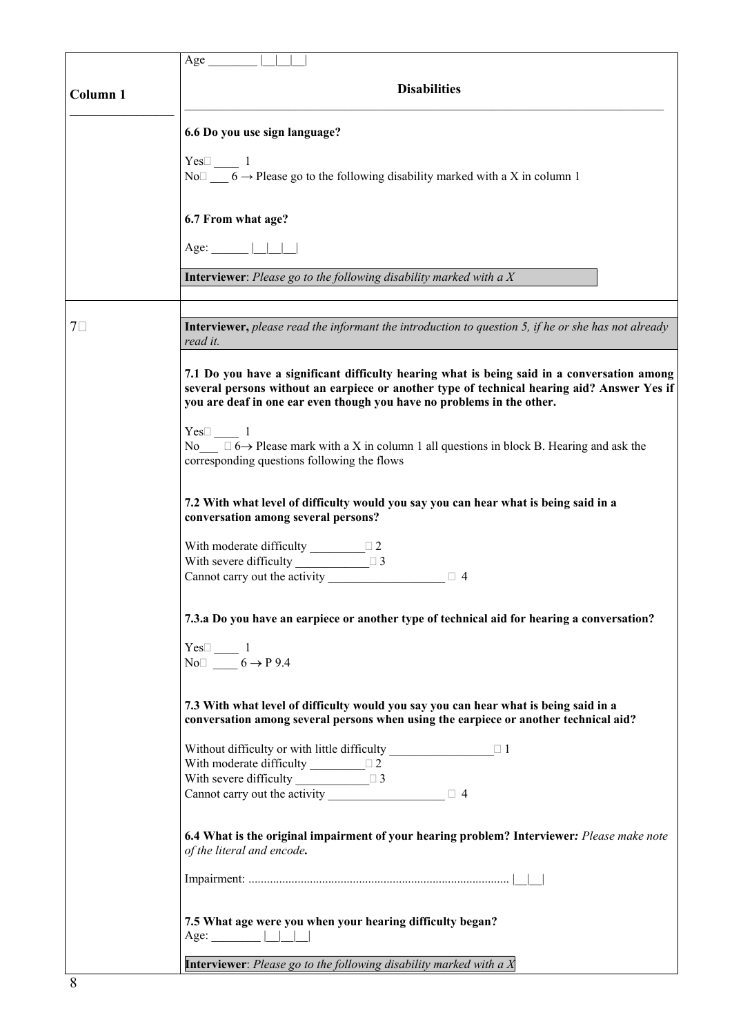| Column 1 | Age ________ \|__\|__\|__\|<br><br>**Disabilities** |
|---|---|
| | **6.6 Do you use sign language?**<br><br>Yes□ ____ 1<br>No□ ___ 6 → Please go to the following disability marked with a X in column 1<br><br>**6.7 From what age?**<br><br>Age: ______ \|__\|__\|__\|<br><br>**Interviewer**: *Please go to the following disability marked with a X* |
| 7□ | **Interviewer,** *please read the informant the introduction to question 5, if he or she has not already read it.*<br><br>**7.1 Do you have a significant difficulty hearing what is being said in a conversation among several persons without an earpiece or another type of technical hearing aid? Answer Yes if you are deaf in one ear even though you have no problems in the other.**<br><br>Yes□ ____ 1<br>No___ □ 6→ Please mark with a X in column 1 all questions in block B. Hearing and ask the corresponding questions following the flows<br><br>**7.2 With what level of difficulty would you say you can hear what is being said in a conversation among several persons?**<br><br>With moderate difficulty _________□ 2<br>With severe difficulty ____________□ 3<br>Cannot carry out the activity ___________________ □ 4<br><br>**7.3.a Do you have an earpiece or another type of technical aid for hearing a conversation?**<br><br>Yes□ ____ 1<br>No□ ____ 6 → P 9.4<br><br>**7.3 With what level of difficulty would you say you can hear what is being said in a conversation among several persons when using the earpiece or another technical aid?**<br><br>Without difficulty or with little difficulty _________________□ 1<br>With moderate difficulty _________□ 2<br>With severe difficulty ____________□ 3<br>Cannot carry out the activity ___________________ □ 4<br><br>**6.4 What is the original impairment of your hearing problem? Interviewer***: Please make note of the literal and encode***.**<br><br>Impairment: ..................................................................................... \|__\|__\|<br><br>**7.5 What age were you when your hearing difficulty began?**<br>Age: ________ \|__\|__\|__\|<br><br>**Interviewer**: *Please go to the following disability marked with a X* |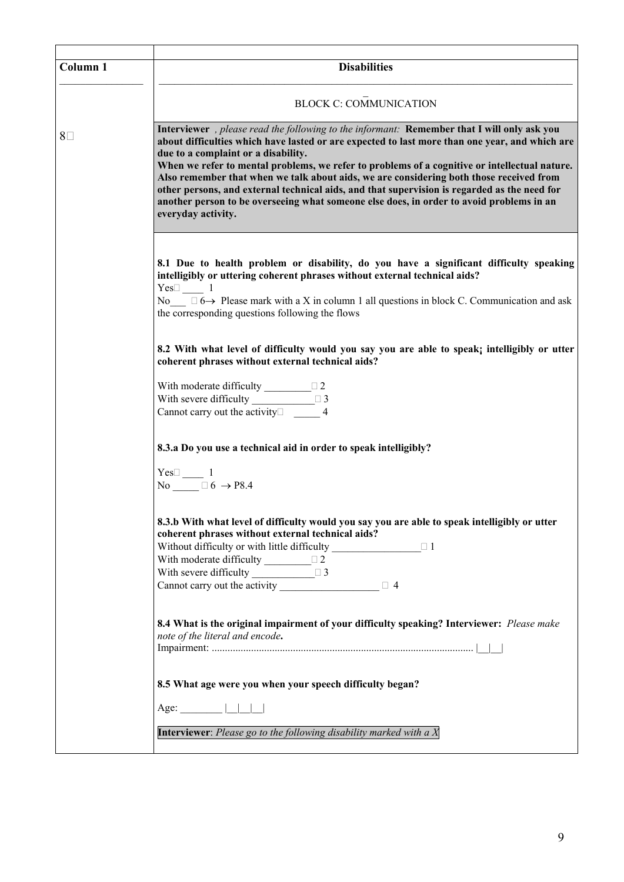| Column 1 | Disabilities |
| --- | --- |
| | BLOCK C: COMMUNICATION |
| 8□ | **Interviewer** *, please read the following to the informant:* **Remember that I will only ask you about difficulties which have lasted or are expected to last more than one year, and which are due to a complaint or a disability.**<br>**When we refer to mental problems, we refer to problems of a cognitive or intellectual nature. Also remember that when we talk about aids, we are considering both those received from other persons, and external technical aids, and that supervision is regarded as the need for another person to be overseeing what someone else does, in order to avoid problems in an everyday activity.** |
| | **8.1 Due to health problem or disability, do you have a significant difficulty speaking intelligibly or uttering coherent phrases without external technical aids?**<br>Yes□ ____ 1<br>No___ □ 6→ Please mark with a X in column 1 all questions in block C. Communication and ask the corresponding questions following the flows<br><br>**8.2 With what level of difficulty would you say you are able to speak¡ intelligibly or utter coherent phrases without external technical aids?**<br>With moderate difficulty _________□ 2<br>With severe difficulty ____________□ 3<br>Cannot carry out the activity□ _____ 4<br><br>**8.3.a Do you use a technical aid in order to speak intelligibly?**<br>Yes□ ____ 1<br>No _____ □ 6 → P8.4<br><br>**8.3.b With what level of difficulty would you say you are able to speak intelligibly or utter coherent phrases without external technical aids?**<br>Without difficulty or with little difficulty _________________□ 1<br>With moderate difficulty _________□ 2<br>With severe difficulty ____________□ 3<br>Cannot carry out the activity ___________________ □ 4<br><br>**8.4 What is the original impairment of your difficulty speaking? Interviewer:** *Please make note of the literal and encode***.**<br>Impairment: ................................................................................................... \|__\|__\|<br><br>**8.5 What age were you when your speech difficulty began?**<br>Age: ________ \|__\|__\|__\|<br><br>**Interviewer**: *Please go to the following disability marked with a X* |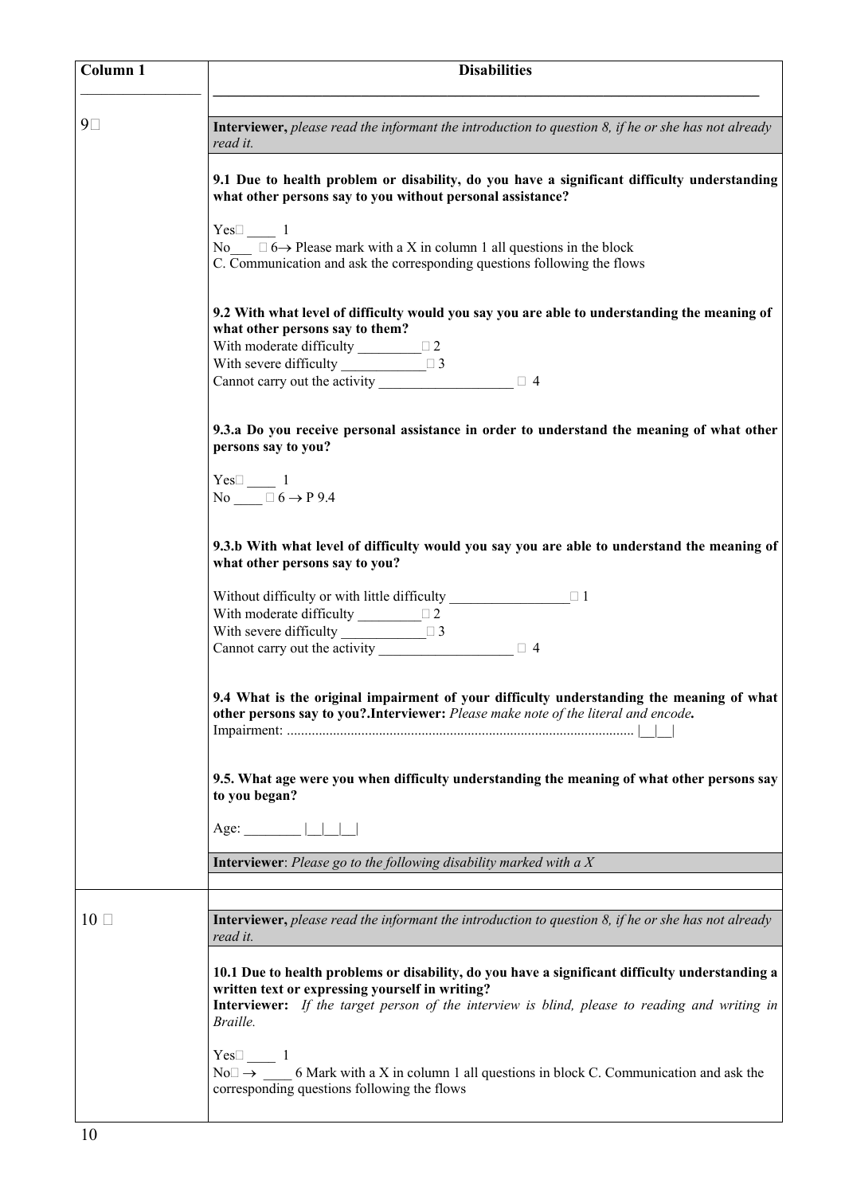| Column 1 | Disabilities |
|---|---|
| 9□ | **Interviewer,** *please read the informant the introduction to question 8, if he or she has not already read it.* |
| | **9.1 Due to health problem or disability, do you have a significant difficulty understanding what other persons say to you without personal assistance?**<br><br>Yes□ ____ 1<br>No___ □ 6→ Please mark with a X in column 1 all questions in the block C. Communication and ask the corresponding questions following the flows<br><br>**9.2 With what level of difficulty would you say you are able to understanding the meaning of what other persons say to them?**<br>With moderate difficulty _________□ 2<br>With severe difficulty ____________□ 3<br>Cannot carry out the activity ___________________ □ 4<br><br>**9.3.a Do you receive personal assistance in order to understand the meaning of what other persons say to you?**<br><br>Yes□ ____ 1<br>No ____ □ 6 → P 9.4<br><br>**9.3.b With what level of difficulty would you say you are able to understand the meaning of what other persons say to you?**<br><br>Without difficulty or with little difficulty _________________□ 1<br>With moderate difficulty _________□ 2<br>With severe difficulty ____________□ 3<br>Cannot carry out the activity ___________________ □ 4<br><br>**9.4 What is the original impairment of your difficulty understanding the meaning of what other persons say to you?.Interviewer:** *Please make note of the literal and encode***.**<br>Impairment: ................................................................................................ \|__\|__\|<br><br>**9.5. What age were you when difficulty understanding the meaning of what other persons say to you began?**<br><br>Age: ________ \|__\|__\|__\| |
| | **Interviewer**: *Please go to the following disability marked with a X* |
| 10 □ | **Interviewer,** *please read the informant the introduction to question 8, if he or she has not already read it.* |
| | **10.1 Due to health problems or disability, do you have a significant difficulty understanding a written text or expressing yourself in writing?**<br>**Interviewer:** *If the target person of the interview is blind, please to reading and writing in Braille.*<br><br>Yes□ ____ 1<br>No□ → ____ 6 Mark with a X in column 1 all questions in block C. Communication and ask the corresponding questions following the flows |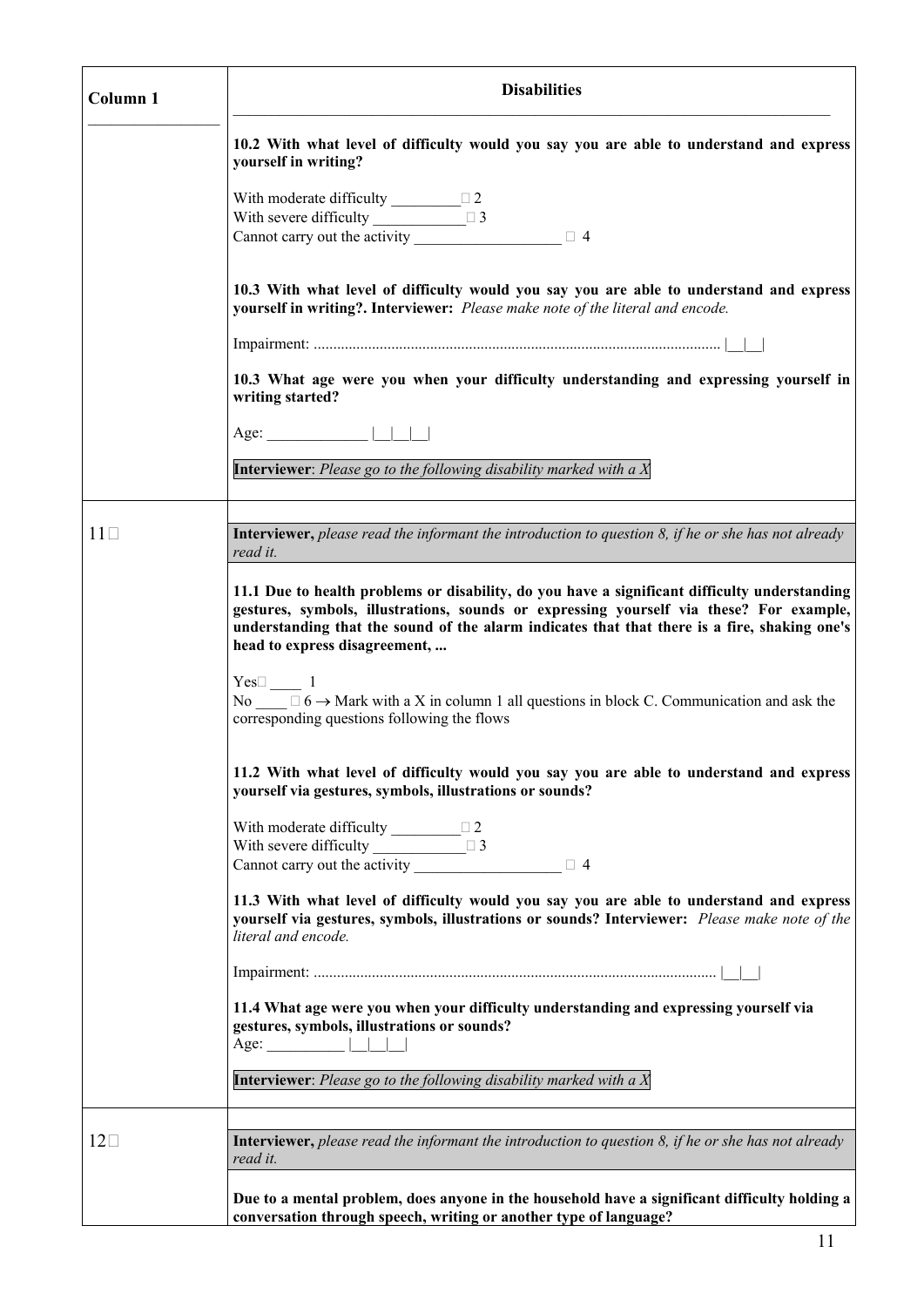| Column 1 | Disabilities |
| --- | --- |
| | **10.2 With what level of difficulty would you say you are able to understand and express yourself in writing?**<br><br>With moderate difficulty _________ 2<br>With severe difficulty ____________ 3<br>Cannot carry out the activity ___________________ 4<br><br>**10.3 With what level of difficulty would you say you are able to understand and express yourself in writing?. Interviewer:** *Please make note of the literal and encode.*<br><br>Impairment: ........................................................................................................ \|__\|__\|<br><br>**10.3 What age were you when your difficulty understanding and expressing yourself in writing started?**<br><br>Age: _____________ \|__\|__\|__\|<br><br>**Interviewer**: *Please go to the following disability marked with a X* |
| 11 | **Interviewer,** *please read the informant the introduction to question 8, if he or she has not already read it.*<br><br>**11.1 Due to health problems or disability, do you have a significant difficulty understanding gestures, symbols, illustrations, sounds or expressing yourself via these? For example, understanding that the sound of the alarm indicates that that there is a fire, shaking one's head to express disagreement, ...**<br><br>Yes ____ 1<br>No ____ 6 → Mark with a X in column 1 all questions in block C. Communication and ask the corresponding questions following the flows<br><br>**11.2 With what level of difficulty would you say you are able to understand and express yourself via gestures, symbols, illustrations or sounds?**<br><br>With moderate difficulty _________ 2<br>With severe difficulty ____________ 3<br>Cannot carry out the activity ___________________ 4<br><br>**11.3 With what level of difficulty would you say you are able to understand and express yourself via gestures, symbols, illustrations or sounds? Interviewer:** *Please make note of the literal and encode.*<br><br>Impairment: ........................................................................................................ \|__\|__\|<br><br>**11.4 What age were you when your difficulty understanding and expressing yourself via gestures, symbols, illustrations or sounds?**<br>Age: __________ \|__\|__\|__\|<br><br>**Interviewer**: *Please go to the following disability marked with a X* |
| 12 | **Interviewer,** *please read the informant the introduction to question 8, if he or she has not already read it.*<br><br>**Due to a mental problem, does anyone in the household have a significant difficulty holding a conversation through speech, writing or another type of language?** |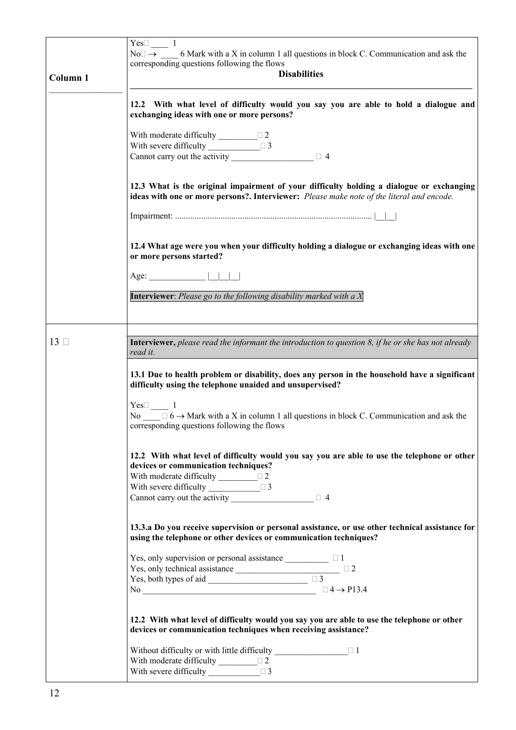| Column 1 | |
|---|---|
| | Yes□ ____ 1<br>No□ → ____ 6 Mark with a X in column 1 all questions in block C. Communication and ask the corresponding questions following the flows<br>**Disabilities** |
| | **12.2 With what level of difficulty would you say you are able to hold a dialogue and exchanging ideas with one or more persons?**<br><br>With moderate difficulty _________□ 2<br>With severe difficulty ____________□ 3<br>Cannot carry out the activity ___________________ □ 4<br><br>**12.3 What is the original impairment of your difficulty holding a dialogue or exchanging ideas with one or more persons?. Interviewer:** *Please make note of the literal and encode.*<br><br>Impairment: ........................................................................................... \|__\|__\|<br><br>**12.4 What age were you when your difficulty holding a dialogue or exchanging ideas with one or more persons started?**<br><br>Age: _____________ \|__\|__\|__\|<br><br>**Interviewer**: *Please go to the following disability marked with a X* |
| 13 □ | **Interviewer,** *please read the informant the introduction to question 8, if he or she has not already read it.*<br><br>**13.1 Due to health problem or disability, does any person in the household have a significant difficulty using the telephone unaided and unsupervised?**<br><br>Yes□ ____ 1<br>No ____ □ 6 → Mark with a X in column 1 all questions in block C. Communication and ask the corresponding questions following the flows<br><br>**12.2 With what level of difficulty would you say you are able to use the telephone or other devices or communication techniques?**<br>With moderate difficulty _________□ 2<br>With severe difficulty ____________□ 3<br>Cannot carry out the activity ___________________ □ 4<br><br>**13.3.a Do you receive supervision or personal assistance, or use other technical assistance for using the telephone or other devices or communication techniques?**<br><br>Yes, only supervision or personal assistance __________ □ 1<br>Yes, only technical assistance ________________________ □ 2<br>Yes, both types of aid ______________________ □ 3<br>No ________________________________________ □ 4 → P13.4<br><br>**12.2 With what level of difficulty would you say you are able to use the telephone or other devices or communication techniques when receiving assistance?**<br><br>Without difficulty or with little difficulty _________________□ 1<br>With moderate difficulty _________□ 2<br>With severe difficulty ____________□ 3 |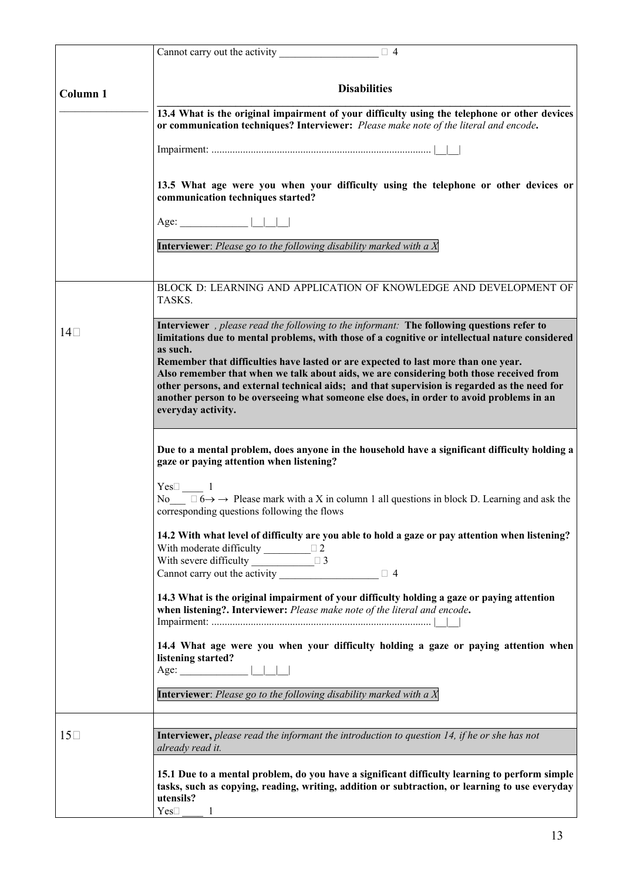| Column 1 | Disabilities |
| --- | --- |
| | Cannot carry out the activity ___________________ □ 4 |
| | **13.4 What is the original impairment of your difficulty using the telephone or other devices or communication techniques? Interviewer:** *Please make note of the literal and encode***.**<br><br>Impairment: ................................................................................... \|__\|__\|<br><br>**13.5 What age were you when your difficulty using the telephone or other devices or communication techniques started?**<br><br>Age: _____________ \|__\|__\|__\|<br><br>**Interviewer**: *Please go to the following disability marked with a X* |
| 14□ | BLOCK D: LEARNING AND APPLICATION OF KNOWLEDGE AND DEVELOPMENT OF TASKS.<br><br>**Interviewer** *, please read the following to the informant:* **The following questions refer to limitations due to mental problems, with those of a cognitive or intellectual nature considered as such.**<br>**Remember that difficulties have lasted or are expected to last more than one year.**<br>**Also remember that when we talk about aids, we are considering both those received from other persons, and external technical aids; and that supervision is regarded as the need for another person to be overseeing what someone else does, in order to avoid problems in an everyday activity.**<br><br>**Due to a mental problem, does anyone in the household have a significant difficulty holding a gaze or paying attention when listening?**<br><br>Yes□ ____ 1<br>No___ □ 6→ → Please mark with a X in column 1 all questions in block D. Learning and ask the corresponding questions following the flows<br><br>**14.2 With what level of difficulty are you able to hold a gaze or pay attention when listening?**<br>With moderate difficulty _________□ 2<br>With severe difficulty ____________□ 3<br>Cannot carry out the activity ___________________ □ 4<br><br>**14.3 What is the original impairment of your difficulty holding a gaze or paying attention when listening?. Interviewer:** *Please make note of the literal and encode***.**<br>Impairment: ................................................................................... \|__\|__\|<br><br>**14.4 What age were you when your difficulty holding a gaze or paying attention when listening started?**<br>Age: _____________ \|__\|__\|__\|<br><br>**Interviewer**: *Please go to the following disability marked with a X* |
| 15□ | **Interviewer,** *please read the informant the introduction to question 14, if he or she has not already read it.*<br><br>**15.1 Due to a mental problem, do you have a significant difficulty learning to perform simple tasks, such as copying, reading, writing, addition or subtraction, or learning to use everyday utensils?**<br>Yes□ ____ 1 |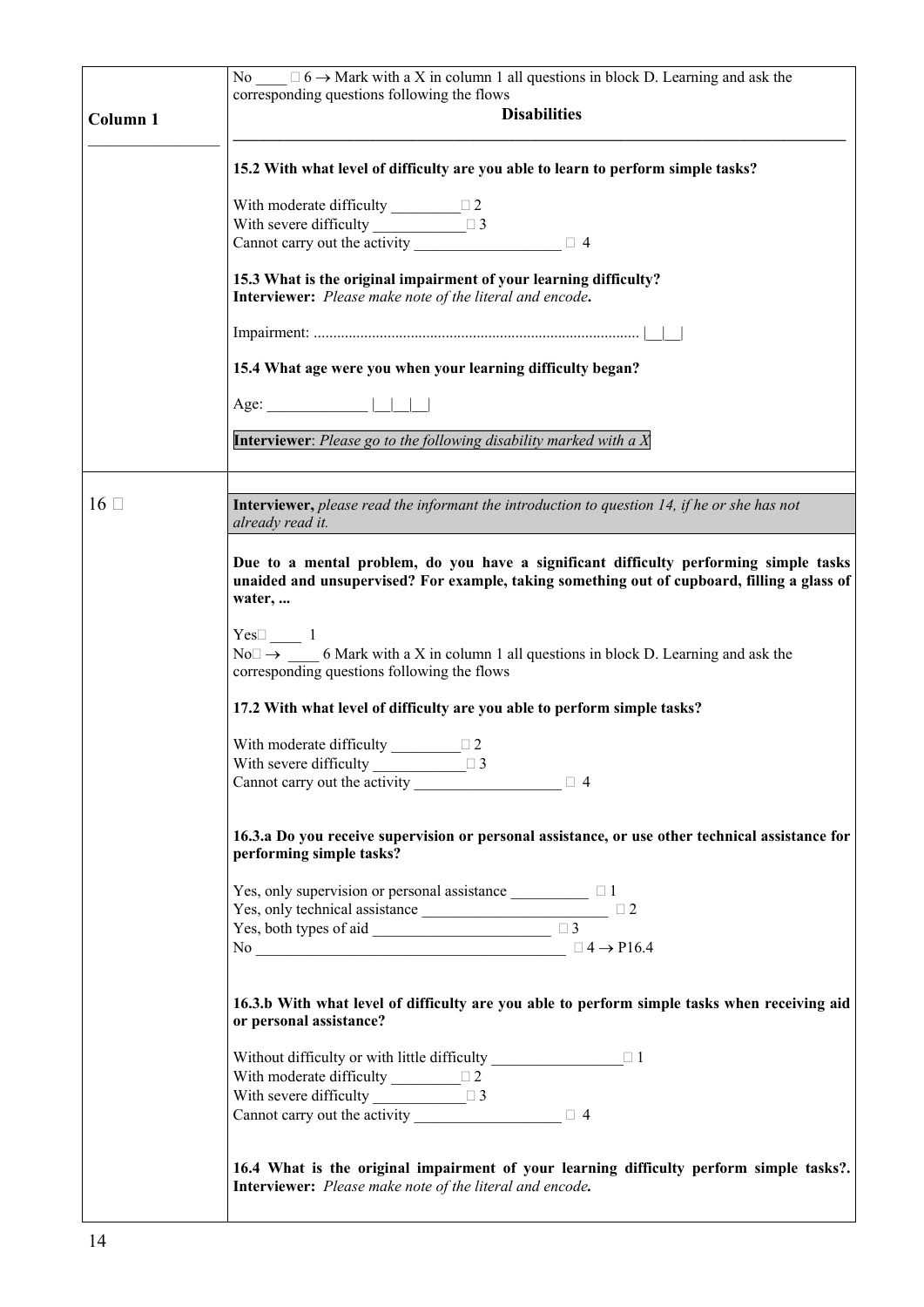| Column 1 | No ____ □ 6 → Mark with a X in column 1 all questions in block D. Learning and ask the corresponding questions following the flows<br><br>**Disabilities** |
|---|---|
| | **15.2 With what level of difficulty are you able to learn to perform simple tasks?**<br><br>With moderate difficulty _________□ 2<br>With severe difficulty ____________□ 3<br>Cannot carry out the activity ___________________ □ 4<br><br>**15.3 What is the original impairment of your learning difficulty?**<br>**Interviewer:** *Please make note of the literal and encode.*<br><br>Impairment: ................................................................................... \|__\|__\|<br><br>**15.4 What age were you when your learning difficulty began?**<br><br>Age: _____________ \|__\|__\|__\|<br><br>**Interviewer**: *Please go to the following disability marked with a X* |
| 16 □ | **Interviewer,** *please read the informant the introduction to question 14, if he or she has not already read it.*<br><br>**Due to a mental problem, do you have a significant difficulty performing simple tasks unaided and unsupervised? For example, taking something out of cupboard, filling a glass of water, ...**<br><br>Yes□ ____ 1<br>No□ → ____ 6 Mark with a X in column 1 all questions in block D. Learning and ask the corresponding questions following the flows<br><br>**17.2 With what level of difficulty are you able to perform simple tasks?**<br><br>With moderate difficulty _________□ 2<br>With severe difficulty ____________□ 3<br>Cannot carry out the activity ___________________ □ 4<br><br>**16.3.a Do you receive supervision or personal assistance, or use other technical assistance for performing simple tasks?**<br><br>Yes, only supervision or personal assistance __________ □ 1<br>Yes, only technical assistance ________________________ □ 2<br>Yes, both types of aid ______________________ □ 3<br>No ________________________________________ □ 4 → P16.4<br><br>**16.3.b With what level of difficulty are you able to perform simple tasks when receiving aid or personal assistance?**<br><br>Without difficulty or with little difficulty _________________□ 1<br>With moderate difficulty _________□ 2<br>With severe difficulty ____________□ 3<br>Cannot carry out the activity ___________________ □ 4<br><br>**16.4 What is the original impairment of your learning difficulty perform simple tasks?.**<br>**Interviewer:** *Please make note of the literal and encode.* |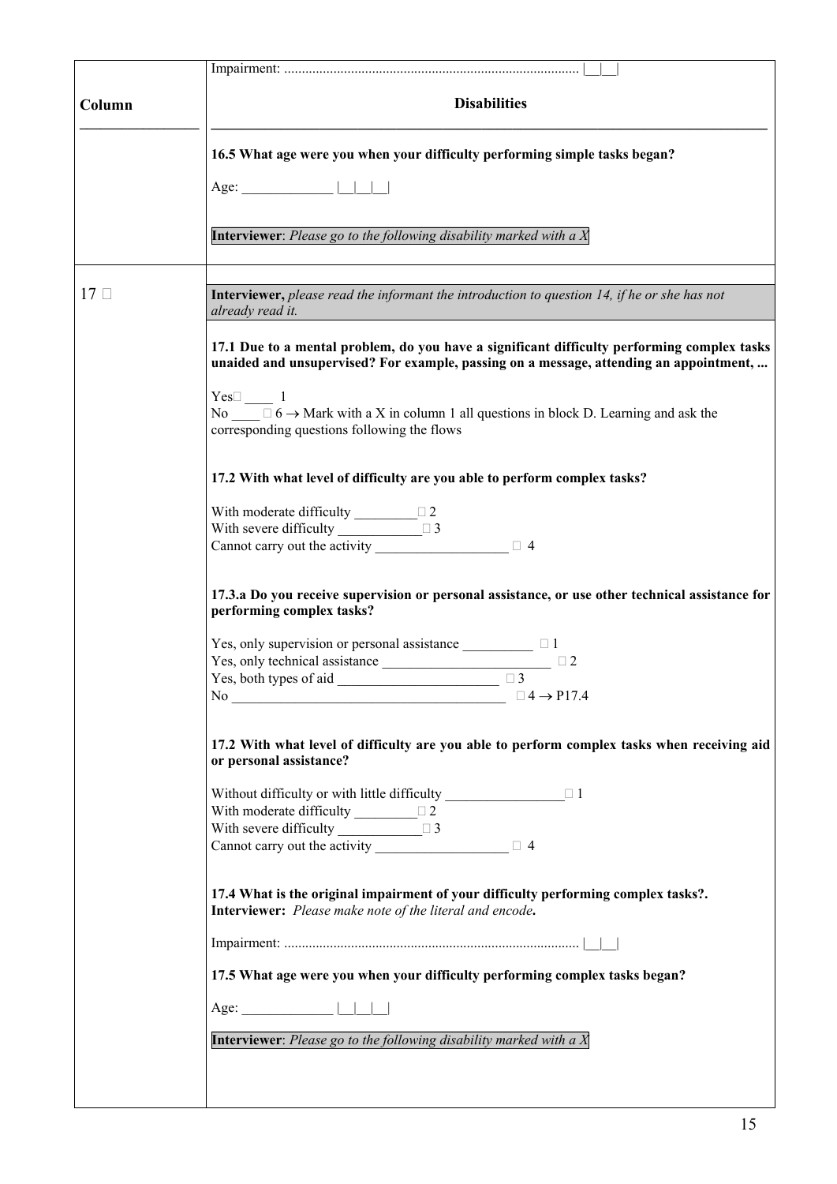| Column | Disabilities |
|---|---|
| | Impairment: ................................................................................... \|__\|__\| |
| | **16.5 What age were you when your difficulty performing simple tasks began?**<br><br>Age: _____________ \|__\|__\|__\|<br><br>**Interviewer**: *Please go to the following disability marked with a X* |
| 17 □ | **Interviewer,** *please read the informant the introduction to question 14, if he or she has not already read it.* |
| | **17.1 Due to a mental problem, do you have a significant difficulty performing complex tasks unaided and unsupervised? For example, passing on a message, attending an appointment, ...**<br><br>Yes□ ____ 1<br>No ____ □ 6 → Mark with a X in column 1 all questions in block D. Learning and ask the corresponding questions following the flows<br><br>**17.2 With what level of difficulty are you able to perform complex tasks?**<br><br>With moderate difficulty _________□ 2<br>With severe difficulty ____________□ 3<br>Cannot carry out the activity ___________________ □ 4<br><br>**17.3.a Do you receive supervision or personal assistance, or use other technical assistance for performing complex tasks?**<br><br>Yes, only supervision or personal assistance __________ □ 1<br>Yes, only technical assistance ________________________ □ 2<br>Yes, both types of aid ______________________ □ 3<br>No ________________________________________ □ 4 → P17.4<br><br>**17.2 With what level of difficulty are you able to perform complex tasks when receiving aid or personal assistance?**<br><br>Without difficulty or with little difficulty _________________□ 1<br>With moderate difficulty _________□ 2<br>With severe difficulty ____________□ 3<br>Cannot carry out the activity ___________________ □ 4<br><br>**17.4 What is the original impairment of your difficulty performing complex tasks?.**<br>**Interviewer:** *Please make note of the literal and encode.*<br><br>Impairment: ................................................................................... \|__\|__\|<br><br>**17.5 What age were you when your difficulty performing complex tasks began?**<br><br>Age: _____________ \|__\|__\|__\|<br><br>**Interviewer**: *Please go to the following disability marked with a X* |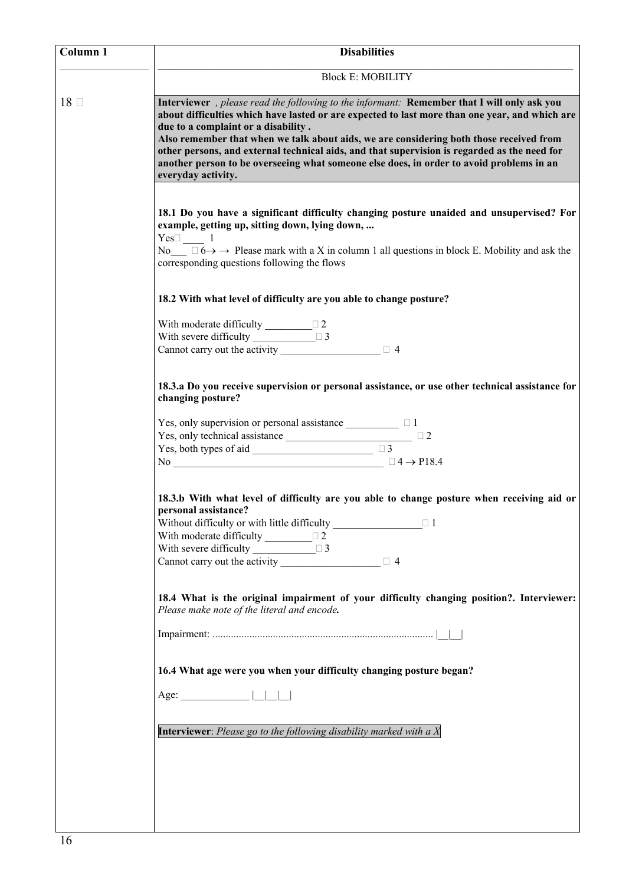| Column 1 | Disabilities |
|---|---|
| | Block E: MOBILITY |
| 18 □ | **Interviewer** *, please read the following to the informant:* **Remember that I will only ask you about difficulties which have lasted or are expected to last more than one year, and which are due to a complaint or a disability .** **Also remember that when we talk about aids, we are considering both those received from other persons, and external technical aids, and that supervision is regarded as the need for another person to be overseeing what someone else does, in order to avoid problems in an everyday activity.** |

**18.1 Do you have a significant difficulty changing posture unaided and unsupervised? For example, getting up, sitting down, lying down, ...**

Yes□ ____ 1

No___ □ 6→ → Please mark with a X in column 1 all questions in block E. Mobility and ask the corresponding questions following the flows

**18.2 With what level of difficulty are you able to change posture?**

With moderate difficulty _________□ 2

With severe difficulty ____________□ 3

Cannot carry out the activity ___________________ □ 4

**18.3.a Do you receive supervision or personal assistance, or use other technical assistance for changing posture?**

Yes, only supervision or personal assistance __________ □ 1

Yes, only technical assistance ________________________ □ 2

Yes, both types of aid _______________________ □ 3

No ________________________________________ □ 4 → P18.4

**18.3.b With what level of difficulty are you able to change posture when receiving aid or personal assistance?**

Without difficulty or with little difficulty _________________□ 1

With moderate difficulty _________□ 2

With severe difficulty ____________□ 3

Cannot carry out the activity ___________________ □ 4

**18.4 What is the original impairment of your difficulty changing position?. Interviewer:** *Please make note of the literal and encode.*

Impairment: .................................................................................... |__|__|

**16.4 What age were you when your difficulty changing posture began?**

Age: _____________ |__|__|__|

**Interviewer**: *Please go to the following disability marked with a X*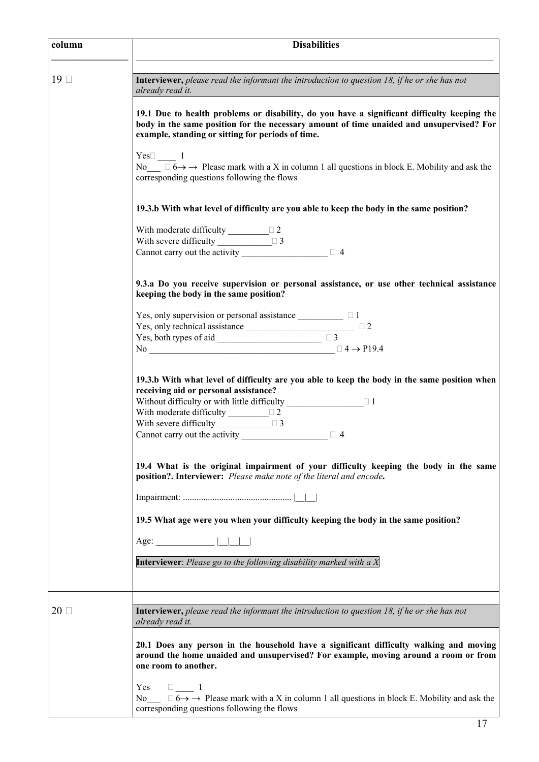| column | Disabilities |
| --- | --- |
| 19 □ | **Interviewer,** *please read the informant the introduction to question 18, if he or she has not already read it.*<br><br>**19.1 Due to health problems or disability, do you have a significant difficulty keeping the body in the same position for the necessary amount of time unaided and unsupervised? For example, standing or sitting for periods of time.**<br><br>Yes□ ____ 1<br>No___ □ 6→ → Please mark with a X in column 1 all questions in block E. Mobility and ask the corresponding questions following the flows<br><br>**19.3.b With what level of difficulty are you able to keep the body in the same position?**<br><br>With moderate difficulty _________□ 2<br>With severe difficulty ____________□ 3<br>Cannot carry out the activity ___________________ □ 4<br><br>**9.3.a Do you receive supervision or personal assistance, or use other technical assistance keeping the body in the same position?**<br><br>Yes, only supervision or personal assistance __________ □ 1<br>Yes, only technical assistance ________________________ □ 2<br>Yes, both types of aid ______________________ □ 3<br>No _________________________________________ □ 4 → P19.4<br><br>**19.3.b With what level of difficulty are you able to keep the body in the same position when receiving aid or personal assistance?**<br>Without difficulty or with little difficulty _________________□ 1<br>With moderate difficulty _________□ 2<br>With severe difficulty ____________□ 3<br>Cannot carry out the activity ___________________ □ 4<br><br>**19.4 What is the original impairment of your difficulty keeping the body in the same position?. Interviewer:** *Please make note of the literal and encode***.**<br><br>Impairment: ............................................... \|__\|__\|<br><br>**19.5 What age were you when your difficulty keeping the body in the same position?**<br><br>Age: _____________ \|__\|__\|__\|<br><br>**Interviewer**: *Please go to the following disability marked with a X* |
| 20 □ | **Interviewer,** *please read the informant the introduction to question 18, if he or she has not already read it.*<br><br>**20.1 Does any person in the household have a significant difficulty walking and moving around the home unaided and unsupervised? For example, moving around a room or from one room to another.**<br><br>Yes □ ____ 1<br>No___ □ 6→ → Please mark with a X in column 1 all questions in block E. Mobility and ask the corresponding questions following the flows |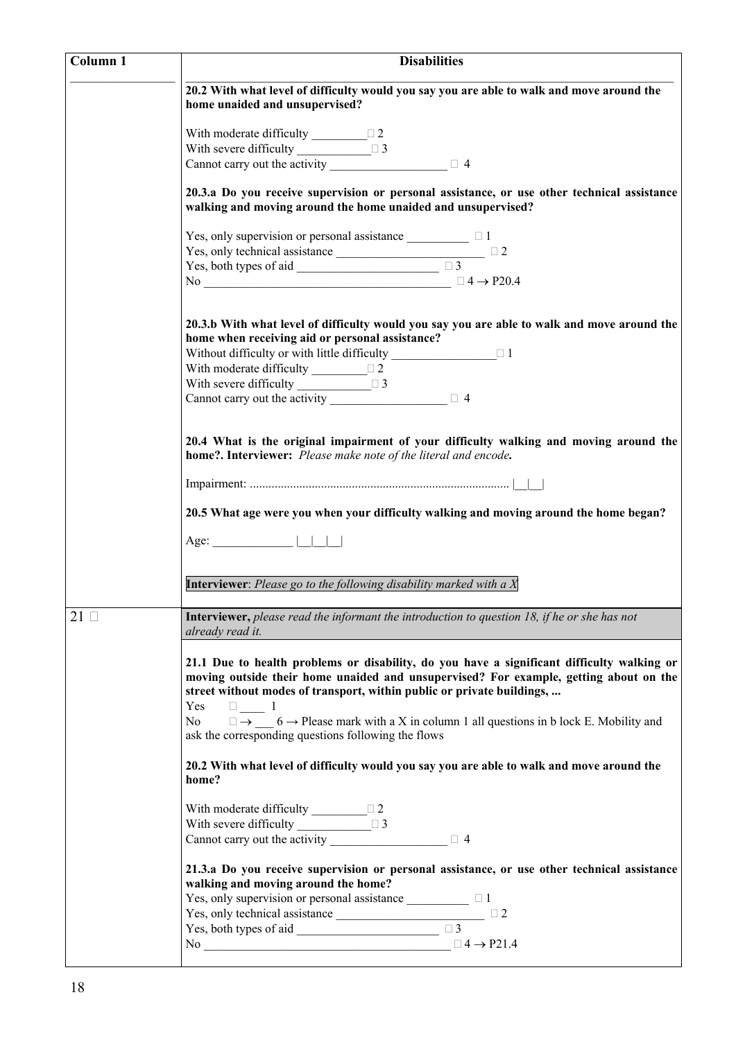| Column 1 | Disabilities |
|---|---|
| | **20.2 With what level of difficulty would you say you are able to walk and move around the home unaided and unsupervised?**<br><br>With moderate difficulty _________ □ 2<br>With severe difficulty ____________ □ 3<br>Cannot carry out the activity ___________________ □ 4<br><br>**20.3.a Do you receive supervision or personal assistance, or use other technical assistance walking and moving around the home unaided and unsupervised?**<br><br>Yes, only supervision or personal assistance __________ □ 1<br>Yes, only technical assistance ________________________ □ 2<br>Yes, both types of aid ______________________ □ 3<br>No ________________________________________ □ 4 → P20.4<br><br>**20.3.b With what level of difficulty would you say you are able to walk and move around the home when receiving aid or personal assistance?**<br>Without difficulty or with little difficulty _________________ □ 1<br>With moderate difficulty _________ □ 2<br>With severe difficulty ____________ □ 3<br>Cannot carry out the activity ___________________ □ 4<br><br>**20.4 What is the original impairment of your difficulty walking and moving around the home?. Interviewer:** *Please make note of the literal and encode.*<br><br>Impairment: .................................................................................... \|__\|__\|<br><br>**20.5 What age were you when your difficulty walking and moving around the home began?**<br><br>Age: _____________ \|__\|__\|__\|<br><br>**Interviewer**: *Please go to the following disability marked with a X* |
| 21 □ | **Interviewer,** *please read the informant the introduction to question 18, if he or she has not already read it.*<br><br>**21.1 Due to health problems or disability, do you have a significant difficulty walking or moving outside their home unaided and unsupervised? For example, getting about on the street without modes of transport, within public or private buildings, ...**<br>Yes □ ____ 1<br>No □ → ___ 6 → Please mark with a X in column 1 all questions in b lock E. Mobility and ask the corresponding questions following the flows<br><br>**20.2 With what level of difficulty would you say you are able to walk and move around the home?**<br><br>With moderate difficulty _________ □ 2<br>With severe difficulty ____________ □ 3<br>Cannot carry out the activity ___________________ □ 4<br><br>**21.3.a Do you receive supervision or personal assistance, or use other technical assistance walking and moving around the home?**<br>Yes, only supervision or personal assistance __________ □ 1<br>Yes, only technical assistance ________________________ □ 2<br>Yes, both types of aid ______________________ □ 3<br>No ________________________________________ □ 4 → P21.4 |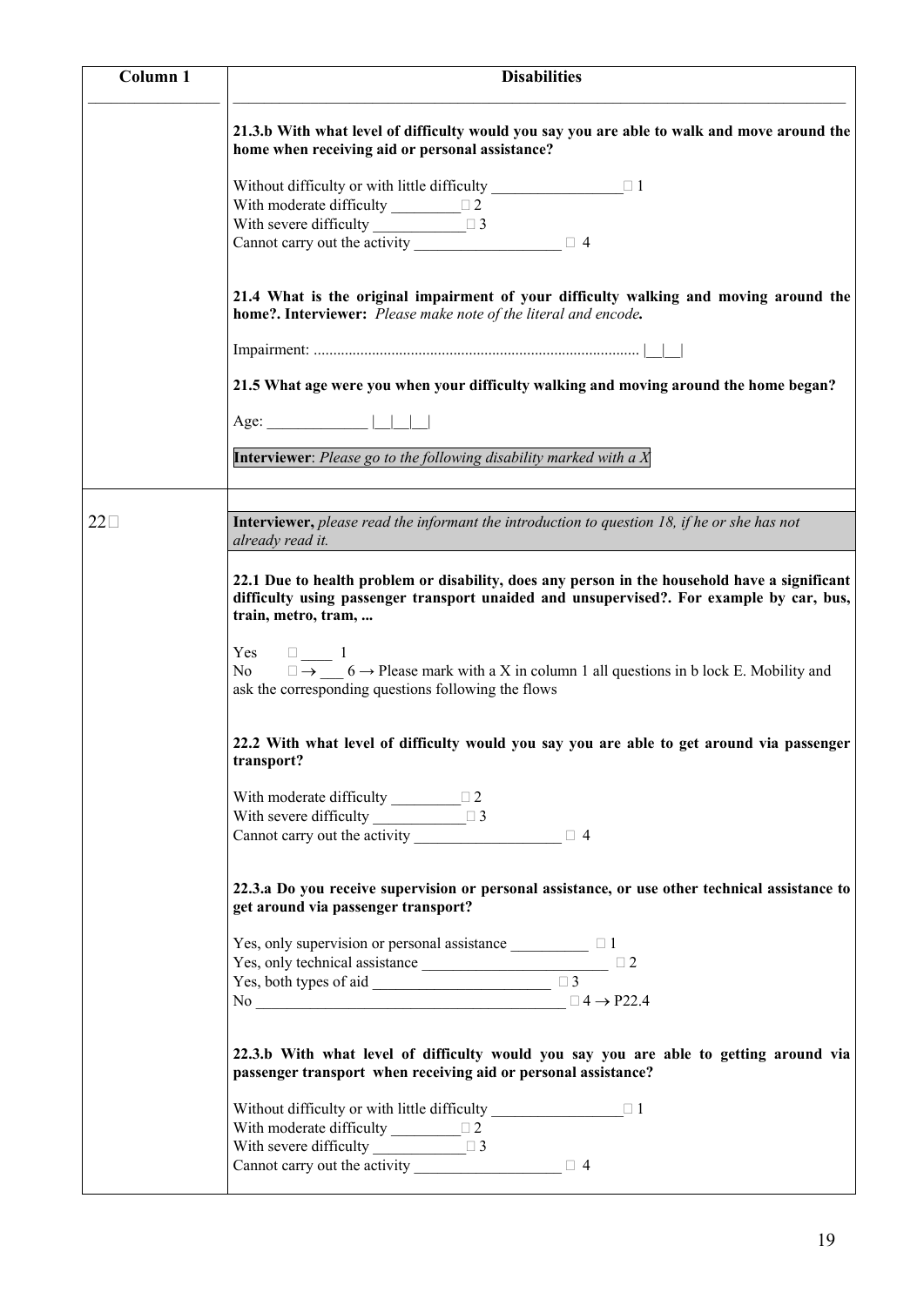| Column 1 | Disabilities |
| --- | --- |
| | **21.3.b With what level of difficulty would you say you are able to walk and move around the home when receiving aid or personal assistance?**<br><br>Without difficulty or with little difficulty _________________ □ 1<br>With moderate difficulty _________ □ 2<br>With severe difficulty ____________ □ 3<br>Cannot carry out the activity ___________________ □ 4<br><br>**21.4 What is the original impairment of your difficulty walking and moving around the home?. Interviewer:** *Please make note of the literal and encode.*<br><br>Impairment: .................................................................................. \|__\|__\|<br><br>**21.5 What age were you when your difficulty walking and moving around the home began?**<br><br>Age: _____________ \|__\|__\|__\|<br><br>**Interviewer**: *Please go to the following disability marked with a X* |
| 22□ | **Interviewer,** *please read the informant the introduction to question 18, if he or she has not already read it.*<br><br>**22.1 Due to health problem or disability, does any person in the household have a significant difficulty using passenger transport unaided and unsupervised?. For example by car, bus, train, metro, tram, ...**<br><br>Yes □ ____ 1<br>No □ → ___ 6 → Please mark with a X in column 1 all questions in b lock E. Mobility and ask the corresponding questions following the flows<br><br>**22.2 With what level of difficulty would you say you are able to get around via passenger transport?**<br><br>With moderate difficulty _________ □ 2<br>With severe difficulty ____________ □ 3<br>Cannot carry out the activity ___________________ □ 4<br><br>**22.3.a Do you receive supervision or personal assistance, or use other technical assistance to get around via passenger transport?**<br><br>Yes, only supervision or personal assistance __________ □ 1<br>Yes, only technical assistance ________________________ □ 2<br>Yes, both types of aid ______________________ □ 3<br>No _______________________________________ □ 4 → P22.4<br><br>**22.3.b With what level of difficulty would you say you are able to getting around via passenger transport when receiving aid or personal assistance?**<br><br>Without difficulty or with little difficulty _________________ □ 1<br>With moderate difficulty _________ □ 2<br>With severe difficulty ____________ □ 3<br>Cannot carry out the activity ___________________ □ 4 |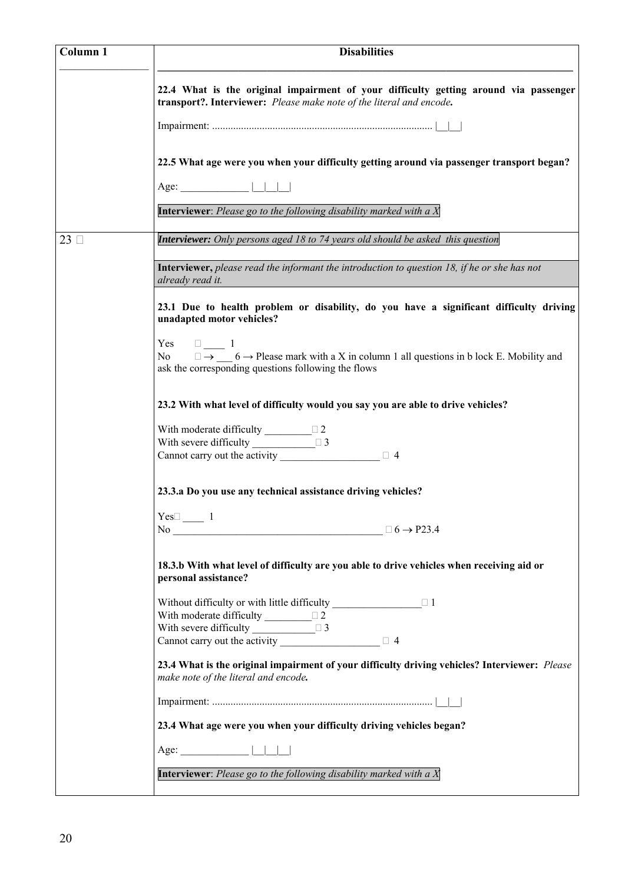| Column 1 | Disabilities |
| --- | --- |
| | **22.4 What is the original impairment of your difficulty getting around via passenger transport?. Interviewer:** *Please make note of the literal and encode.*<br><br>Impairment: .................................................................................... \|__\|__\|<br><br>**22.5 What age were you when your difficulty getting around via passenger transport began?**<br><br>Age: _____________ \|__\|__\|__\|<br><br>**Interviewer**: *Please go to the following disability marked with a X* |
| 23 □ | ***Interviewer:*** *Only persons aged 18 to 74 years old should be asked this question*<br><br>**Interviewer,** *please read the informant the introduction to question 18, if he or she has not already read it.*<br><br>**23.1 Due to health problem or disability, do you have a significant difficulty driving unadapted motor vehicles?**<br><br>Yes □ ____ 1<br>No □ → ___ 6 → Please mark with a X in column 1 all questions in b lock E. Mobility and ask the corresponding questions following the flows<br><br>**23.2 With what level of difficulty would you say you are able to drive vehicles?**<br><br>With moderate difficulty _________□ 2<br>With severe difficulty ____________□ 3<br>Cannot carry out the activity ___________________ □ 4<br><br>**23.3.a Do you use any technical assistance driving vehicles?**<br><br>Yes□ ____ 1<br>No ________________________________________ □ 6 → P23.4<br><br>**18.3.b With what level of difficulty are you able to drive vehicles when receiving aid or personal assistance?**<br><br>Without difficulty or with little difficulty _________________□ 1<br>With moderate difficulty _________□ 2<br>With severe difficulty ____________□ 3<br>Cannot carry out the activity ___________________ □ 4<br><br>**23.4 What is the original impairment of your difficulty driving vehicles? Interviewer:** *Please make note of the literal and encode.*<br><br>Impairment: .................................................................................... \|__\|__\|<br><br>**23.4 What age were you when your difficulty driving vehicles began?**<br><br>Age: _____________ \|__\|__\|__\|<br><br>**Interviewer**: *Please go to the following disability marked with a X* |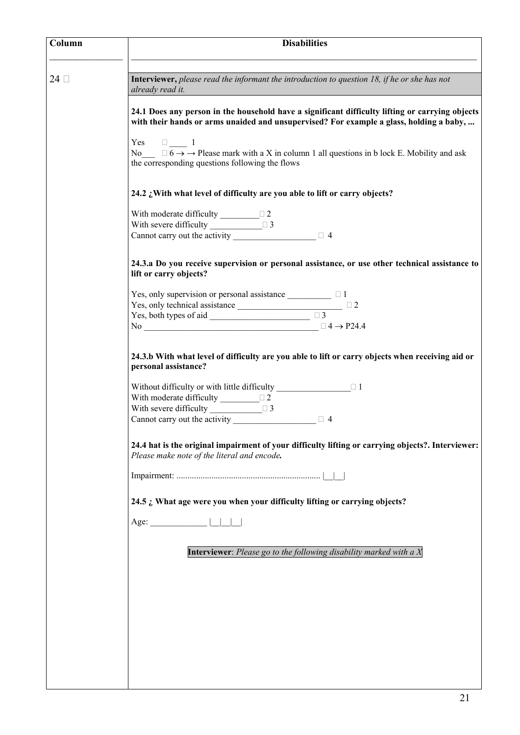| Column | Disabilities |
|---|---|
| 24 □ | **Interviewer,** *please read the informant the introduction to question 18, if he or she has not already read it.* |

**24.1 Does any person in the household have a significant difficulty lifting or carrying objects with their hands or arms unaided and unsupervised? For example a glass, holding a baby, ...**

Yes □ ____ 1
No___ □ 6 → → Please mark with a X in column 1 all questions in b lock E. Mobility and ask the corresponding questions following the flows

**24.2 ¿With what level of difficulty are you able to lift or carry objects?**

With moderate difficulty _________□ 2
With severe difficulty ____________□ 3
Cannot carry out the activity ___________________ □ 4

**24.3.a Do you receive supervision or personal assistance, or use other technical assistance to lift or carry objects?**

Yes, only supervision or personal assistance __________ □ 1
Yes, only technical assistance ________________________ □ 2
Yes, both types of aid _______________________ □ 3
No ________________________________________ □ 4 → P24.4

**24.3.b With what level of difficulty are you able to lift or carry objects when receiving aid or personal assistance?**

Without difficulty or with little difficulty _________________□ 1
With moderate difficulty _________□ 2
With severe difficulty ____________□ 3
Cannot carry out the activity ___________________ □ 4

**24.4 hat is the original impairment of your difficulty lifting or carrying objects?. Interviewer:** *Please make note of the literal and encode.*

Impairment: ................................................................ |__|__|

**24.5 ¿ What age were you when your difficulty lifting or carrying objects?**

Age: _____________ |__|__|__|

**Interviewer**: *Please go to the following disability marked with a X*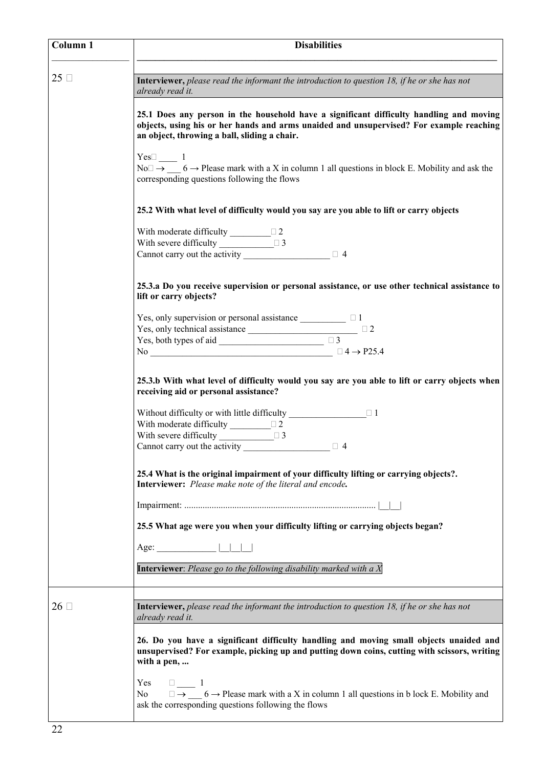| Column 1 | Disabilities |
|---|---|
| 25 □ | **Interviewer,** *please read the informant the introduction to question 18, if he or she has not already read it.* |
| | **25.1 Does any person in the household have a significant difficulty handling and moving objects, using his or her hands and arms unaided and unsupervised? For example reaching an object, throwing a ball, sliding a chair.**<br><br>Yes□ ____ 1<br>No□ → ___ 6 → Please mark with a X in column 1 all questions in block E. Mobility and ask the corresponding questions following the flows<br><br>**25.2 With what level of difficulty would you say are you able to lift or carry objects**<br><br>With moderate difficulty _________□ 2<br>With severe difficulty ____________□ 3<br>Cannot carry out the activity ___________________ □ 4<br><br>**25.3.a Do you receive supervision or personal assistance, or use other technical assistance to lift or carry objects?**<br><br>Yes, only supervision or personal assistance __________ □ 1<br>Yes, only technical assistance ________________________ □ 2<br>Yes, both types of aid ______________________ □ 3<br>No ________________________________________ □ 4 → P25.4<br><br>**25.3.b With what level of difficulty would you say are you able to lift or carry objects when receiving aid or personal assistance?**<br><br>Without difficulty or with little difficulty _________________□ 1<br>With moderate difficulty _________□ 2<br>With severe difficulty ____________□ 3<br>Cannot carry out the activity ___________________ □ 4<br><br>**25.4 What is the original impairment of your difficulty lifting or carrying objects?.**<br>**Interviewer:** *Please make note of the literal and encode.*<br><br>Impairment: ................................................................................... \|__\|__\|<br><br>**25.5 What age were you when your difficulty lifting or carrying objects began?**<br><br>Age: _____________ \|__\|__\|__\|<br><br>**Interviewer**: *Please go to the following disability marked with a X* |
| 26 □ | **Interviewer,** *please read the informant the introduction to question 18, if he or she has not already read it.* |
| | **26. Do you have a significant difficulty handling and moving small objects unaided and unsupervised? For example, picking up and putting down coins, cutting with scissors, writing with a pen, ...**<br><br>Yes □ ____ 1<br>No □ → ___ 6 → Please mark with a X in column 1 all questions in b lock E. Mobility and ask the corresponding questions following the flows |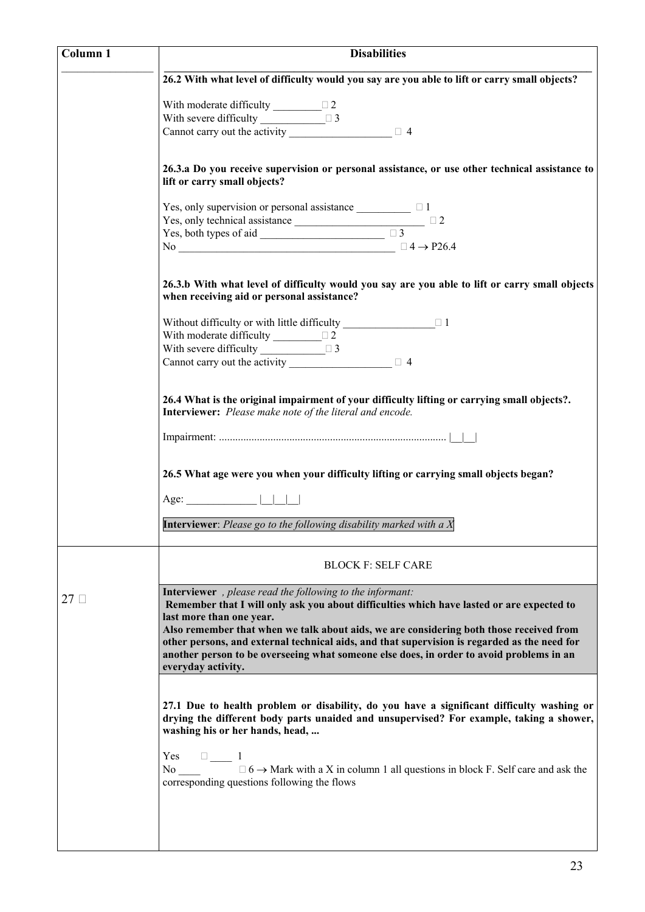| Column 1 | Disabilities |
|---|---|
| | **26.2 With what level of difficulty would you say are you able to lift or carry small objects?**<br><br>With moderate difficulty _________ □ 2<br>With severe difficulty ____________ □ 3<br>Cannot carry out the activity ___________________ □ 4<br><br>**26.3.a Do you receive supervision or personal assistance, or use other technical assistance to lift or carry small objects?**<br><br>Yes, only supervision or personal assistance __________ □ 1<br>Yes, only technical assistance ________________________ □ 2<br>Yes, both types of aid _______________________ □ 3<br>No ________________________________________ □ 4 → P26.4<br><br>**26.3.b With what level of difficulty would you say are you able to lift or carry small objects when receiving aid or personal assistance?**<br><br>Without difficulty or with little difficulty _________________ □ 1<br>With moderate difficulty _________ □ 2<br>With severe difficulty ____________ □ 3<br>Cannot carry out the activity ___________________ □ 4<br><br>**26.4 What is the original impairment of your difficulty lifting or carrying small objects?.**<br>**Interviewer:** *Please make note of the literal and encode.*<br><br>Impairment: ..................................................................................... \|__\|__\|<br><br>**26.5 What age were you when your difficulty lifting or carrying small objects began?**<br><br>Age: _____________ \|__\|__\|__\|<br><br>**Interviewer**: *Please go to the following disability marked with a X* |
| | BLOCK F: SELF CARE |
| 27 □ | **Interviewer** *, please read the following to the informant:*<br>**Remember that I will only ask you about difficulties which have lasted or are expected to last more than one year.**<br>**Also remember that when we talk about aids, we are considering both those received from other persons, and external technical aids, and that supervision is regarded as the need for another person to be overseeing what someone else does, in order to avoid problems in an everyday activity.**<br><br>**27.1 Due to health problem or disability, do you have a significant difficulty washing or drying the different body parts unaided and unsupervised? For example, taking a shower, washing his or her hands, head, ...**<br><br>Yes □ ____ 1<br>No ____ □ 6 → Mark with a X in column 1 all questions in block F. Self care and ask the corresponding questions following the flows |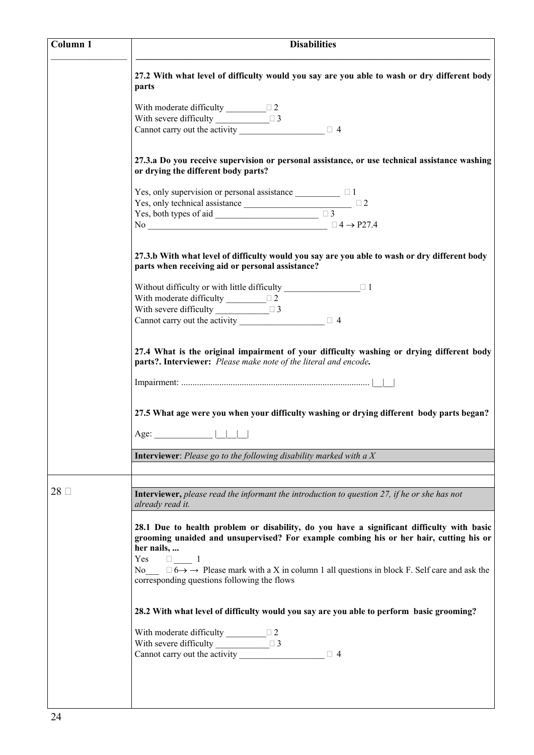| Column 1 | Disabilities |
| --- | --- |
| | **27.2 With what level of difficulty would you say are you able to wash or dry different body parts**<br><br>With moderate difficulty _________ 2<br>With severe difficulty ____________ 3<br>Cannot carry out the activity ___________________ 4<br><br>**27.3.a Do you receive supervision or personal assistance, or use technical assistance washing or drying the different body parts?**<br><br>Yes, only supervision or personal assistance __________ 1<br>Yes, only technical assistance ________________________ 2<br>Yes, both types of aid _______________________ 3<br>No ________________________________________ 4 → P27.4<br><br>**27.3.b With what level of difficulty would you say are you able to wash or dry different body parts when receiving aid or personal assistance?**<br><br>Without difficulty or with little difficulty _________________ 1<br>With moderate difficulty _________ 2<br>With severe difficulty ____________ 3<br>Cannot carry out the activity ___________________ 4<br><br>**27.4 What is the original impairment of your difficulty washing or drying different body parts?. Interviewer:** *Please make note of the literal and encode.*<br><br>Impairment: ................................................................................... \|__\|__\|<br><br>**27.5 What age were you when your difficulty washing or drying different body parts began?**<br><br>Age: _____________ \|__\|__\|__\|<br><br>**Interviewer**: *Please go to the following disability marked with a X* |
| 28 | **Interviewer,** *please read the informant the introduction to question 27, if he or she has not already read it.*<br><br>**28.1 Due to health problem or disability, do you have a significant difficulty with basic grooming unaided and unsupervised? For example combing his or her hair, cutting his or her nails, ...**<br>Yes ____ 1<br>No___ 6→ → Please mark with a X in column 1 all questions in block F. Self care and ask the corresponding questions following the flows<br><br>**28.2 With what level of difficulty would you say are you able to perform basic grooming?**<br><br>With moderate difficulty _________ 2<br>With severe difficulty ____________ 3<br>Cannot carry out the activity ___________________ 4 |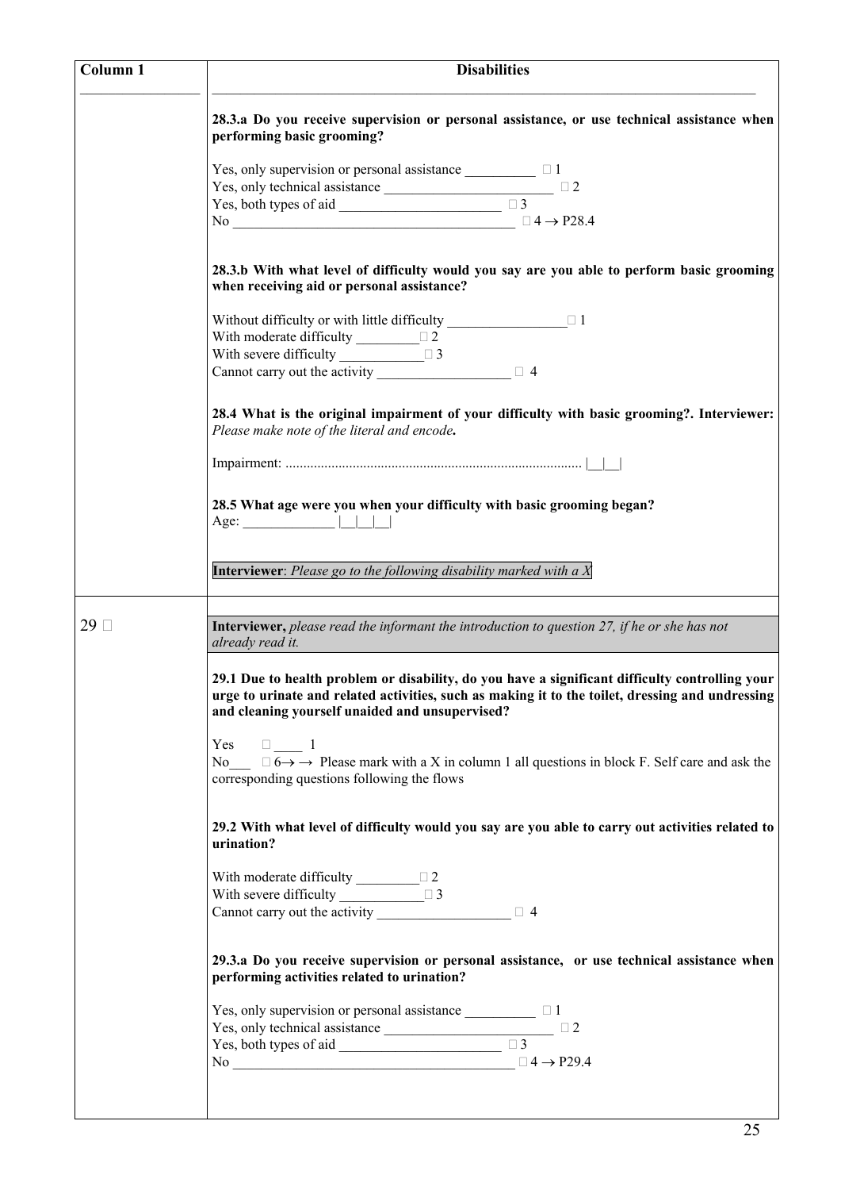| Column 1 | Disabilities |
|---|---|
| | **28.3.a Do you receive supervision or personal assistance, or use technical assistance when performing basic grooming?**<br><br>Yes, only supervision or personal assistance __________ □ 1<br>Yes, only technical assistance ________________________ □ 2<br>Yes, both types of aid _______________________ □ 3<br>No ________________________________________ □ 4 → P28.4<br><br>**28.3.b With what level of difficulty would you say are you able to perform basic grooming when receiving aid or personal assistance?**<br><br>Without difficulty or with little difficulty _________________□ 1<br>With moderate difficulty _________□ 2<br>With severe difficulty ____________□ 3<br>Cannot carry out the activity ___________________ □ 4<br><br>**28.4 What is the original impairment of your difficulty with basic grooming?. Interviewer:** *Please make note of the literal and encode.*<br><br>Impairment: .................................................................................... \|__\|__\|<br><br>**28.5 What age were you when your difficulty with basic grooming began?**<br>Age: _____________ \|__\|__\|__\|<br><br>**Interviewer**: *Please go to the following disability marked with a X* |
| 29 □ | **Interviewer,** *please read the informant the introduction to question 27, if he or she has not already read it.*<br><br>**29.1 Due to health problem or disability, do you have a significant difficulty controlling your urge to urinate and related activities, such as making it to the toilet, dressing and undressing and cleaning yourself unaided and unsupervised?**<br><br>Yes □ ____ 1<br>No___ □ 6→ → Please mark with a X in column 1 all questions in block F. Self care and ask the corresponding questions following the flows<br><br>**29.2 With what level of difficulty would you say are you able to carry out activities related to urination?**<br><br>With moderate difficulty _________□ 2<br>With severe difficulty ____________□ 3<br>Cannot carry out the activity ___________________ □ 4<br><br>**29.3.a Do you receive supervision or personal assistance, or use technical assistance when performing activities related to urination?**<br><br>Yes, only supervision or personal assistance __________ □ 1<br>Yes, only technical assistance ________________________ □ 2<br>Yes, both types of aid _______________________ □ 3<br>No ________________________________________ □ 4 → P29.4 |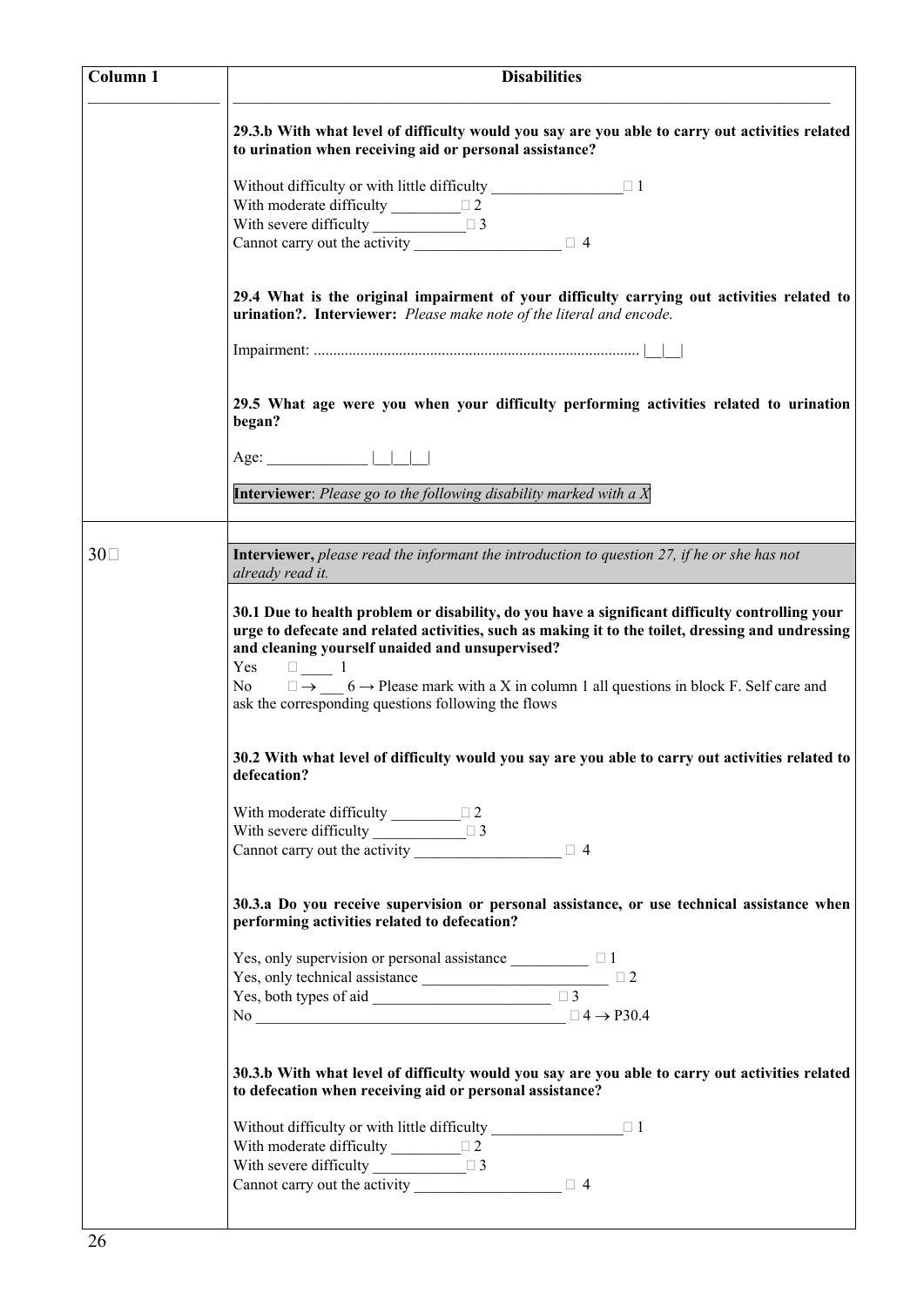| Column 1 | Disabilities |
| --- | --- |
| | **29.3.b With what level of difficulty would you say are you able to carry out activities related to urination when receiving aid or personal assistance?**<br><br>Without difficulty or with little difficulty _________________ □ 1<br>With moderate difficulty _________ □ 2<br>With severe difficulty ____________ □ 3<br>Cannot carry out the activity ___________________ □ 4<br><br>**29.4 What is the original impairment of your difficulty carrying out activities related to urination?. Interviewer:** *Please make note of the literal and encode.*<br><br>Impairment: ................................................................................... \|__\|__\|<br><br>**29.5 What age were you when your difficulty performing activities related to urination began?**<br><br>Age: _____________ \|__\|__\|__\|<br><br>**Interviewer**: *Please go to the following disability marked with a X* |
| 30 □ | **Interviewer,** *please read the informant the introduction to question 27, if he or she has not already read it.*<br><br>**30.1 Due to health problem or disability, do you have a significant difficulty controlling your urge to defecate and related activities, such as making it to the toilet, dressing and undressing and cleaning yourself unaided and unsupervised?**<br>Yes □ ____ 1<br>No □ → ___ 6 → Please mark with a X in column 1 all questions in block F. Self care and ask the corresponding questions following the flows<br><br>**30.2 With what level of difficulty would you say are you able to carry out activities related to defecation?**<br><br>With moderate difficulty _________ □ 2<br>With severe difficulty ____________ □ 3<br>Cannot carry out the activity ___________________ □ 4<br><br>**30.3.a Do you receive supervision or personal assistance, or use technical assistance when performing activities related to defecation?**<br><br>Yes, only supervision or personal assistance __________ □ 1<br>Yes, only technical assistance ________________________ □ 2<br>Yes, both types of aid ______________________ □ 3<br>No ________________________________________ □ 4 → P30.4<br><br>**30.3.b With what level of difficulty would you say are you able to carry out activities related to defecation when receiving aid or personal assistance?**<br><br>Without difficulty or with little difficulty _________________ □ 1<br>With moderate difficulty _________ □ 2<br>With severe difficulty ____________ □ 3<br>Cannot carry out the activity ___________________ □ 4 |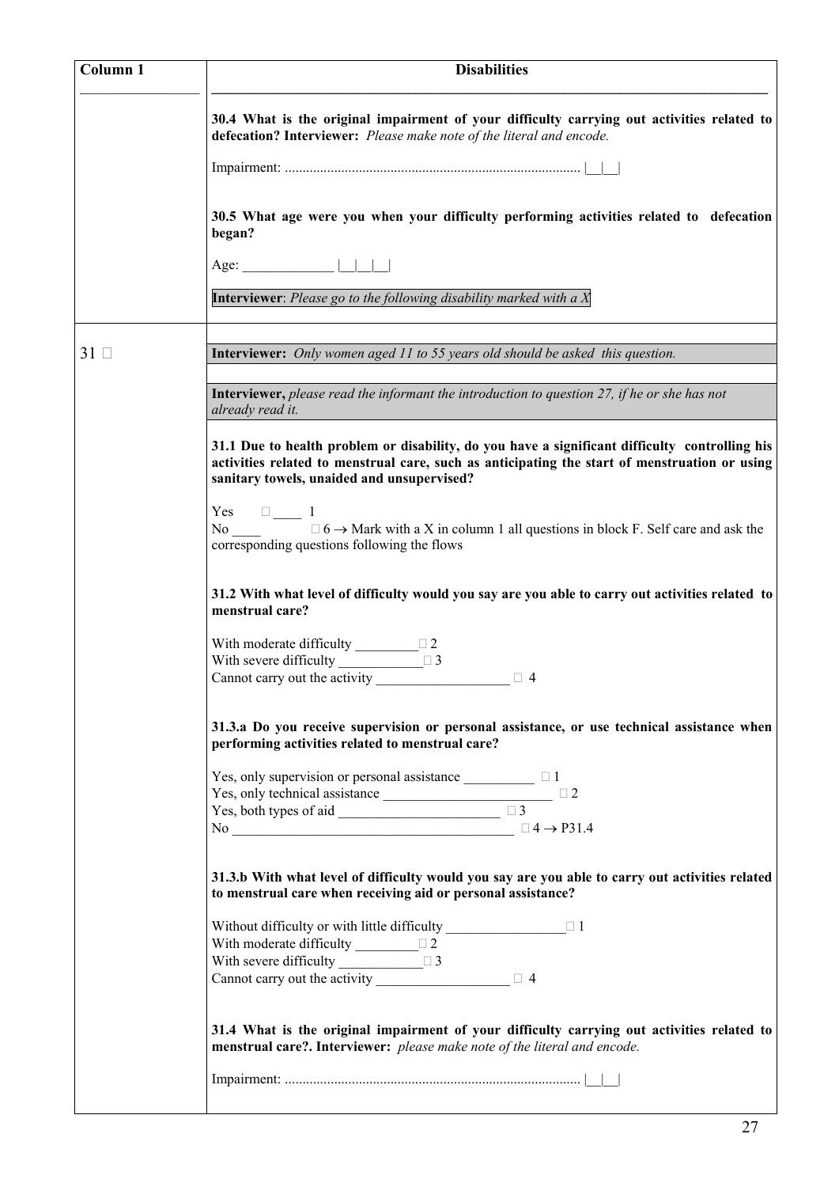| Column 1 | Disabilities |
|---|---|
| | **30.4 What is the original impairment of your difficulty carrying out activities related to defecation? Interviewer:** *Please make note of the literal and encode.*<br><br>Impairment: ................................................................................... \|__\|__\|<br><br>**30.5 What age were you when your difficulty performing activities related to defecation began?**<br><br>Age: _____________ \|__\|__\|__\|<br><br>**Interviewer**: *Please go to the following disability marked with a X* |
| 31 □ | **Interviewer:** *Only women aged 11 to 55 years old should be asked this question.*<br><br>**Interviewer,** *please read the informant the introduction to question 27, if he or she has not already read it.*<br><br>**31.1 Due to health problem or disability, do you have a significant difficulty controlling his activities related to menstrual care, such as anticipating the start of menstruation or using sanitary towels, unaided and unsupervised?**<br><br>Yes □ ____ 1<br>No ____ □ 6 → Mark with a X in column 1 all questions in block F. Self care and ask the corresponding questions following the flows<br><br>**31.2 With what level of difficulty would you say are you able to carry out activities related to menstrual care?**<br><br>With moderate difficulty _________□ 2<br>With severe difficulty ____________□ 3<br>Cannot carry out the activity ___________________ □ 4<br><br>**31.3.a Do you receive supervision or personal assistance, or use technical assistance when performing activities related to menstrual care?**<br><br>Yes, only supervision or personal assistance __________ □ 1<br>Yes, only technical assistance ________________________ □ 2<br>Yes, both types of aid _______________________ □ 3<br>No ________________________________________ □ 4 → P31.4<br><br>**31.3.b With what level of difficulty would you say are you able to carry out activities related to menstrual care when receiving aid or personal assistance?**<br><br>Without difficulty or with little difficulty _________________□ 1<br>With moderate difficulty _________□ 2<br>With severe difficulty ____________□ 3<br>Cannot carry out the activity ___________________ □ 4<br><br>**31.4 What is the original impairment of your difficulty carrying out activities related to menstrual care?. Interviewer:** *please make note of the literal and encode.*<br><br>Impairment: ................................................................................... \|__\|__\| |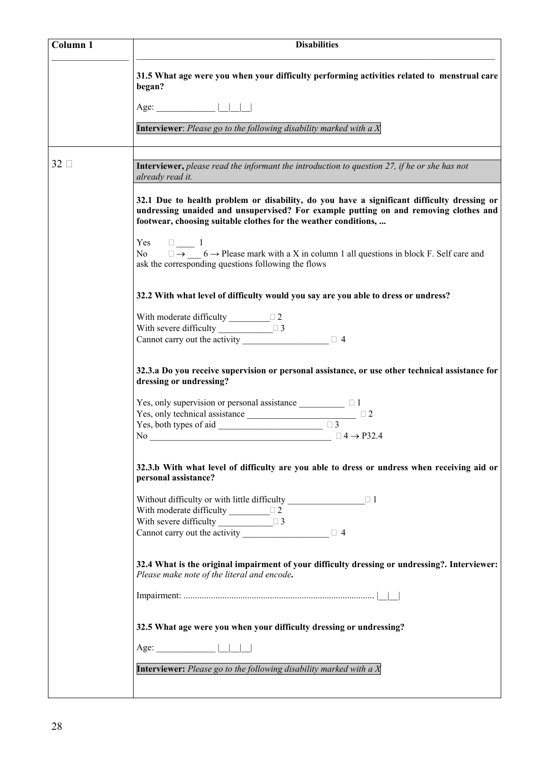| Column 1 | Disabilities |
|---|---|
| | **31.5 What age were you when your difficulty performing activities related to menstrual care began?**<br><br>Age: _____________ \|\_\_\|\_\_\|\_\_\|<br><br>**Interviewer**: *Please go to the following disability marked with a X* |
| 32 □ | **Interviewer,** *please read the informant the introduction to question 27, if he or she has not already read it.*<br><br>**32.1 Due to health problem or disability, do you have a significant difficulty dressing or undressing unaided and unsupervised? For example putting on and removing clothes and footwear, choosing suitable clothes for the weather conditions, ...**<br><br>Yes □ ____ 1<br>No □ → ___ 6 → Please mark with a X in column 1 all questions in block F. Self care and ask the corresponding questions following the flows<br><br>**32.2 With what level of difficulty would you say are you able to dress or undress?**<br><br>With moderate difficulty _________□ 2<br>With severe difficulty ____________□ 3<br>Cannot carry out the activity ___________________ □ 4<br><br>**32.3.a Do you receive supervision or personal assistance, or use other technical assistance for dressing or undressing?**<br><br>Yes, only supervision or personal assistance __________ □ 1<br>Yes, only technical assistance ________________________ □ 2<br>Yes, both types of aid ______________________ □ 3<br>No ________________________________________ □ 4 → P32.4<br><br>**32.3.b With what level of difficulty are you able to dress or undress when receiving aid or personal assistance?**<br><br>Without difficulty or with little difficulty _________________□ 1<br>With moderate difficulty _________□ 2<br>With severe difficulty ____________□ 3<br>Cannot carry out the activity ___________________ □ 4<br><br>**32.4 What is the original impairment of your difficulty dressing or undressing?. Interviewer:** *Please make note of the literal and encode***.**<br><br>Impairment: .................................................................................. \|\_\_\|\_\_\|<br><br>**32.5 What age were you when your difficulty dressing or undressing?**<br><br>Age: _____________ \|\_\_\|\_\_\|\_\_\|<br><br>**Interviewer:** *Please go to the following disability marked with a X* |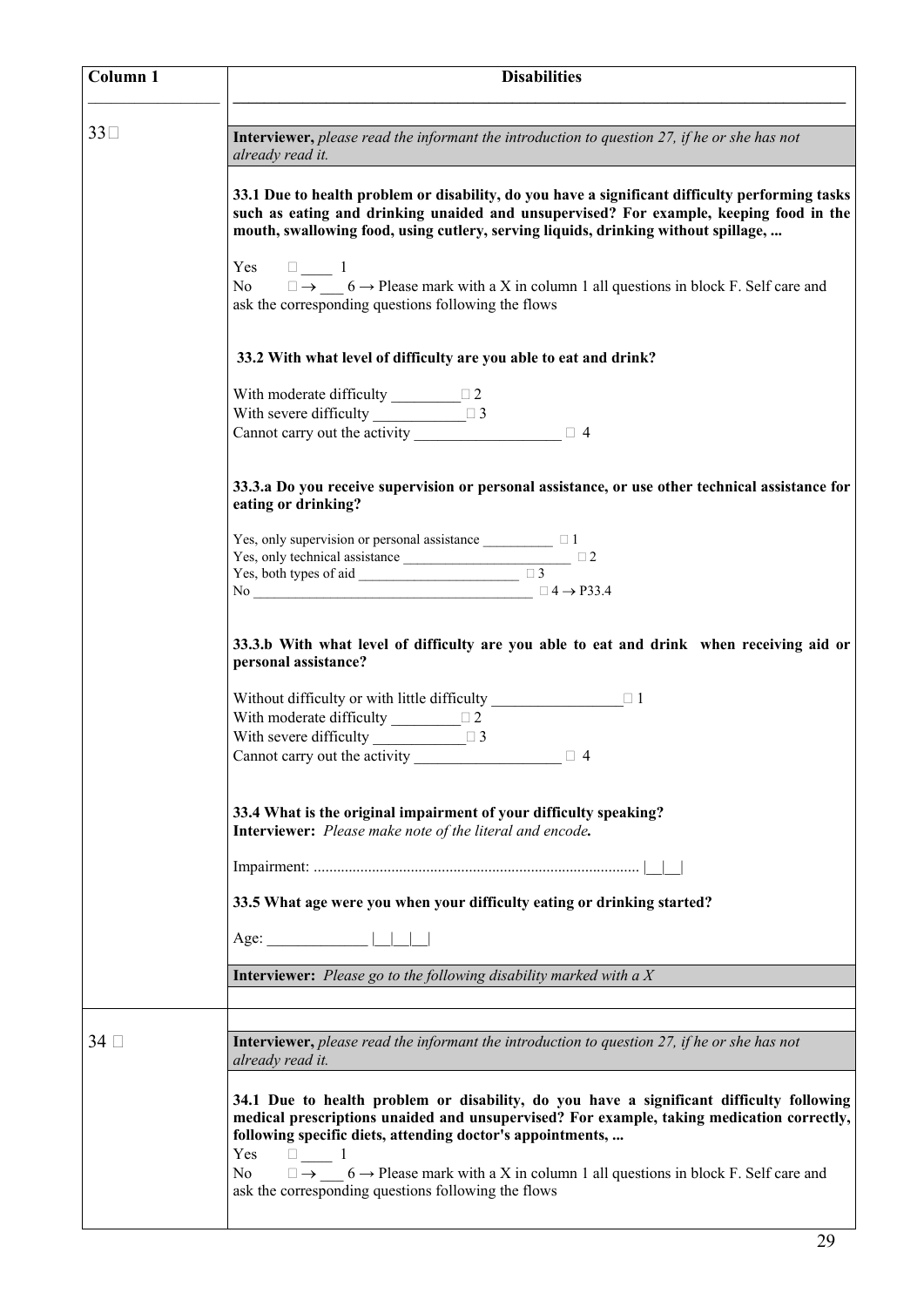| Column 1 | Disabilities |
|---|---|
| 33 ☐ | **Interviewer,** *please read the informant the introduction to question 27, if he or she has not already read it.* |
| | **33.1 Due to health problem or disability, do you have a significant difficulty performing tasks such as eating and drinking unaided and unsupervised? For example, keeping food in the mouth, swallowing food, using cutlery, serving liquids, drinking without spillage, ...**<br><br>Yes ☐ ____ 1<br>No ☐ → ___ 6 → Please mark with a X in column 1 all questions in block F. Self care and ask the corresponding questions following the flows<br><br>**33.2 With what level of difficulty are you able to eat and drink?**<br><br>With moderate difficulty _________☐ 2<br>With severe difficulty ____________☐ 3<br>Cannot carry out the activity ___________________ ☐ 4<br><br>**33.3.a Do you receive supervision or personal assistance, or use other technical assistance for eating or drinking?**<br><br>Yes, only supervision or personal assistance __________ ☐ 1<br>Yes, only technical assistance ________________________ ☐ 2<br>Yes, both types of aid ______________________ ☐ 3<br>No _______________________________________ ☐ 4 → P33.4<br><br>**33.3.b With what level of difficulty are you able to eat and drink when receiving aid or personal assistance?**<br><br>Without difficulty or with little difficulty _________________☐ 1<br>With moderate difficulty _________☐ 2<br>With severe difficulty ____________☐ 3<br>Cannot carry out the activity ___________________ ☐ 4<br><br>**33.4 What is the original impairment of your difficulty speaking?**<br>**Interviewer:** *Please make note of the literal and encode.*<br><br>Impairment: .................................................................................... \|__\|__\|<br><br>**33.5 What age were you when your difficulty eating or drinking started?**<br><br>Age: _____________ \|__\|__\|__\| |
| | **Interviewer:** *Please go to the following disability marked with a X* |
| 34 ☐ | **Interviewer,** *please read the informant the introduction to question 27, if he or she has not already read it.* |
| | **34.1 Due to health problem or disability, do you have a significant difficulty following medical prescriptions unaided and unsupervised? For example, taking medication correctly, following specific diets, attending doctor's appointments, ...**<br>Yes ☐ ____ 1<br>No ☐ → ___ 6 → Please mark with a X in column 1 all questions in block F. Self care and ask the corresponding questions following the flows |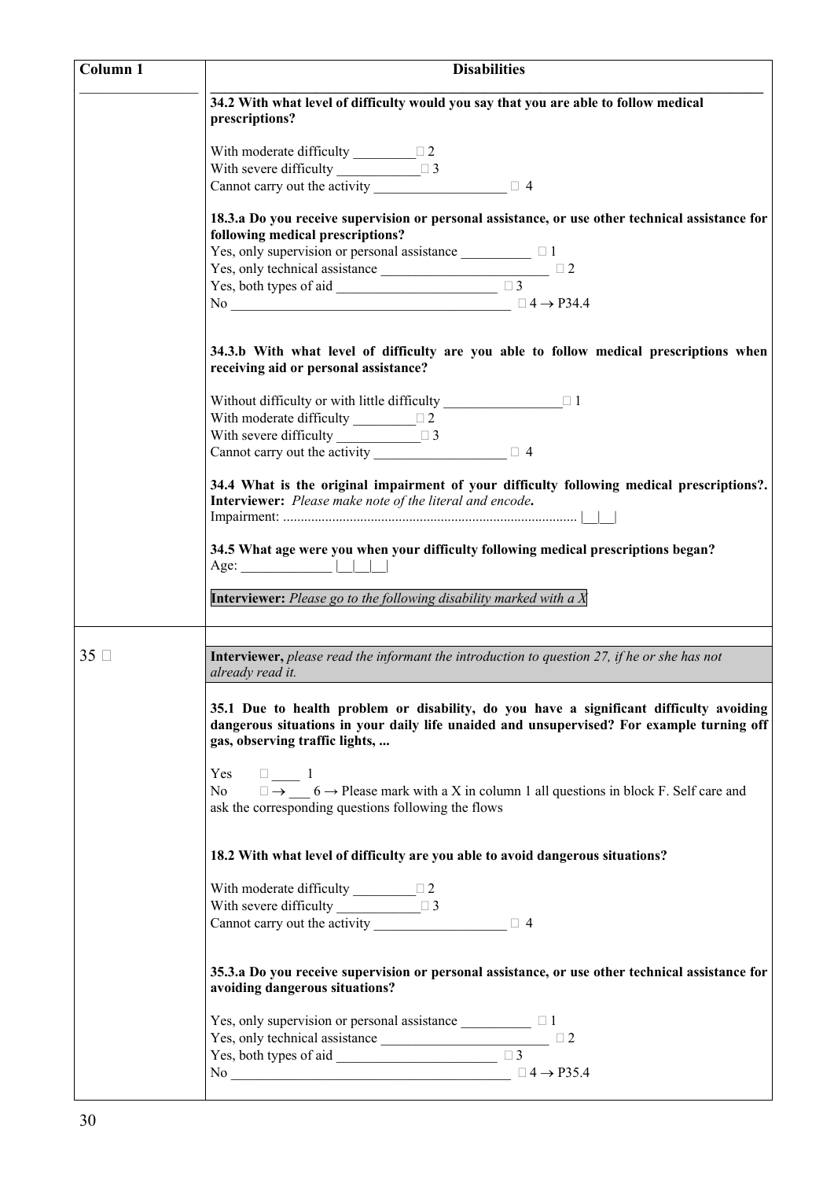| Column 1 | Disabilities |
| --- | --- |
| | **34.2 With what level of difficulty would you say that you are able to follow medical prescriptions?**<br><br>With moderate difficulty _________ □ 2<br>With severe difficulty ____________ □ 3<br>Cannot carry out the activity ___________________ □ 4<br><br>**18.3.a Do you receive supervision or personal assistance, or use other technical assistance for following medical prescriptions?**<br>Yes, only supervision or personal assistance __________ □ 1<br>Yes, only technical assistance ________________________ □ 2<br>Yes, both types of aid _______________________ □ 3<br>No _________________________________________ □ 4 → P34.4<br><br>**34.3.b With what level of difficulty are you able to follow medical prescriptions when receiving aid or personal assistance?**<br><br>Without difficulty or with little difficulty _________________ □ 1<br>With moderate difficulty _________ □ 2<br>With severe difficulty ____________ □ 3<br>Cannot carry out the activity ___________________ □ 4<br><br>**34.4 What is the original impairment of your difficulty following medical prescriptions?.**<br>**Interviewer:** *Please make note of the literal and encode.*<br>Impairment: ................................................................................... \|__\|__\|<br><br>**34.5 What age were you when your difficulty following medical prescriptions began?**<br>Age: _____________ \|__\|__\|__\|<br><br>**Interviewer:** *Please go to the following disability marked with a X* |
| 35 □ | **Interviewer,** *please read the informant the introduction to question 27, if he or she has not already read it.*<br><br>**35.1 Due to health problem or disability, do you have a significant difficulty avoiding dangerous situations in your daily life unaided and unsupervised? For example turning off gas, observing traffic lights, ...**<br><br>Yes □ ____ 1<br>No □ → ___ 6 → Please mark with a X in column 1 all questions in block F. Self care and ask the corresponding questions following the flows<br><br>**18.2 With what level of difficulty are you able to avoid dangerous situations?**<br><br>With moderate difficulty _________ □ 2<br>With severe difficulty ____________ □ 3<br>Cannot carry out the activity ___________________ □ 4<br><br>**35.3.a Do you receive supervision or personal assistance, or use other technical assistance for avoiding dangerous situations?**<br><br>Yes, only supervision or personal assistance __________ □ 1<br>Yes, only technical assistance ________________________ □ 2<br>Yes, both types of aid _______________________ □ 3<br>No _________________________________________ □ 4 → P35.4 |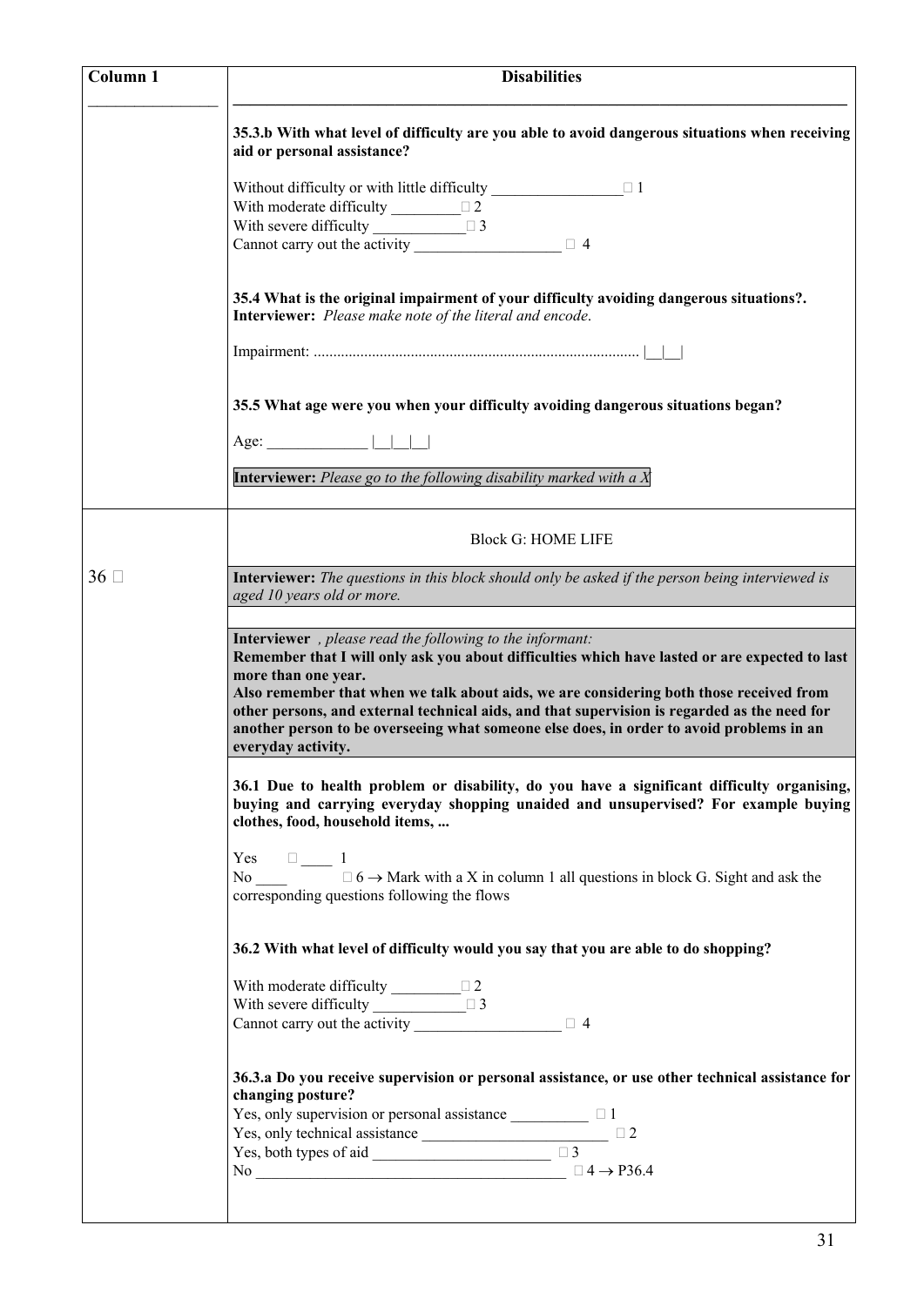| Column 1 | Disabilities |
| --- | --- |
| | **35.3.b With what level of difficulty are you able to avoid dangerous situations when receiving aid or personal assistance?**<br><br>Without difficulty or with little difficulty _________________ □ 1<br>With moderate difficulty _________ □ 2<br>With severe difficulty ____________ □ 3<br>Cannot carry out the activity ___________________ □ 4<br><br>**35.4 What is the original impairment of your difficulty avoiding dangerous situations?.**<br>**Interviewer:** *Please make note of the literal and encode*.<br><br>Impairment: ................................................................................... \|__\|__\|<br><br>**35.5 What age were you when your difficulty avoiding dangerous situations began?**<br><br>Age: _____________ \|__\|__\|__\|<br><br>**Interviewer:** *Please go to the following disability marked with a X* |
| | Block G: HOME LIFE |
| 36 □ | **Interviewer:** *The questions in this block should only be asked if the person being interviewed is aged 10 years old or more.*<br><br>**Interviewer** *, please read the following to the informant:*<br>**Remember that I will only ask you about difficulties which have lasted or are expected to last more than one year.**<br>**Also remember that when we talk about aids, we are considering both those received from other persons, and external technical aids, and that supervision is regarded as the need for another person to be overseeing what someone else does, in order to avoid problems in an everyday activity.**<br><br>**36.1 Due to health problem or disability, do you have a significant difficulty organising, buying and carrying everyday shopping unaided and unsupervised? For example buying clothes, food, household items, ...**<br><br>Yes □ ____ 1<br>No ____ □ 6 → Mark with a X in column 1 all questions in block G. Sight and ask the corresponding questions following the flows<br><br>**36.2 With what level of difficulty would you say that you are able to do shopping?**<br><br>With moderate difficulty _________ □ 2<br>With severe difficulty ____________ □ 3<br>Cannot carry out the activity ___________________ □ 4<br><br>**36.3.a Do you receive supervision or personal assistance, or use other technical assistance for changing posture?**<br>Yes, only supervision or personal assistance __________ □ 1<br>Yes, only technical assistance ________________________ □ 2<br>Yes, both types of aid _______________________ □ 3<br>No ________________________________________ □ 4 → P36.4 |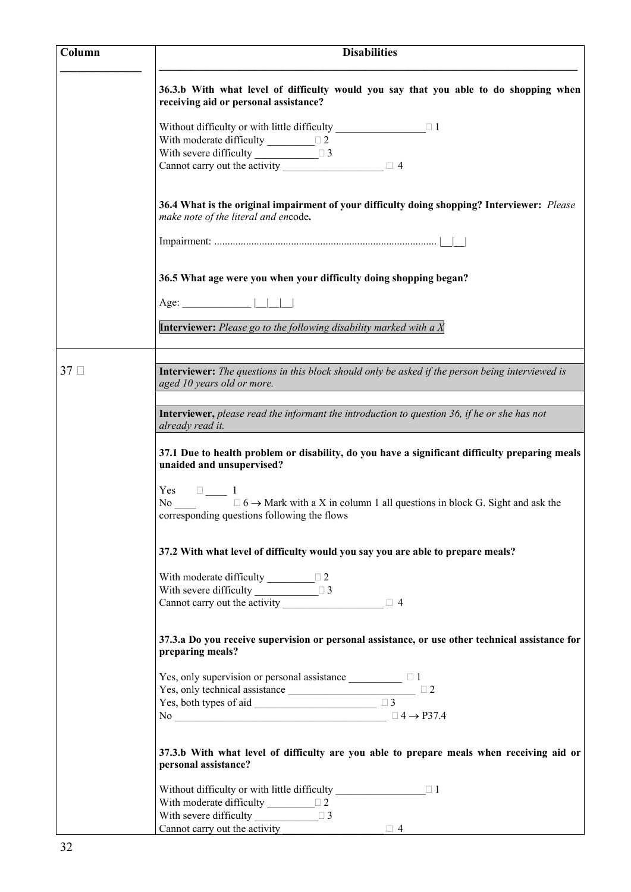| Column | Disabilities |
| --- | --- |
| | **36.3.b With what level of difficulty would you say that you able to do shopping when receiving aid or personal assistance?**<br><br>Without difficulty or with little difficulty _________________ □ 1<br>With moderate difficulty _________ □ 2<br>With severe difficulty ____________ □ 3<br>Cannot carry out the activity ___________________ □ 4<br><br>**36.4 What is the original impairment of your difficulty doing shopping? Interviewer:** *Please make note of the literal and en*code**.**<br><br>Impairment: .................................................................................. \|__\|__\|<br><br>**36.5 What age were you when your difficulty doing shopping began?**<br><br>Age: _____________ \|__\|__\|__\|<br><br>**Interviewer:** *Please go to the following disability marked with a X* |
| 37 □ | **Interviewer:** *The questions in this block should only be asked if the person being interviewed is aged 10 years old or more.*<br><br>**Interviewer,** *please read the informant the introduction to question 36, if he or she has not already read it.*<br><br>**37.1 Due to health problem or disability, do you have a significant difficulty preparing meals unaided and unsupervised?**<br><br>Yes □ ____ 1<br>No ____ □ 6 → Mark with a X in column 1 all questions in block G. Sight and ask the corresponding questions following the flows<br><br>**37.2 With what level of difficulty would you say you are able to prepare meals?**<br><br>With moderate difficulty _________ □ 2<br>With severe difficulty ____________ □ 3<br>Cannot carry out the activity ___________________ □ 4<br><br>**37.3.a Do you receive supervision or personal assistance, or use other technical assistance for preparing meals?**<br><br>Yes, only supervision or personal assistance __________ □ 1<br>Yes, only technical assistance _______________________ □ 2<br>Yes, both types of aid _______________________ □ 3<br>No _______________________________________ □ 4 → P37.4<br><br>**37.3.b With what level of difficulty are you able to prepare meals when receiving aid or personal assistance?**<br><br>Without difficulty or with little difficulty _________________ □ 1<br>With moderate difficulty _________ □ 2<br>With severe difficulty ____________ □ 3<br>Cannot carry out the activity ___________________ □ 4 |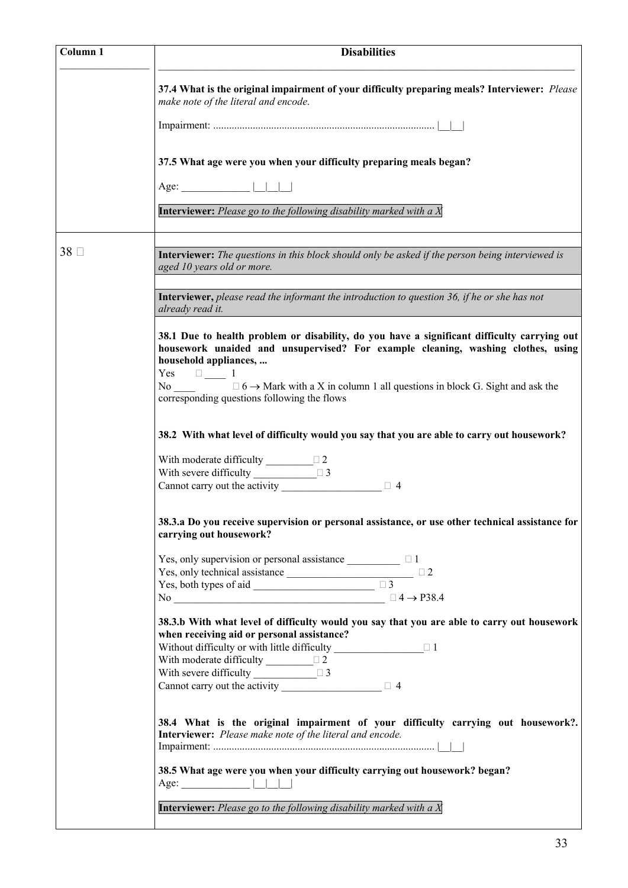| Column 1 | Disabilities |
|---|---|
| | **37.4 What is the original impairment of your difficulty preparing meals? Interviewer:** *Please make note of the literal and encode.*<br><br>Impairment: ................................................................................... \|__\|__\|<br><br>**37.5 What age were you when your difficulty preparing meals began?**<br><br>Age: _____________ \|__\|__\|__\|<br><br>**Interviewer:** *Please go to the following disability marked with a X* |
| 38 □ | **Interviewer:** *The questions in this block should only be asked if the person being interviewed is aged 10 years old or more.*<br><br>**Interviewer,** *please read the informant the introduction to question 36, if he or she has not already read it.*<br><br>**38.1 Due to health problem or disability, do you have a significant difficulty carrying out housework unaided and unsupervised? For example cleaning, washing clothes, using household appliances, ...**<br>Yes □ ____ 1<br>No ____ □ 6 → Mark with a X in column 1 all questions in block G. Sight and ask the corresponding questions following the flows<br><br>**38.2 With what level of difficulty would you say that you are able to carry out housework?**<br><br>With moderate difficulty _________□ 2<br>With severe difficulty ____________□ 3<br>Cannot carry out the activity ___________________ □ 4<br><br>**38.3.a Do you receive supervision or personal assistance, or use other technical assistance for carrying out housework?**<br><br>Yes, only supervision or personal assistance __________ □ 1<br>Yes, only technical assistance ________________________ □ 2<br>Yes, both types of aid _______________________ □ 3<br>No ________________________________________ □ 4 → P38.4<br><br>**38.3.b With what level of difficulty would you say that you are able to carry out housework when receiving aid or personal assistance?**<br>Without difficulty or with little difficulty _________________□ 1<br>With moderate difficulty _________□ 2<br>With severe difficulty ____________□ 3<br>Cannot carry out the activity ___________________ □ 4<br><br>**38.4 What is the original impairment of your difficulty carrying out housework?. Interviewer:** *Please make note of the literal and encode.*<br>Impairment: ................................................................................... \|__\|__\|<br><br>**38.5 What age were you when your difficulty carrying out housework? began?**<br>Age: _____________ \|__\|__\|__\|<br><br>**Interviewer:** *Please go to the following disability marked with a X* |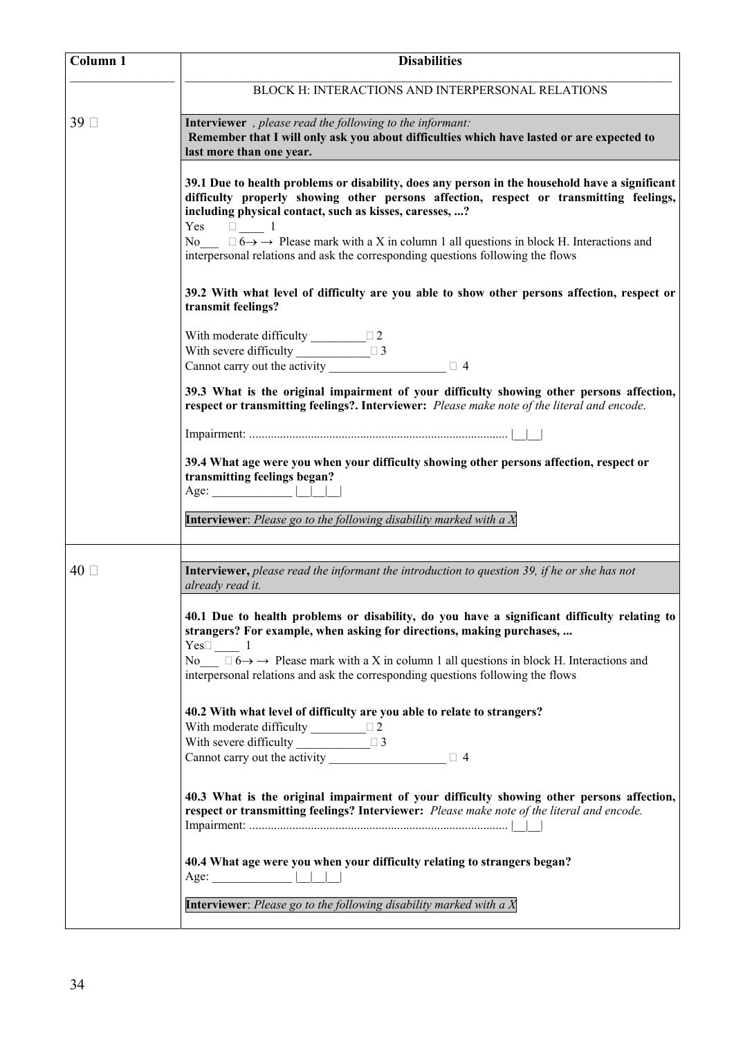| Column 1 | Disabilities |
|---|---|
| | BLOCK H: INTERACTIONS AND INTERPERSONAL RELATIONS |
| 39 □ | **Interviewer** *, please read the following to the informant:* **Remember that I will only ask you about difficulties which have lasted or are expected to last more than one year.** |
| | **39.1 Due to health problems or disability, does any person in the household have a significant difficulty properly showing other persons affection, respect or transmitting feelings, including physical contact, such as kisses, caresses, ...?** <br> Yes □ ____ 1 <br> No___ □ 6→ → Please mark with a X in column 1 all questions in block H. Interactions and interpersonal relations and ask the corresponding questions following the flows <br><br> **39.2 With what level of difficulty are you able to show other persons affection, respect or transmit feelings?** <br><br> With moderate difficulty _________□ 2 <br> With severe difficulty ____________□ 3 <br> Cannot carry out the activity ___________________ □ 4 <br><br> **39.3 What is the original impairment of your difficulty showing other persons affection, respect or transmitting feelings?. Interviewer:** *Please make note of the literal and encode.* <br><br> Impairment: ................................................................................... \|__\|__\| <br><br> **39.4 What age were you when your difficulty showing other persons affection, respect or transmitting feelings began?** <br> Age: _____________ \|__\|__\|__\| <br><br> **Interviewer**: *Please go to the following disability marked with a X* |
| 40 □ | **Interviewer,** *please read the informant the introduction to question 39, if he or she has not already read it.* |
| | **40.1 Due to health problems or disability, do you have a significant difficulty relating to strangers? For example, when asking for directions, making purchases, ...** <br> Yes□ ____ 1 <br> No___ □ 6→ → Please mark with a X in column 1 all questions in block H. Interactions and interpersonal relations and ask the corresponding questions following the flows <br><br> **40.2 With what level of difficulty are you able to relate to strangers?** <br> With moderate difficulty _________□ 2 <br> With severe difficulty ____________□ 3 <br> Cannot carry out the activity ___________________ □ 4 <br><br> **40.3 What is the original impairment of your difficulty showing other persons affection, respect or transmitting feelings? Interviewer:** *Please make note of the literal and encode.* <br> Impairment: ................................................................................... \|__\|__\| <br><br> **40.4 What age were you when your difficulty relating to strangers began?** <br> Age: _____________ \|__\|__\|__\| <br><br> **Interviewer**: *Please go to the following disability marked with a X* |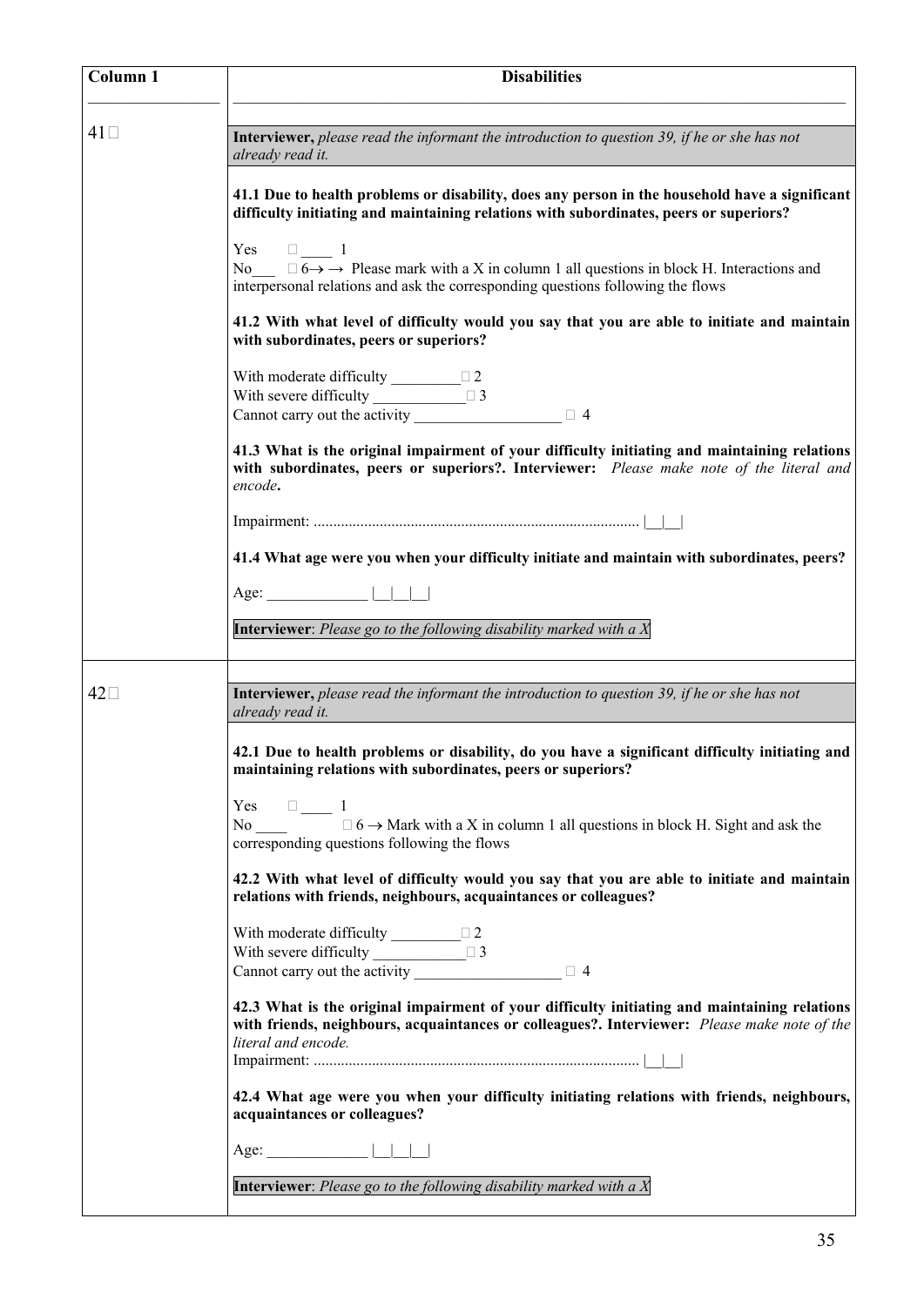| Column 1 | Disabilities |
| --- | --- |
| 41 | **Interviewer,** *please read the informant the introduction to question 39, if he or she has not already read it.* |
| | **41.1 Due to health problems or disability, does any person in the household have a significant difficulty initiating and maintaining relations with subordinates, peers or superiors?** |
| | Yes ____ 1<br>No___ 6→ → Please mark with a X in column 1 all questions in block H. Interactions and interpersonal relations and ask the corresponding questions following the flows |
| | **41.2 With what level of difficulty would you say that you are able to initiate and maintain with subordinates, peers or superiors?** |
| | With moderate difficulty _________ 2<br>With severe difficulty ____________ 3<br>Cannot carry out the activity ___________________ 4 |
| | **41.3 What is the original impairment of your difficulty initiating and maintaining relations with subordinates, peers or superiors?. Interviewer:** *Please make note of the literal and encode***.** |
| | Impairment: ................................................................................... \|__\|__\| |
| | **41.4 What age were you when your difficulty initiate and maintain with subordinates, peers?** |
| | Age: _____________ \|__\|__\|__\| |
| | **Interviewer**: *Please go to the following disability marked with a X* |
| 42 | **Interviewer,** *please read the informant the introduction to question 39, if he or she has not already read it.* |
| | **42.1 Due to health problems or disability, do you have a significant difficulty initiating and maintaining relations with subordinates, peers or superiors?** |
| | Yes ____ 1<br>No ____ 6 → Mark with a X in column 1 all questions in block H. Sight and ask the corresponding questions following the flows |
| | **42.2 With what level of difficulty would you say that you are able to initiate and maintain relations with friends, neighbours, acquaintances or colleagues?** |
| | With moderate difficulty _________ 2<br>With severe difficulty ____________ 3<br>Cannot carry out the activity ___________________ 4 |
| | **42.3 What is the original impairment of your difficulty initiating and maintaining relations with friends, neighbours, acquaintances or colleagues?. Interviewer:** *Please make note of the literal and encode.*<br>Impairment: ................................................................................... \|__\|__\| |
| | **42.4 What age were you when your difficulty initiating relations with friends, neighbours, acquaintances or colleagues?** |
| | Age: _____________ \|__\|__\|__\| |
| | **Interviewer**: *Please go to the following disability marked with a X* |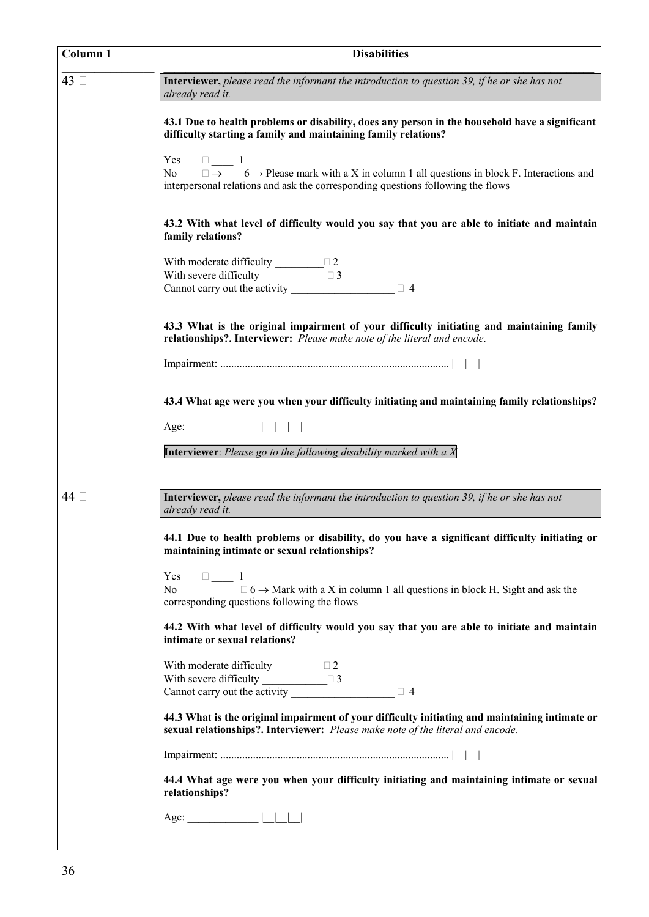| Column 1 | Disabilities |
|---|---|
| 43 □ | **Interviewer,** *please read the informant the introduction to question 39, if he or she has not already read it.*<br><br>**43.1 Due to health problems or disability, does any person in the household have a significant difficulty starting a family and maintaining family relations?**<br><br>Yes □ ____ 1<br>No □ → ___ 6 → Please mark with a X in column 1 all questions in block F. Interactions and interpersonal relations and ask the corresponding questions following the flows<br><br>**43.2 With what level of difficulty would you say that you are able to initiate and maintain family relations?**<br><br>With moderate difficulty _________□ 2<br>With severe difficulty ____________□ 3<br>Cannot carry out the activity ___________________ □ 4<br><br>**43.3 What is the original impairment of your difficulty initiating and maintaining family relationships?. Interviewer:** *Please make note of the literal and encode.*<br><br>Impairment: .................................................................................... \|__\|__\|<br><br>**43.4 What age were you when your difficulty initiating and maintaining family relationships?**<br><br>Age: _____________ \|__\|__\|__\|<br><br>**Interviewer**: *Please go to the following disability marked with a X* |
| 44 □ | **Interviewer,** *please read the informant the introduction to question 39, if he or she has not already read it.*<br><br>**44.1 Due to health problems or disability, do you have a significant difficulty initiating or maintaining intimate or sexual relationships?**<br><br>Yes □ ____ 1<br>No ____ □ 6 → Mark with a X in column 1 all questions in block H. Sight and ask the corresponding questions following the flows<br><br>**44.2 With what level of difficulty would you say that you are able to initiate and maintain intimate or sexual relations?**<br><br>With moderate difficulty _________□ 2<br>With severe difficulty ____________□ 3<br>Cannot carry out the activity ___________________ □ 4<br><br>**44.3 What is the original impairment of your difficulty initiating and maintaining intimate or sexual relationships?. Interviewer:** *Please make note of the literal and encode.*<br><br>Impairment: .................................................................................... \|__\|__\|<br><br>**44.4 What age were you when your difficulty initiating and maintaining intimate or sexual relationships?**<br><br>Age: _____________ \|__\|__\|__\| |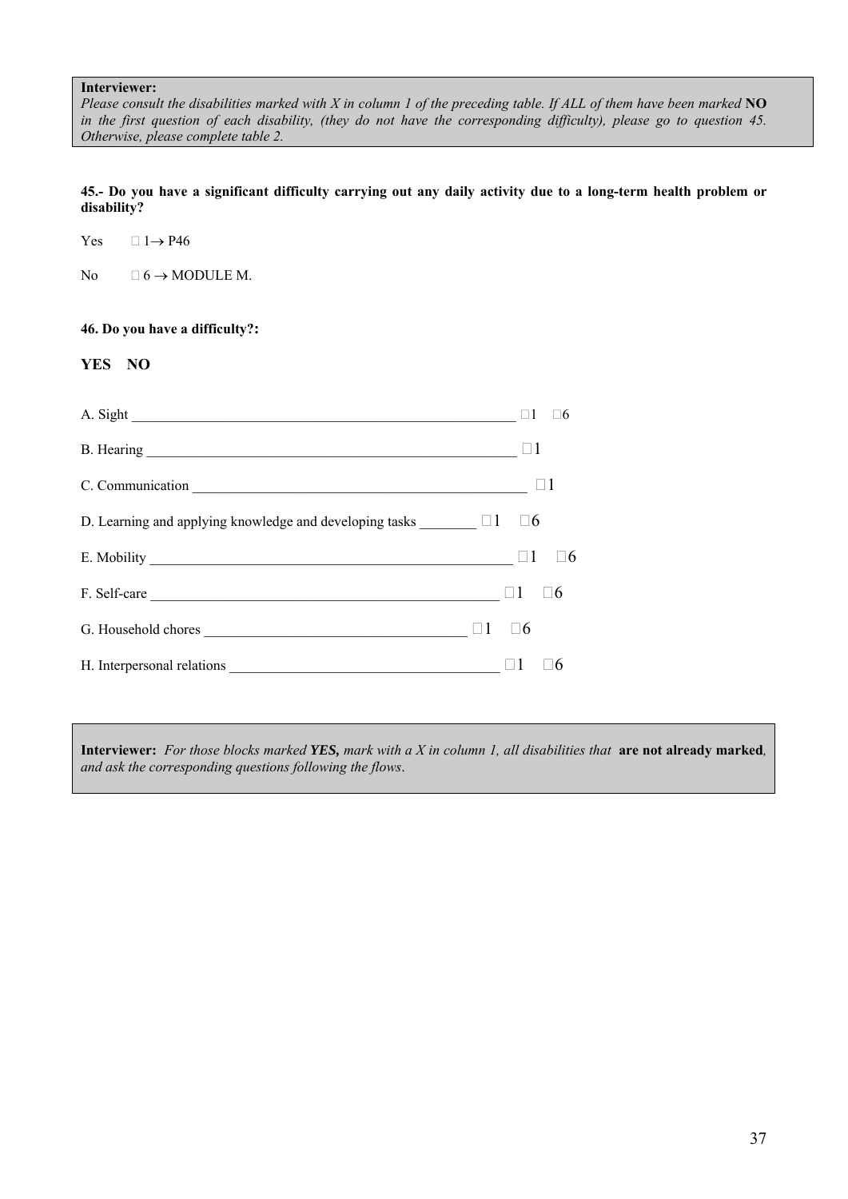**Interviewer:**
*Please consult the disabilities marked with X in column 1 of the preceding table. If ALL of them have been marked* **NO** *in the first question of each disability, (they do not have the corresponding difficulty), please go to question 45. Otherwise, please complete table 2.*

**45.- Do you have a significant difficulty carrying out any daily activity due to a long-term health problem or disability?**

Yes  1→ P46

No  6 → MODULE M.

**46. Do you have a difficulty?:**

**YES NO**

A. Sight ____________________________________________________  1  6

B. Hearing __________________________________________________  1

C. Communication ____________________________________________  1

D. Learning and applying knowledge and developing tasks ________  1  6

E. Mobility __________________________________________________  1  6

F. Self-care _________________________________________________  1  6

G. Household chores ___________________________________  1  6

H. Interpersonal relations _____________________________________  1  6

**Interviewer:** *For those blocks marked* ***YES,*** *mark with a X in column 1, all disabilities that* **are not already marked***, and ask the corresponding questions following the flows*.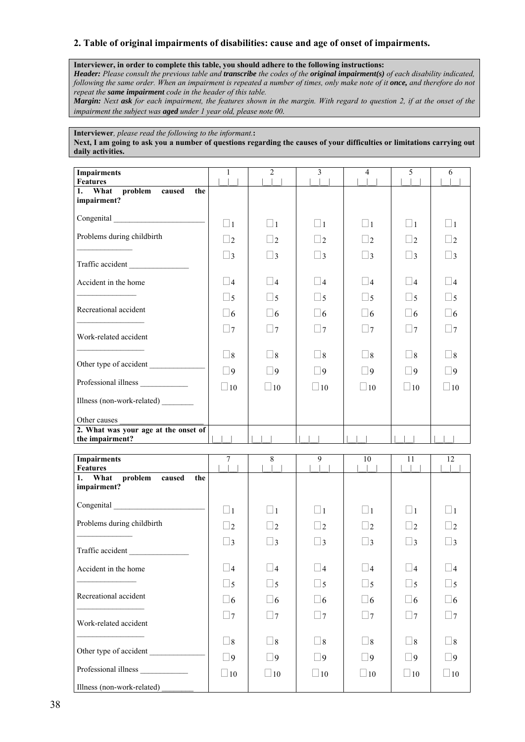## 2. Table of original impairments of disabilities: cause and age of onset of impairments.

**Interviewer, in order to complete this table, you should adhere to the following instructions:**
***Header:*** *Please consult the previous table and* ***transcribe*** *the codes of the* ***original impairment(s)*** *of each disability indicated, following the same order. When an impairment is repeated a number of times, only make note of it* ***once,*** *and therefore do not repeat the* ***same impairment*** *code in the header of this table.*
***Margin:*** *Next* ***ask*** *for each impairment, the features shown in the margin. With regard to question 2, if at the onset of the impairment the subject was* ***aged*** *under 1 year old, please note 00.*

**Interviewer***, please read the following to the informant.***:**
**Next, I am going to ask you a number of questions regarding the causes of your difficulties or limitations carrying out daily activities.**

| **Impairments** / **Features** | 1 \|__\|__\| | 2 \|__\|__\| | 3 \|__\|__\| | 4 \|__\|__\| | 5 \|__\|__\| | 6 \|__\|__\| |
|---|---|---|---|---|---|---|
| **1. What problem caused the impairment?** | | | | | | |
| Congenital ______________________ | ☐1 | ☐1 | ☐1 | ☐1 | ☐1 | ☐1 |
| Problems during childbirth ______________ | ☐2 | ☐2 | ☐2 | ☐2 | ☐2 | ☐2 |
| Traffic accident _______________ | ☐3 | ☐3 | ☐3 | ☐3 | ☐3 | ☐3 |
| Accident in the home _______________ | ☐4 | ☐4 | ☐4 | ☐4 | ☐4 | ☐4 |
| Recreational accident _________________ | ☐5 | ☐5 | ☐5 | ☐5 | ☐5 | ☐5 |
| Work-related accident _________________ | ☐6 | ☐6 | ☐6 | ☐6 | ☐6 | ☐6 |
| Other type of accident ______________ | ☐7 | ☐7 | ☐7 | ☐7 | ☐7 | ☐7 |
| Professional illness ____________ | ☐8 | ☐8 | ☐8 | ☐8 | ☐8 | ☐8 |
| Illness (non-work-related) ________ | ☐9 | ☐9 | ☐9 | ☐9 | ☐9 | ☐9 |
| Other causes ______________________ | ☐10 | ☐10 | ☐10 | ☐10 | ☐10 | ☐10 |
| **2. What was your age at the onset of the impairment?** | \|__\|__\| | \|__\|__\| | \|__\|__\| | \|__\|__\| | \|__\|__\| | \|__\|__\| |

| **Impairments** / **Features** | 7 \|__\|__\| | 8 \|__\|__\| | 9 \|__\|__\| | 10 \|__\|__\| | 11 \|__\|__\| | 12 \|__\|__\| |
|---|---|---|---|---|---|---|
| **1. What problem caused the impairment?** | | | | | | |
| Congenital ______________________ | ☐1 | ☐1 | ☐1 | ☐1 | ☐1 | ☐1 |
| Problems during childbirth ______________ | ☐2 | ☐2 | ☐2 | ☐2 | ☐2 | ☐2 |
| Traffic accident _______________ | ☐3 | ☐3 | ☐3 | ☐3 | ☐3 | ☐3 |
| Accident in the home _______________ | ☐4 | ☐4 | ☐4 | ☐4 | ☐4 | ☐4 |
| Recreational accident _________________ | ☐5 | ☐5 | ☐5 | ☐5 | ☐5 | ☐5 |
| Work-related accident _________________ | ☐6 | ☐6 | ☐6 | ☐6 | ☐6 | ☐6 |
| Other type of accident ______________ | ☐7 | ☐7 | ☐7 | ☐7 | ☐7 | ☐7 |
| Professional illness ____________ | ☐8 | ☐8 | ☐8 | ☐8 | ☐8 | ☐8 |
| Illness (non-work-related) ________ | ☐9 | ☐9 | ☐9 | ☐9 | ☐9 | ☐9 |
| | ☐10 | ☐10 | ☐10 | ☐10 | ☐10 | ☐10 |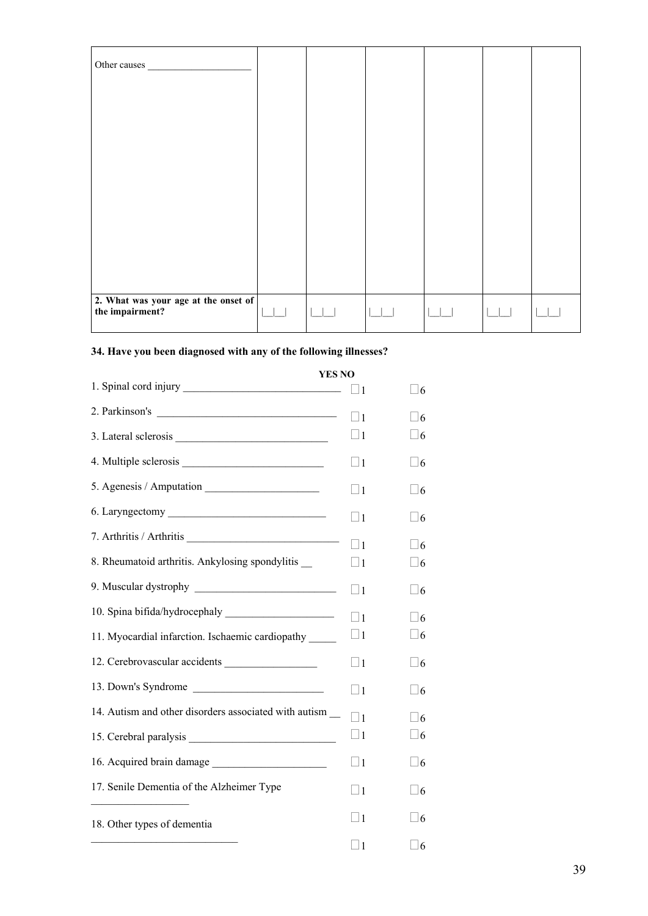| | | | | | | |
|---|---|---|---|---|---|---|
| Other causes ____________________ | | | | | | |
| **2. What was your age at the onset of the impairment?** | \|__\|__\| | \|__\|__\| | \|__\|__\| | \|__\|__\| | \|__\|__\| | \|__\|__\| |

**34. Have you been diagnosed with any of the following illnesses?**

| | YES | NO |
|---|---|---|
| 1. Spinal cord injury ____________________________ | ☐1 | ☐6 |
| 2. Parkinson's ________________________________ | ☐1 | ☐6 |
| 3. Lateral sclerosis ___________________________ | ☐1 | ☐6 |
| 4. Multiple sclerosis _________________________ | ☐1 | ☐6 |
| 5. Agenesis / Amputation ____________________ | ☐1 | ☐6 |
| 6. Laryngectomy ____________________________ | ☐1 | ☐6 |
| 7. Arthritis / Arthritis ___________________________ | ☐1 | ☐6 |
| 8. Rheumatoid arthritis. Ankylosing spondylitis __ | ☐1 | ☐6 |
| 9. Muscular dystrophy _________________________ | ☐1 | ☐6 |
| 10. Spina bifida/hydrocephaly ___________________ | ☐1 | ☐6 |
| 11. Myocardial infarction. Ischaemic cardiopathy _____ | ☐1 | ☐6 |
| 12. Cerebrovascular accidents ________________ | ☐1 | ☐6 |
| 13. Down's Syndrome _______________________ | ☐1 | ☐6 |
| 14. Autism and other disorders associated with autism __ | ☐1 | ☐6 |
| 15. Cerebral paralysis __________________________ | ☐1 | ☐6 |
| 16. Acquired brain damage ____________________ | ☐1 | ☐6 |
| 17. Senile Dementia of the Alzheimer Type __________________ | ☐1 | ☐6 |
| 18. Other types of dementia __________________________ | ☐1 | ☐6 |
| | ☐1 | ☐6 |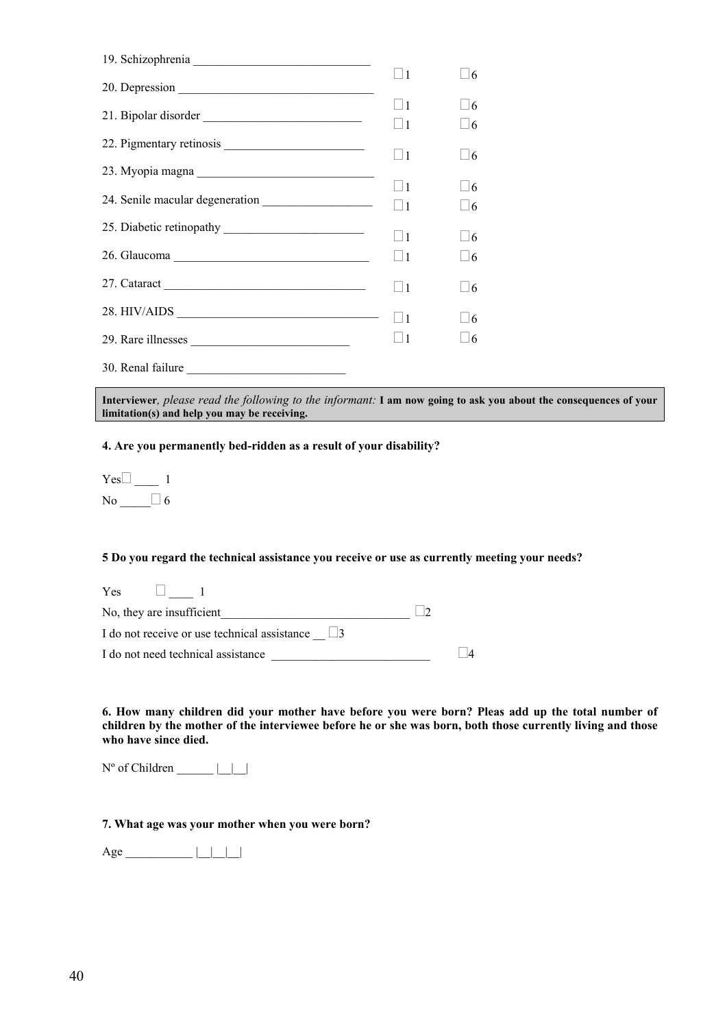19. Schizophrenia ____________________________ ☐1 ☐6

20. Depression ______________________________ ☐1 ☐6

21. Bipolar disorder _________________________ ☐1 ☐6

22. Pigmentary retinosis ______________________ ☐1 ☐6

23. Myopia magna ____________________________ ☐1 ☐6

24. Senile macular degeneration _________________ ☐1 ☐6

25. Diabetic retinopathy ______________________ ☐1 ☐6

26. Glaucoma _______________________________ ☐1 ☐6

27. Cataract _______________________________ ☐1 ☐6

28. HIV/AIDS ________________________________ ☐1 ☐6

29. Rare illnesses ________________________ ☐1 ☐6

30. Renal failure _________________________

**Interviewer**, *please read the following to the informant:* **I am now going to ask you about the consequences of your limitation(s) and help you may be receiving.**

**4. Are you permanently bed-ridden as a result of your disability?**

Yes☐ ____ 1

No _____☐ 6

**5 Do you regard the technical assistance you receive or use as currently meeting your needs?**

Yes ☐ ____ 1

No, they are insufficient______________________________ ☐2

I do not receive or use technical assistance __ ☐3

I do not need technical assistance _________________________ ☐4

**6. How many children did your mother have before you were born? Pleas add up the total number of children by the mother of the interviewee before he or she was born, both those currently living and those who have since died.**

Nº of Children ______ |__|__|

**7. What age was your mother when you were born?**

Age ___________ |__|__|__|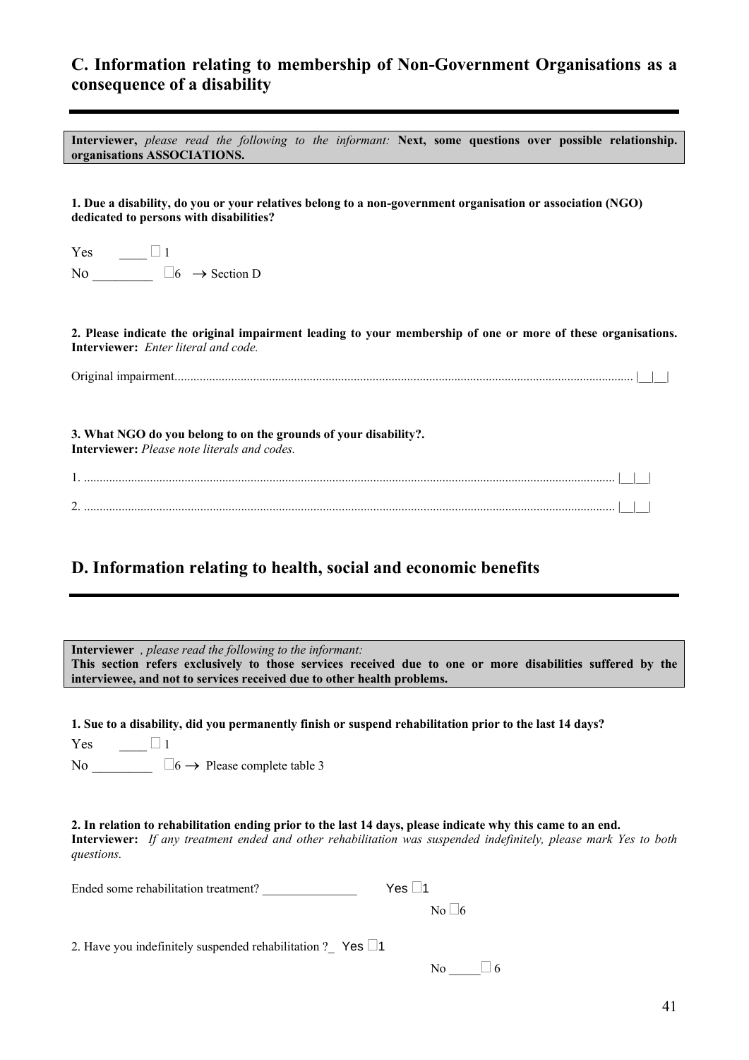## C. Information relating to membership of Non-Government Organisations as a consequence of a disability

**Interviewer,** *please read the following to the informant:* **Next, some questions over possible relationship. organisations ASSOCIATIONS.**

**1. Due a disability, do you or your relatives belong to a non-government organisation or association (NGO) dedicated to persons with disabilities?**

Yes ____ □ 1

No _________ □6 → Section D

**2. Please indicate the original impairment leading to your membership of one or more of these organisations. Interviewer:** *Enter literal and code.*

Original impairment.................................................................................................................................................... |__|__|

**3. What NGO do you belong to on the grounds of your disability?.**
**Interviewer:** *Please note literals and codes.*

1. ........................................................................................................................................................................ |__|__|

2. ........................................................................................................................................................................ |__|__|

## D. Information relating to health, social and economic benefits

**Interviewer** *, please read the following to the informant:*
**This section refers exclusively to those services received due to one or more disabilities suffered by the interviewee, and not to services received due to other health problems.**

**1. Sue to a disability, did you permanently finish or suspend rehabilitation prior to the last 14 days?**

Yes ____ □ 1

No _________ □6 → Please complete table 3

**2. In relation to rehabilitation ending prior to the last 14 days, please indicate why this came to an end.**
**Interviewer:** *If any treatment ended and other rehabilitation was suspended indefinitely, please mark Yes to both questions.*

Ended some rehabilitation treatment? _______________ Yes □1

No □6

2. Have you indefinitely suspended rehabilitation ?_ Yes □1

No _____□ 6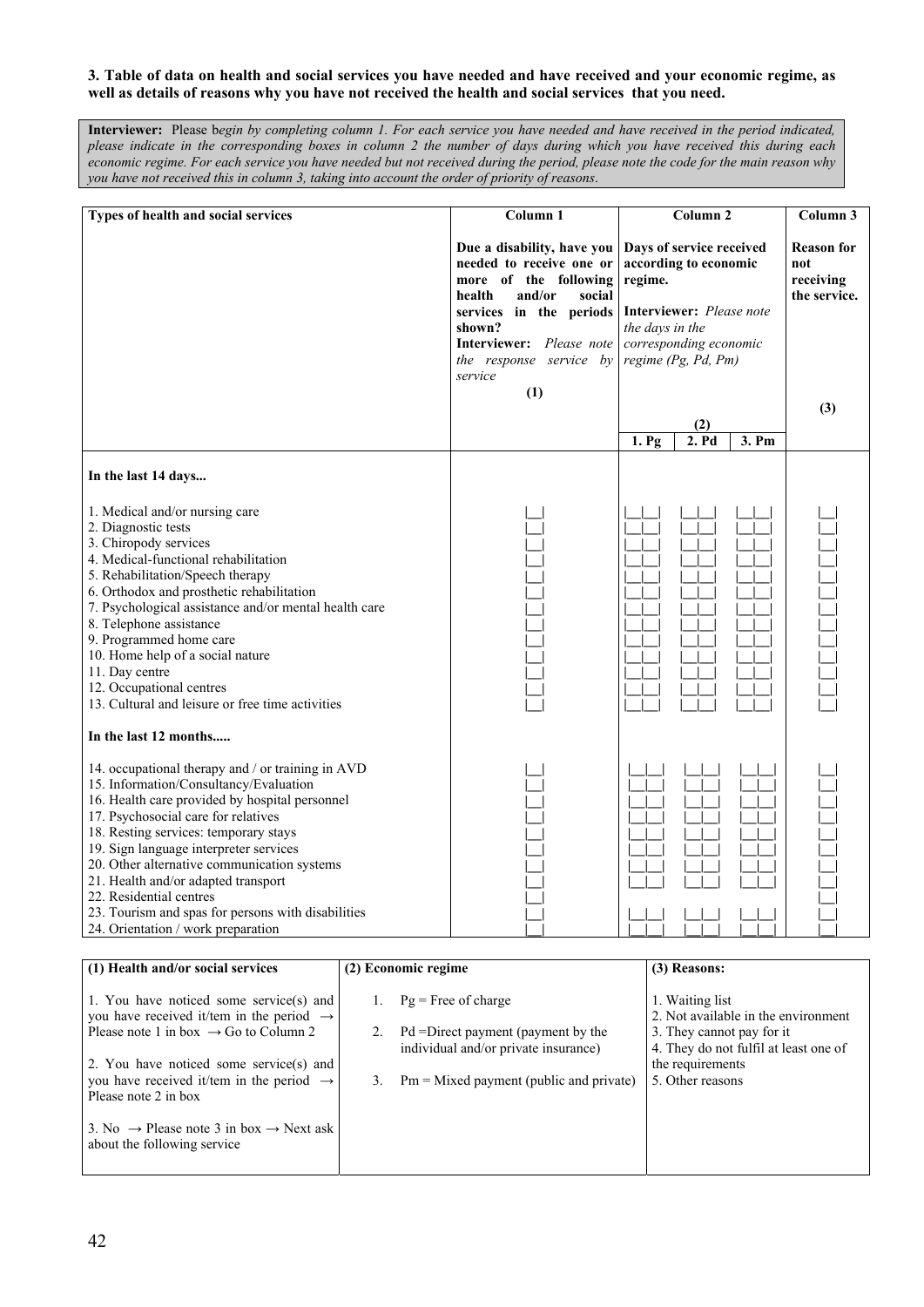**3. Table of data on health and social services you have needed and have received and your economic regime, as well as details of reasons why you have not received the health and social services that you need.**

**Interviewer:** Please b*egin by completing column 1. For each service you have needed and have received in the period indicated, please indicate in the corresponding boxes in column 2 the number of days during which you have received this during each economic regime. For each service you have needed but not received during the period, please note the code for the main reason why you have not received this in column 3, taking into account the order of priority of reasons*.

| Types of health and social services | Column 1 | Column 2 | | | Column 3 |
|---|---|---|---|---|---|
| | **Due a disability, have you needed to receive one or more of the following health and/or social services in the periods shown?** **Interviewer:** *Please note the response service by service* **(1)** | **Days of service received according to economic regime.** **Interviewer:** *Please note the days in the corresponding economic regime (Pg, Pd, Pm)* **(2)** | | | **Reason for not receiving the service.** **(3)** |
| | | **1. Pg** | **2. Pd** | **3. Pm** | |
| **In the last 14 days...** | | | | | |
| 1. Medical and/or nursing care | \|__\| | \|__\|__\| | \|__\|__\| | \|__\|__\| | \|__\| |
| 2. Diagnostic tests | \|__\| | \|__\|__\| | \|__\|__\| | \|__\|__\| | \|__\| |
| 3. Chiropody services | \|__\| | \|__\|__\| | \|__\|__\| | \|__\|__\| | \|__\| |
| 4. Medical-functional rehabilitation | \|__\| | \|__\|__\| | \|__\|__\| | \|__\|__\| | \|__\| |
| 5. Rehabilitation/Speech therapy | \|__\| | \|__\|__\| | \|__\|__\| | \|__\|__\| | \|__\| |
| 6. Orthodox and prosthetic rehabilitation | \|__\| | \|__\|__\| | \|__\|__\| | \|__\|__\| | \|__\| |
| 7. Psychological assistance and/or mental health care | \|__\| | \|__\|__\| | \|__\|__\| | \|__\|__\| | \|__\| |
| 8. Telephone assistance | \|__\| | \|__\|__\| | \|__\|__\| | \|__\|__\| | \|__\| |
| 9. Programmed home care | \|__\| | \|__\|__\| | \|__\|__\| | \|__\|__\| | \|__\| |
| 10. Home help of a social nature | \|__\| | \|__\|__\| | \|__\|__\| | \|__\|__\| | \|__\| |
| 11. Day centre | \|__\| | \|__\|__\| | \|__\|__\| | \|__\|__\| | \|__\| |
| 12. Occupational centres | \|__\| | \|__\|__\| | \|__\|__\| | \|__\|__\| | \|__\| |
| 13. Cultural and leisure or free time activities | \|__\| | \|__\|__\| | \|__\|__\| | \|__\|__\| | \|__\| |
| **In the last 12 months.....** | | | | | |
| 14. occupational therapy and / or training in AVD | \|__\| | \|__\|__\| | \|__\|__\| | \|__\|__\| | \|__\| |
| 15. Information/Consultancy/Evaluation | \|__\| | \|__\|__\| | \|__\|__\| | \|__\|__\| | \|__\| |
| 16. Health care provided by hospital personnel | \|__\| | \|__\|__\| | \|__\|__\| | \|__\|__\| | \|__\| |
| 17. Psychosocial care for relatives | \|__\| | \|__\|__\| | \|__\|__\| | \|__\|__\| | \|__\| |
| 18. Resting services: temporary stays | \|__\| | \|__\|__\| | \|__\|__\| | \|__\|__\| | \|__\| |
| 19. Sign language interpreter services | \|__\| | \|__\|__\| | \|__\|__\| | \|__\|__\| | \|__\| |
| 20. Other alternative communication systems | \|__\| | \|__\|__\| | \|__\|__\| | \|__\|__\| | \|__\| |
| 21. Health and/or adapted transport | \|__\| | \|__\|__\| | \|__\|__\| | \|__\|__\| | \|__\| |
| 22. Residential centres | \|__\| | | | | \|__\| |
| 23. Tourism and spas for persons with disabilities | \|__\| | \|__\|__\| | \|__\|__\| | \|__\|__\| | \|__\| |
| 24. Orientation / work preparation | \|__\| | \|__\|__\| | \|__\|__\| | \|__\|__\| | \|__\| |

| (1) Health and/or social services | (2) Economic regime | (3) Reasons: |
|---|---|---|
| 1. You have noticed some service(s) and you have received it/tem in the period → Please note 1 in box → Go to Column 2<br><br>2. You have noticed some service(s) and you have received it/tem in the period → Please note 2 in box<br><br>3. No → Please note 3 in box → Next ask about the following service | 1. Pg = Free of charge<br><br>2. Pd =Direct payment (payment by the individual and/or private insurance)<br><br>3. Pm = Mixed payment (public and private) | 1. Waiting list<br>2. Not available in the environment<br>3. They cannot pay for it<br>4. They do not fulfil at least one of the requirements<br>5. Other reasons |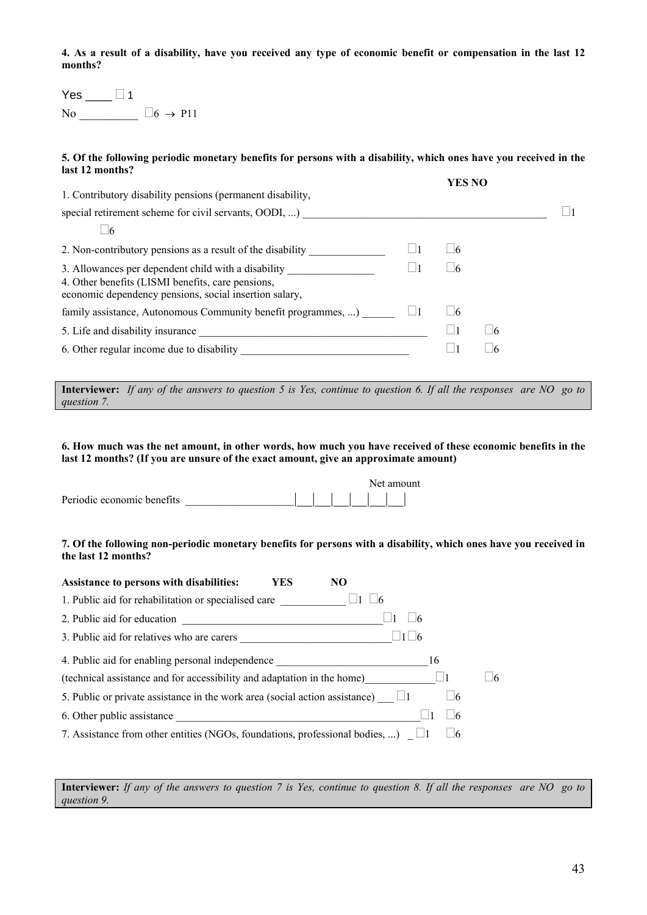**4. As a result of a disability, have you received any type of economic benefit or compensation in the last 12 months?**

Yes ____ □ 1

No __________ □6 → P11

**5. Of the following periodic monetary benefits for persons with a disability, which ones have you received in the last 12 months?**

| | YES | NO |
|---|---|---|
| 1. Contributory disability pensions (permanent disability, special retirement scheme for civil servants, OODI, ...) | □1 | □6 |
| 2. Non-contributory pensions as a result of the disability | □1 | □6 |
| 3. Allowances per dependent child with a disability | □1 | □6 |
| 4. Other benefits (LISMI benefits, care pensions, economic dependency pensions, social insertion salary, family assistance, Autonomous Community benefit programmes, ...) | □1 | □6 |
| 5. Life and disability insurance | □1 | □6 |
| 6. Other regular income due to disability | □1 | □6 |

**Interviewer:** *If any of the answers to question 5 is Yes, continue to question 6. If all the responses are NO go to question 7.*

**6. How much was the net amount, in other words, how much you have received of these economic benefits in the last 12 months? (If you are unsure of the exact amount, give an approximate amount)**

Net amount

Periodic economic benefits ____________________|__|__|__|__|__|__|__|

**7. Of the following non-periodic monetary benefits for persons with a disability, which ones have you received in the last 12 months?**

| Assistance to persons with disabilities: | YES | NO |
|---|---|---|
| 1. Public aid for rehabilitation or specialised care | □1 | □6 |
| 2. Public aid for education | □1 | □6 |
| 3. Public aid for relatives who are carers | □1 | □6 |
| 4. Public aid for enabling personal independence (technical assistance and for accessibility and adaptation in the home) | □1 | □6 |
| 5. Public or private assistance in the work area (social action assistance) | □1 | □6 |
| 6. Other public assistance | □1 | □6 |
| 7. Assistance from other entities (NGOs, foundations, professional bodies, ...) | □1 | □6 |

**Interviewer:** *If any of the answers to question 7 is Yes, continue to question 8. If all the responses are NO go to question 9.*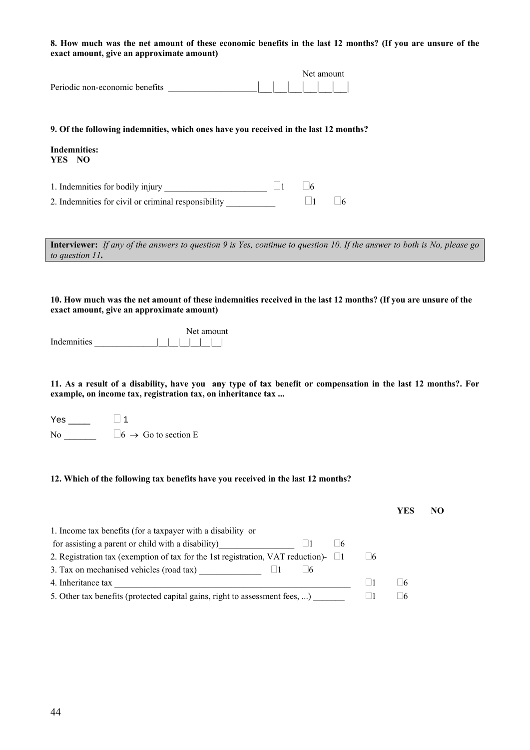**8. How much was the net amount of these economic benefits in the last 12 months? (If you are unsure of the exact amount, give an approximate amount)**

Net amount

Periodic non-economic benefits ____________________|__|__|__|__|__|__|

**9. Of the following indemnities, which ones have you received in the last 12 months?**

**Indemnities:**
**YES NO**

1. Indemnities for bodily injury ______________________ ☐1 ☐6
2. Indemnities for civil or criminal responsibility ___________ ☐1 ☐6

**Interviewer:** *If any of the answers to question 9 is Yes, continue to question 10. If the answer to both is No, please go to question 11.*

**10. How much was the net amount of these indemnities received in the last 12 months? (If you are unsure of the exact amount, give an approximate amount)**

Net amount

Indemnities ______________|__|__|__|__|__|__|

**11. As a result of a disability, have you any type of tax benefit or compensation in the last 12 months?. For example, on income tax, registration tax, on inheritance tax ...**

Yes ____ ☐ 1
No _______ ☐6 → Go to section E

**12. Which of the following tax benefits have you received in the last 12 months?**

**YES NO**

1. Income tax benefits (for a taxpayer with a disability or for assisting a parent or child with a disability)________________ ☐1 ☐6
2. Registration tax (exemption of tax for the 1st registration, VAT reduction)- ☐1 ☐6
3. Tax on mechanised vehicles (road tax) _____________ ☐1 ☐6
4. Inheritance tax _____________________________________________________ ☐1 ☐6
5. Other tax benefits (protected capital gains, right to assessment fees, ...) _______ ☐1 ☐6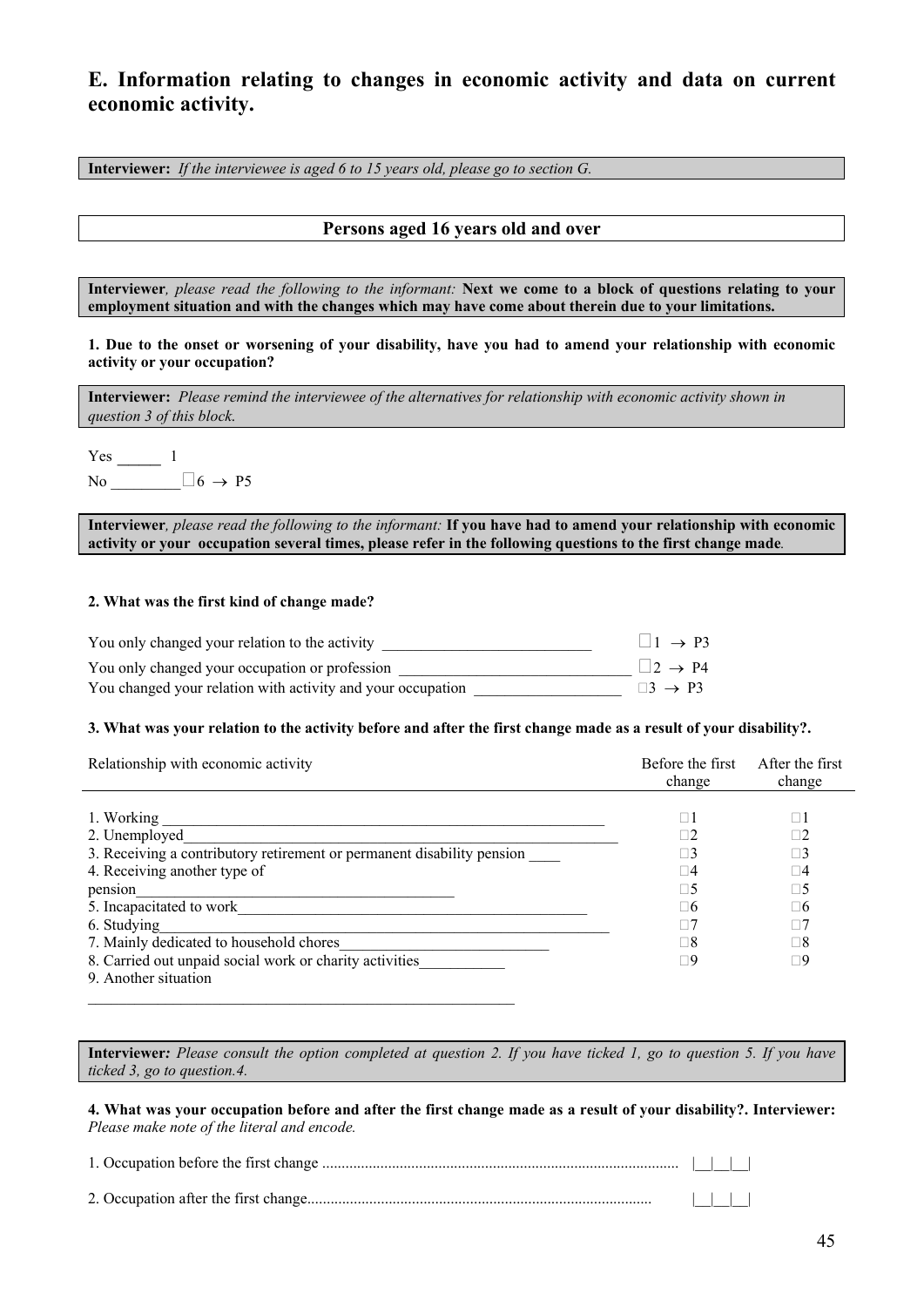## E. Information relating to changes in economic activity and data on current economic activity.

**Interviewer:** *If the interviewee is aged 6 to 15 years old, please go to section G.*

**Persons aged 16 years old and over**

**Interviewer***, please read the following to the informant:* **Next we come to a block of questions relating to your employment situation and with the changes which may have come about therein due to your limitations.**

**1. Due to the onset or worsening of your disability, have you had to amend your relationship with economic activity or your occupation?**

**Interviewer:** *Please remind the interviewee of the alternatives for relationship with economic activity shown in question 3 of this block.*

Yes ______ 1

No _________ □6 → P5

**Interviewer***, please read the following to the informant:* **If you have had to amend your relationship with economic activity or your occupation several times, please refer in the following questions to the first change made***.*

**2. What was the first kind of change made?**

You only changed your relation to the activity ____________________________ □1 → P3

You only changed your occupation or profession ________________________________ □2 → P4

You changed your relation with activity and your occupation ___________________ □3 → P3

**3. What was your relation to the activity before and after the first change made as a result of your disability?.**

| Relationship with economic activity | Before the first change | After the first change |
|---|---|---|
| 1. Working ____________________________ | □1 | □1 |
| 2. Unemployed____________________________ | □2 | □2 |
| 3. Receiving a contributory retirement or permanent disability pension ____ | □3 | □3 |
| 4. Receiving another type of pension____________________ | □4 | □4 |
| 5. Incapacitated to work____________________ | □5 | □5 |
| 6. Studying____________________________ | □6 | □6 |
| 7. Mainly dedicated to household chores____________ | □7 | □7 |
| 8. Carried out unpaid social work or charity activities___________ | □8 | □8 |
| 9. Another situation ____________________________ | □9 | □9 |

**Interviewer***: Please consult the option completed at question 2. If you have ticked 1, go to question 5. If you have ticked 3, go to question.4.*

**4. What was your occupation before and after the first change made as a result of your disability?. Interviewer:** *Please make note of the literal and encode.*

1. Occupation before the first change ............................................................................................ |__|__|__|

2. Occupation after the first change......................................................................................... |__|__|__|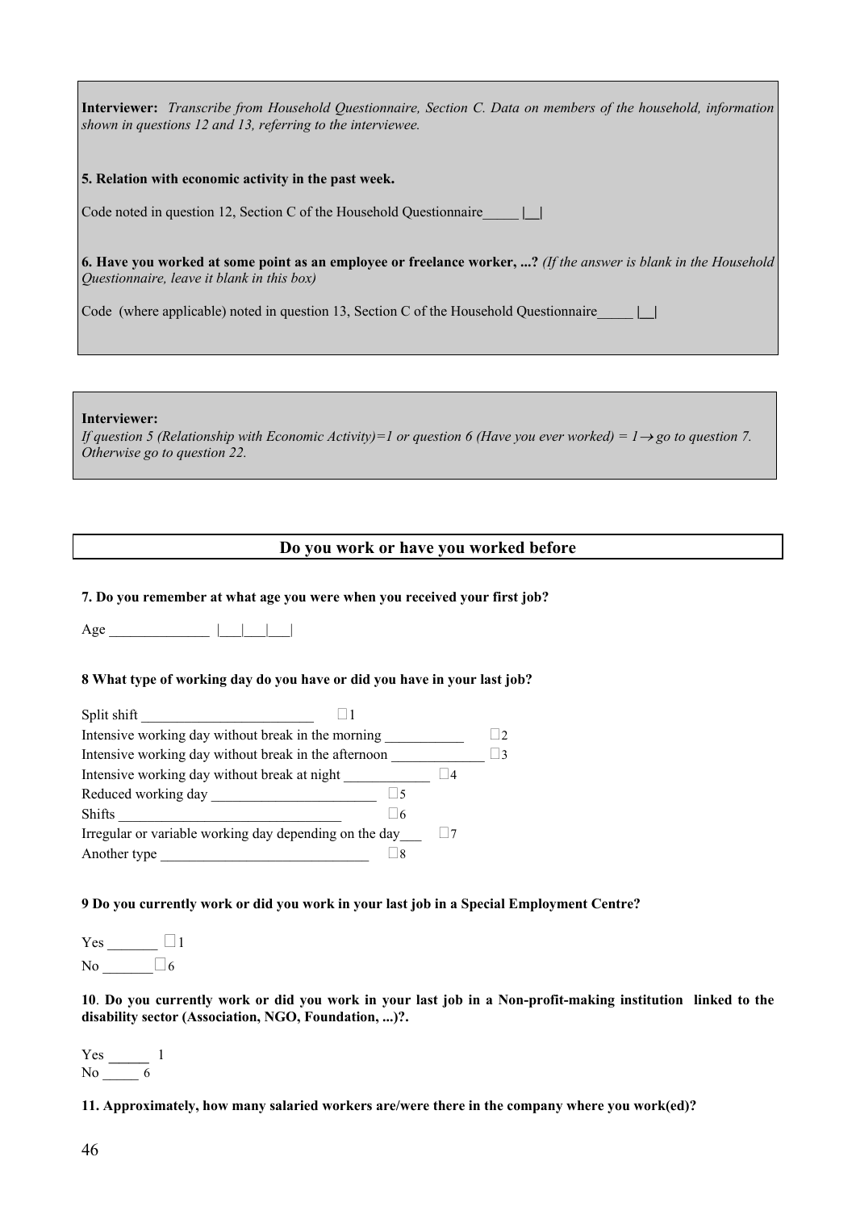**Interviewer:** *Transcribe from Household Questionnaire, Section C. Data on members of the household, information shown in questions 12 and 13, referring to the interviewee.*

**5. Relation with economic activity in the past week.**

Code noted in question 12, Section C of the Household Questionnaire_____ |__|

**6. Have you worked at some point as an employee or freelance worker, ...?** *(If the answer is blank in the Household Questionnaire, leave it blank in this box)*

Code (where applicable) noted in question 13, Section C of the Household Questionnaire_____ |__|

**Interviewer:**
*If question 5 (Relationship with Economic Activity)=1 or question 6 (Have you ever worked) = 1 → go to question 7. Otherwise go to question 22.*

## Do you work or have you worked before

**7. Do you remember at what age you were when you received your first job?**

Age ______________ |___|___|___|

**8 What type of working day do you have or did you have in your last job?**

Split shift ________________________ ☐1
Intensive working day without break in the morning ___________ ☐2
Intensive working day without break in the afternoon _____________ ☐3
Intensive working day without break at night ____________ ☐4
Reduced working day _______________________ ☐5
Shifts _______________________________ ☐6
Irregular or variable working day depending on the day___ ☐7
Another type ____________________________ ☐8

**9 Do you currently work or did you work in your last job in a Special Employment Centre?**

Yes _______ ☐1
No _______ ☐6

**10**. **Do you currently work or did you work in your last job in a Non-profit-making institution linked to the disability sector (Association, NGO, Foundation, ...)?.**

Yes _____ 1
No _____ 6

**11. Approximately, how many salaried workers are/were there in the company where you work(ed)?**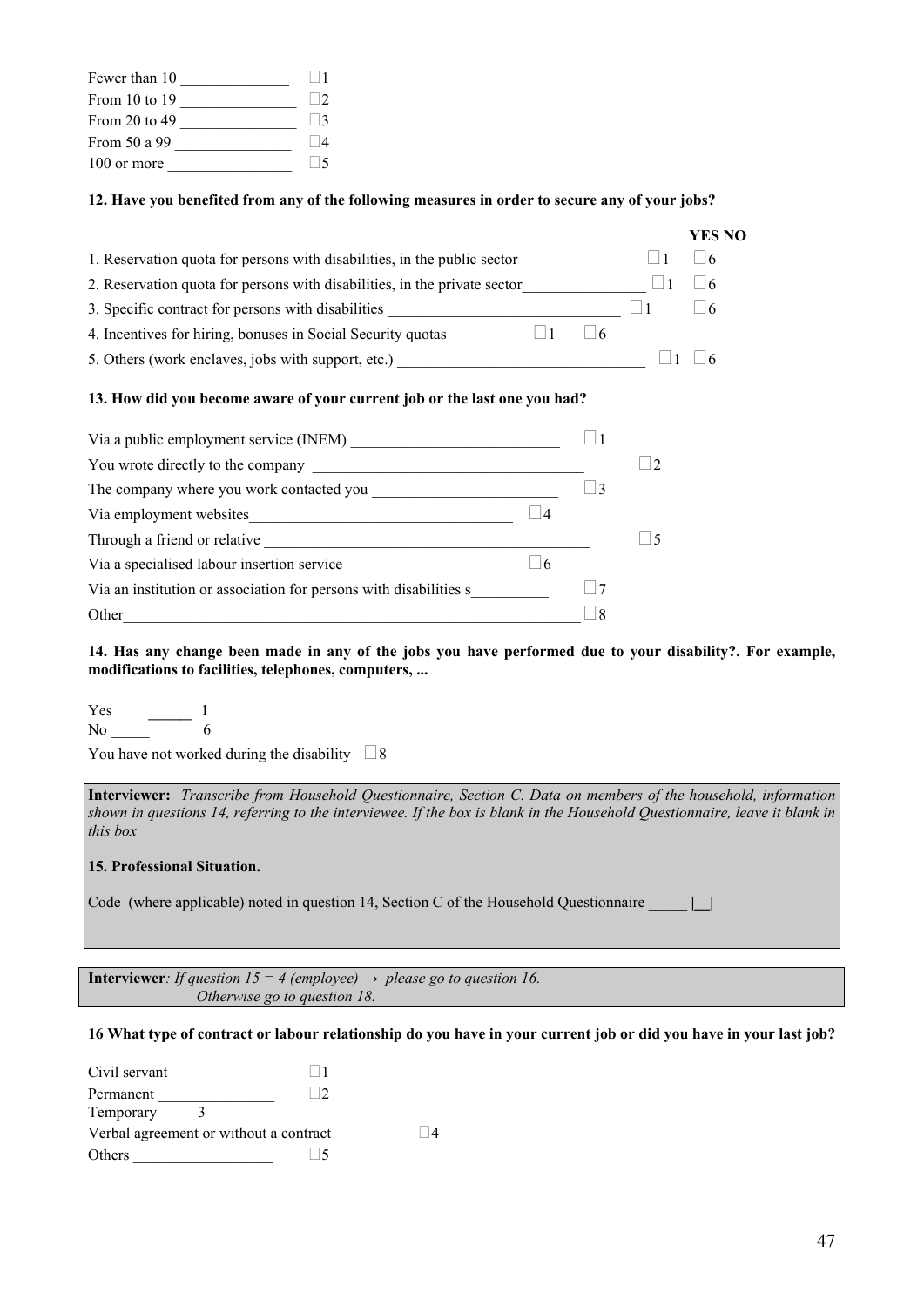Fewer than 10 ______________ □1
From 10 to 19 _______________ □2
From 20 to 49 _______________ □3
From 50 a 99 _______________ □4
100 or more ________________ □5

**12. Have you benefited from any of the following measures in order to secure any of your jobs?**

| | YES | NO |
|---|---|---|
| 1. Reservation quota for persons with disabilities, in the public sector________________ | □1 | □6 |
| 2. Reservation quota for persons with disabilities, in the private sector________________ | □1 | □6 |
| 3. Specific contract for persons with disabilities ______________________________ | □1 | □6 |
| 4. Incentives for hiring, bonuses in Social Security quotas__________ | □1 | □6 |
| 5. Others (work enclaves, jobs with support, etc.) ________________________________ | □1 | □6 |

**13. How did you become aware of your current job or the last one you had?**

Via a public employment service (INEM) ___________________________ □1
You wrote directly to the company ___________________________________ □2
The company where you work contacted you ________________________ □3
Via employment websites_________________________________ □4
Through a friend or relative __________________________________________ □5
Via a specialised labour insertion service _____________________ □6
Via an institution or association for persons with disabilities s__________ □7
Other____________________________________________________________ □8

**14. Has any change been made in any of the jobs you have performed due to your disability?. For example, modifications to facilities, telephones, computers, ...**

Yes ______ 1
No _____ 6
You have not worked during the disability □8

**Interviewer:** *Transcribe from Household Questionnaire, Section C. Data on members of the household, information shown in questions 14, referring to the interviewee. If the box is blank in the Household Questionnaire, leave it blank in this box*

**15. Professional Situation.**

Code (where applicable) noted in question 14, Section C of the Household Questionnaire _____ |__|

**Interviewer***: If question 15 = 4 (employee) → please go to question 16.*
*Otherwise go to question 18.*

**16 What type of contract or labour relationship do you have in your current job or did you have in your last job?**

Civil servant _____________ □1
Permanent _______________ □2
Temporary 3
Verbal agreement or without a contract ______ □4
Others __________________ □5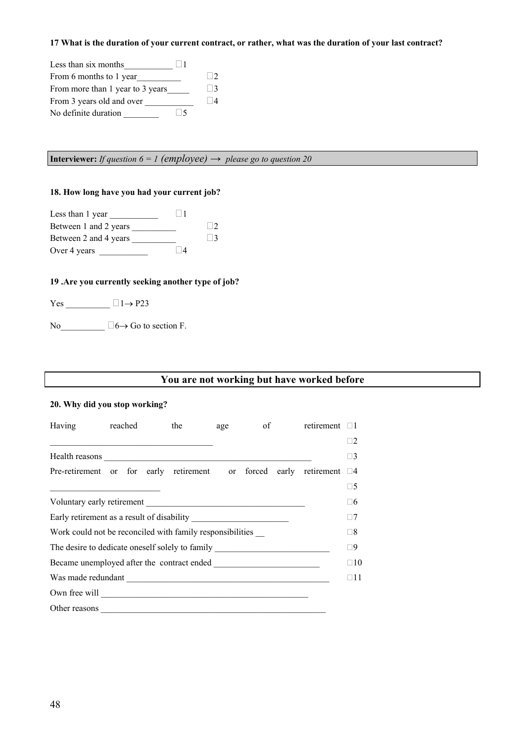**17 What is the duration of your current contract, or rather, what was the duration of your last contract?**

Less than six months___________ □1
From 6 months to 1 year__________ □2
From more than 1 year to 3 years_____ □3
From 3 years old and over ___________ □4
No definite duration ________ □5

**Interviewer:** *If question 6 = 1 (employee) → please go to question 20*

**18. How long have you had your current job?**

Less than 1 year ___________ □1
Between 1 and 2 years __________ □2
Between 2 and 4 years __________ □3
Over 4 years ___________ □4

**19 .Are you currently seeking another type of job?**

Yes __________ □1→ P23

No__________ □6→ Go to section F.

## You are not working but have worked before

**20. Why did you stop working?**

Having reached the age of retirement □1
____________________________________ □2
Health reasons _________________________________________________ □3
Pre-retirement or for early retirement or forced early retirement □4
_________________________ □5
Voluntary early retirement ____________________________________ □6
Early retirement as a result of disability ______________________ □7
Work could not be reconciled with family responsibilities __ □8
The desire to dedicate oneself solely to family _________________________ □9
Became unemployed after the contract ended ________________________ □10
Was made redundant ________________________________________________ □11
Own free will ________________________________________________
Other reasons _____________________________________________________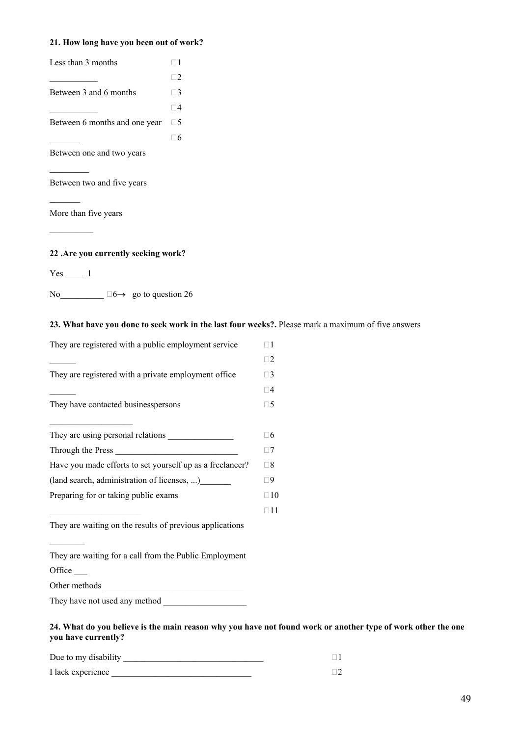**21. How long have you been out of work?**

Less than 3 months □1

___________ □2

Between 3 and 6 months □3

___________ □4

Between 6 months and one year □5

_______ □6

Between one and two years

_________

Between two and five years

_______

More than five years

__________

**22 .Are you currently seeking work?**

Yes ____ 1

No__________ □6→ go to question 26

**23. What have you done to seek work in the last four weeks?.** Please mark a maximum of five answers

They are registered with a public employment service □1

______ □2

They are registered with a private employment office □3

______ □4

They have contacted businesspersons □5

___________________

They are using personal relations _______________ □6

Through the Press ____________________________ □7

Have you made efforts to set yourself up as a freelancer? □8

(land search, administration of licenses, ...)_______ □9

Preparing for or taking public exams □10

_____________________ □11

They are waiting on the results of previous applications

________

They are waiting for a call from the Public Employment Office ___

Other methods ________________________________

They have not used any method ___________________

**24. What do you believe is the main reason why you have not found work or another type of work other the one you have currently?**

Due to my disability ________________________________ □1

I lack experience ________________________________ □2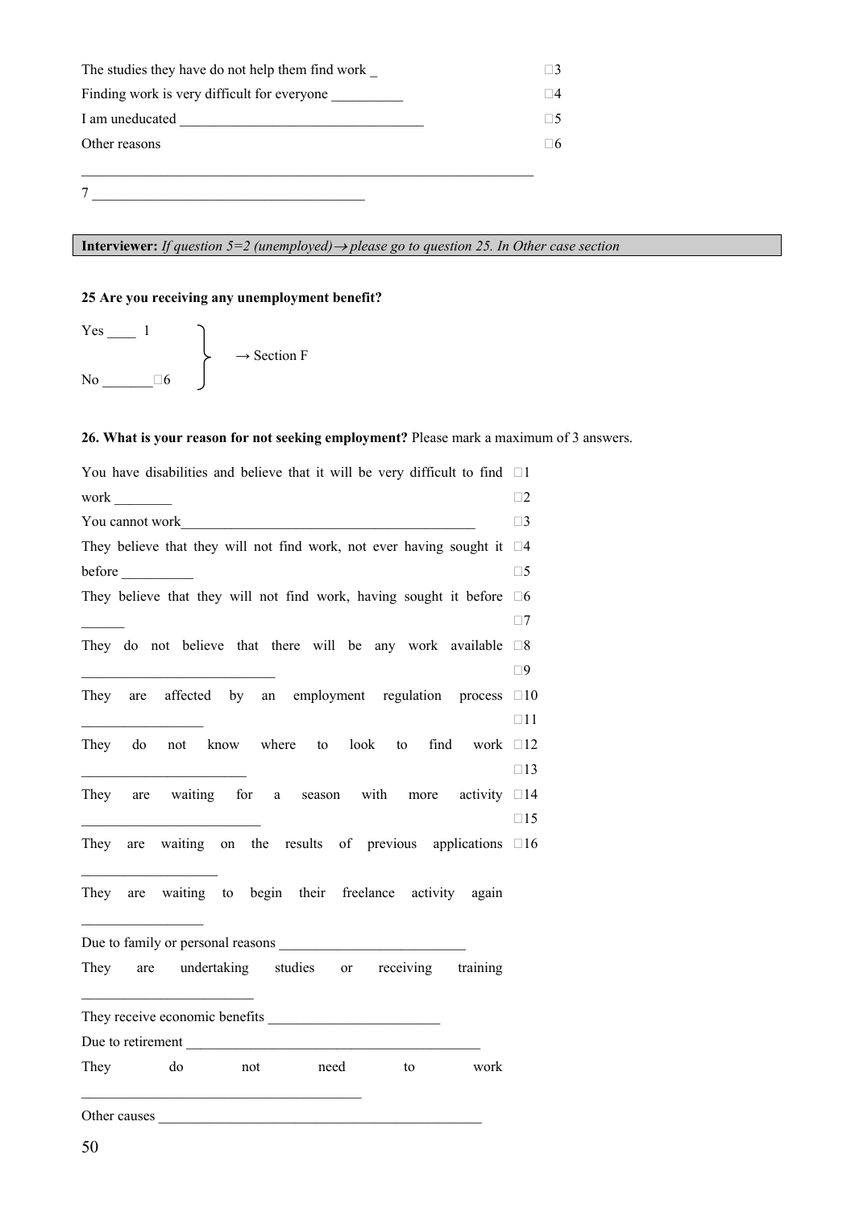The studies they have do not help them find work _ □3

Finding work is very difficult for everyone __________ □4

I am uneducated __________________________________ □5

Other reasons □6

_________________________________________________________________

7 _____________________________________

**Interviewer:** *If question 5=2 (unemployed)→please go to question 25. In Other case section*

**25 Are you receiving any unemployment benefit?**

Yes ____ 1

No _______□6

→ Section F

**26. What is your reason for not seeking employment?** Please mark a maximum of 3 answers.

You have disabilities and believe that it will be very difficult to find work ________ □1

You cannot work__________________________________________ □2

They believe that they will not find work, not ever having sought it before __________ □3

They believe that they will not find work, having sought it before ______ □4

They do not believe that there will be any work available ____________________________ □5

They are affected by an employment regulation process __________________ □6

They do not know where to look to find work ________________________ □7

They are waiting for a season with more activity __________________________ □8

They are waiting on the results of previous applications ____________________ □9

They are waiting to begin their freelance activity again __________________ □10

Due to family or personal reasons ___________________________ □11

They are undertaking studies or receiving training _________________________ □12

They receive economic benefits ________________________ □13

Due to retirement __________________________________________ □14

They do not need to work ________________________________________ □15

Other causes ______________________________________________ □16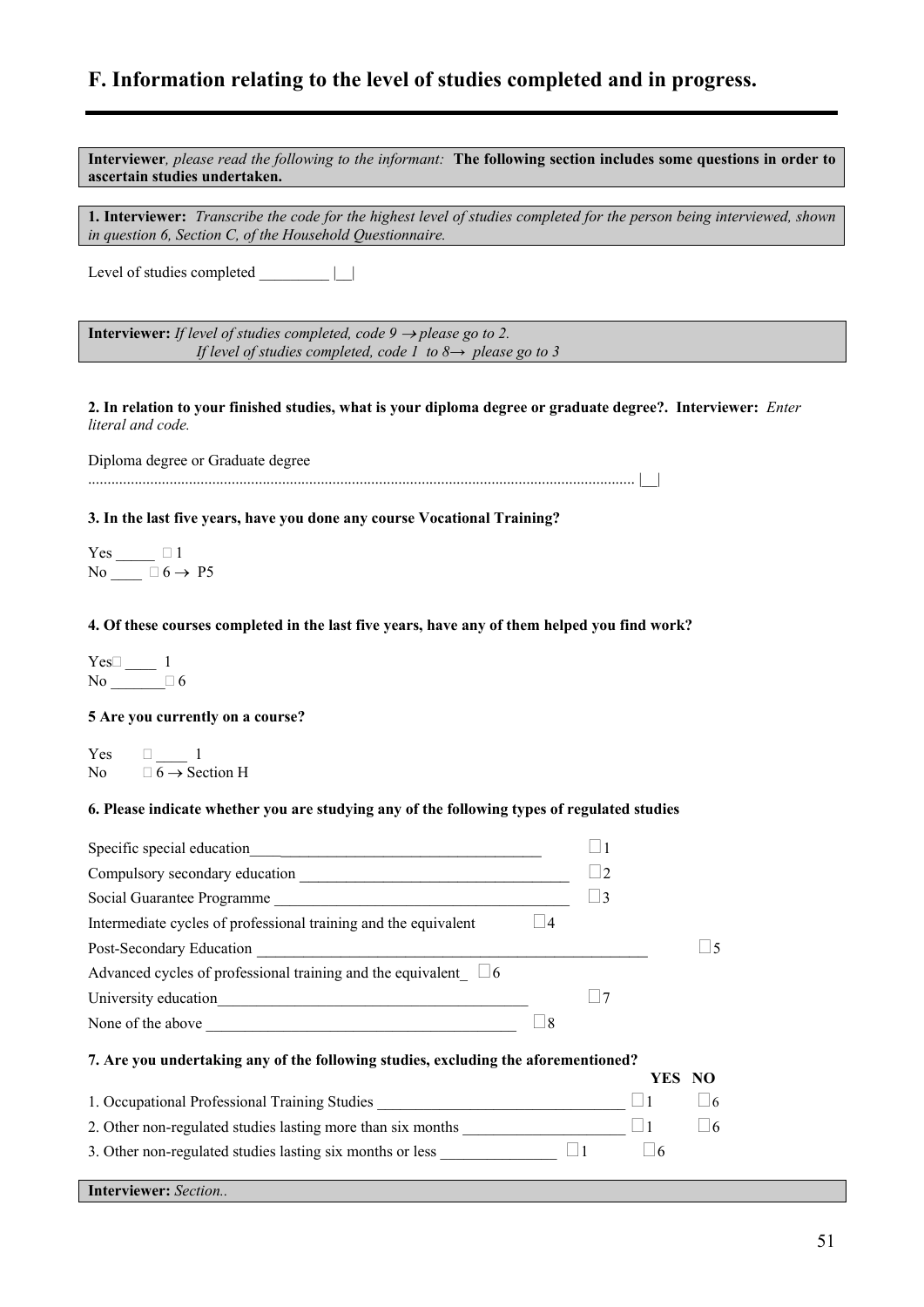## F. Information relating to the level of studies completed and in progress.

**Interviewer**, *please read the following to the informant:* **The following section includes some questions in order to ascertain studies undertaken.**

**1. Interviewer:** *Transcribe the code for the highest level of studies completed for the person being interviewed, shown in question 6, Section C, of the Household Questionnaire.*

Level of studies completed _________ |__|

**Interviewer:** *If level of studies completed, code 9 → please go to 2.*
*If level of studies completed, code 1 to 8→ please go to 3*

**2. In relation to your finished studies, what is your diploma degree or graduate degree?. Interviewer:** *Enter literal and code.*

Diploma degree or Graduate degree
............................................................................................................................................ |__|

**3. In the last five years, have you done any course Vocational Training?**

Yes _____ ☐ 1
No ____ ☐ 6 → P5

**4. Of these courses completed in the last five years, have any of them helped you find work?**

Yes☐ ____ 1
No _______☐ 6

**5 Are you currently on a course?**

Yes ☐ ____ 1
No ☐ 6 → Section H

**6. Please indicate whether you are studying any of the following types of regulated studies**

Specific special education__________________________________ ☐1
Compulsory secondary education ___________________________________ ☐2
Social Guarantee Programme ___________________________________ ☐3
Intermediate cycles of professional training and the equivalent ☐4
Post-Secondary Education ___________________________________________________ ☐5
Advanced cycles of professional training and the equivalent_ ☐6
University education_______________________________________ ☐7
None of the above _______________________________________ ☐8

**7. Are you undertaking any of the following studies, excluding the aforementioned?**

| | YES | NO |
|---|---|---|
| 1. Occupational Professional Training Studies _______________________________ | ☐1 | ☐6 |
| 2. Other non-regulated studies lasting more than six months ____________________ | ☐1 | ☐6 |
| 3. Other non-regulated studies lasting six months or less ______________ | ☐1 | ☐6 |

**Interviewer:** *Section..*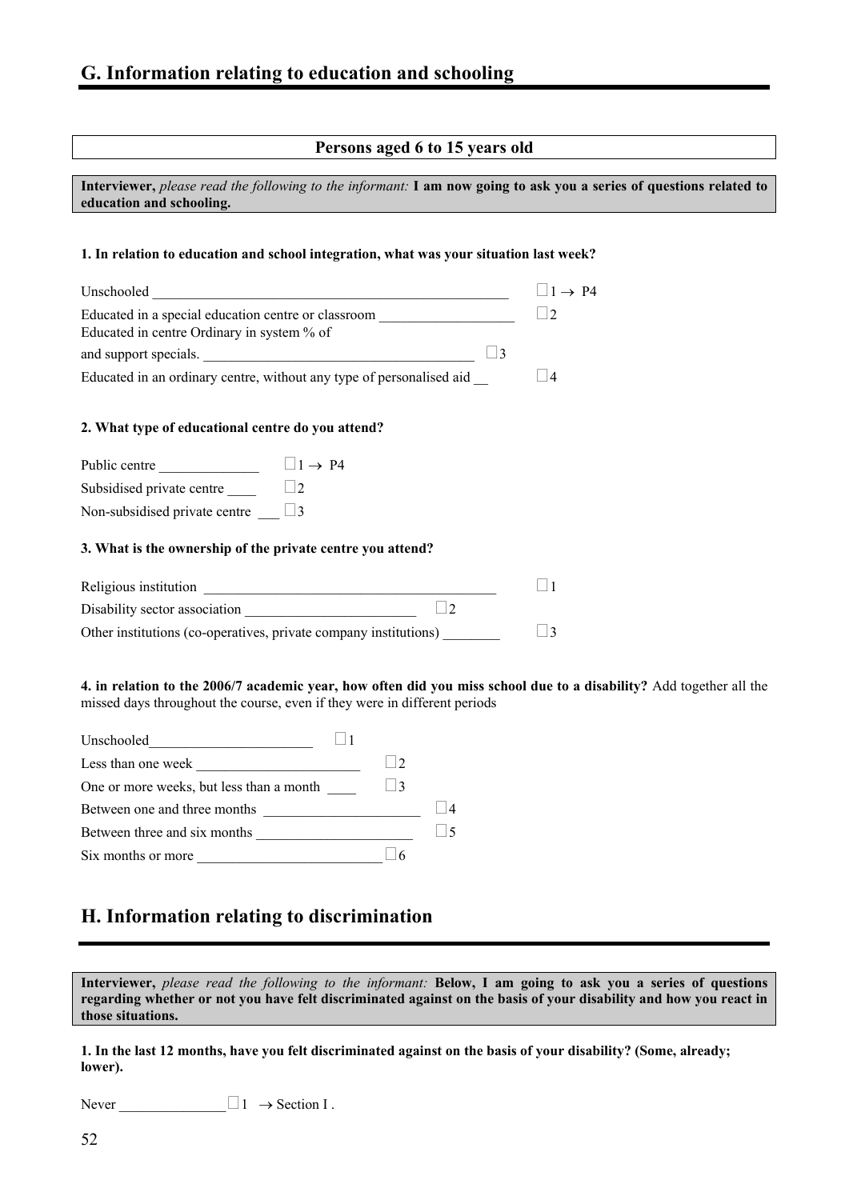## G. Information relating to education and schooling

**Persons aged 6 to 15 years old**

**Interviewer,** *please read the following to the informant:* **I am now going to ask you a series of questions related to education and schooling.**

**1. In relation to education and school integration, what was your situation last week?**

Unschooled ______________________________________________ ☐1 → P4

Educated in a special education centre or classroom __________________ ☐2

Educated in centre Ordinary in system % of
and support specials. ____________________________________ ☐3

Educated in an ordinary centre, without any type of personalised aid __ ☐4

**2. What type of educational centre do you attend?**

Public centre ______________ ☐1 → P4

Subsidised private centre ____ ☐2

Non-subsidised private centre ___ ☐3

**3. What is the ownership of the private centre you attend?**

Religious institution ________________________________________ ☐1

Disability sector association _______________________ ☐2

Other institutions (co-operatives, private company institutions) ________ ☐3

**4. in relation to the 2006/7 academic year, how often did you miss school due to a disability?** Add together all the missed days throughout the course, even if they were in different periods

Unschooled______________________ ☐1

Less than one week ______________________ ☐2

One or more weeks, but less than a month ____ ☐3

Between one and three months _____________________ ☐4

Between three and six months _____________________ ☐5

Six months or more _________________________ ☐6

## H. Information relating to discrimination

**Interviewer,** *please read the following to the informant:* **Below, I am going to ask you a series of questions regarding whether or not you have felt discriminated against on the basis of your disability and how you react in those situations.**

**1. In the last 12 months, have you felt discriminated against on the basis of your disability? (Some, already; lower).**

Never ______________ ☐1 → Section I .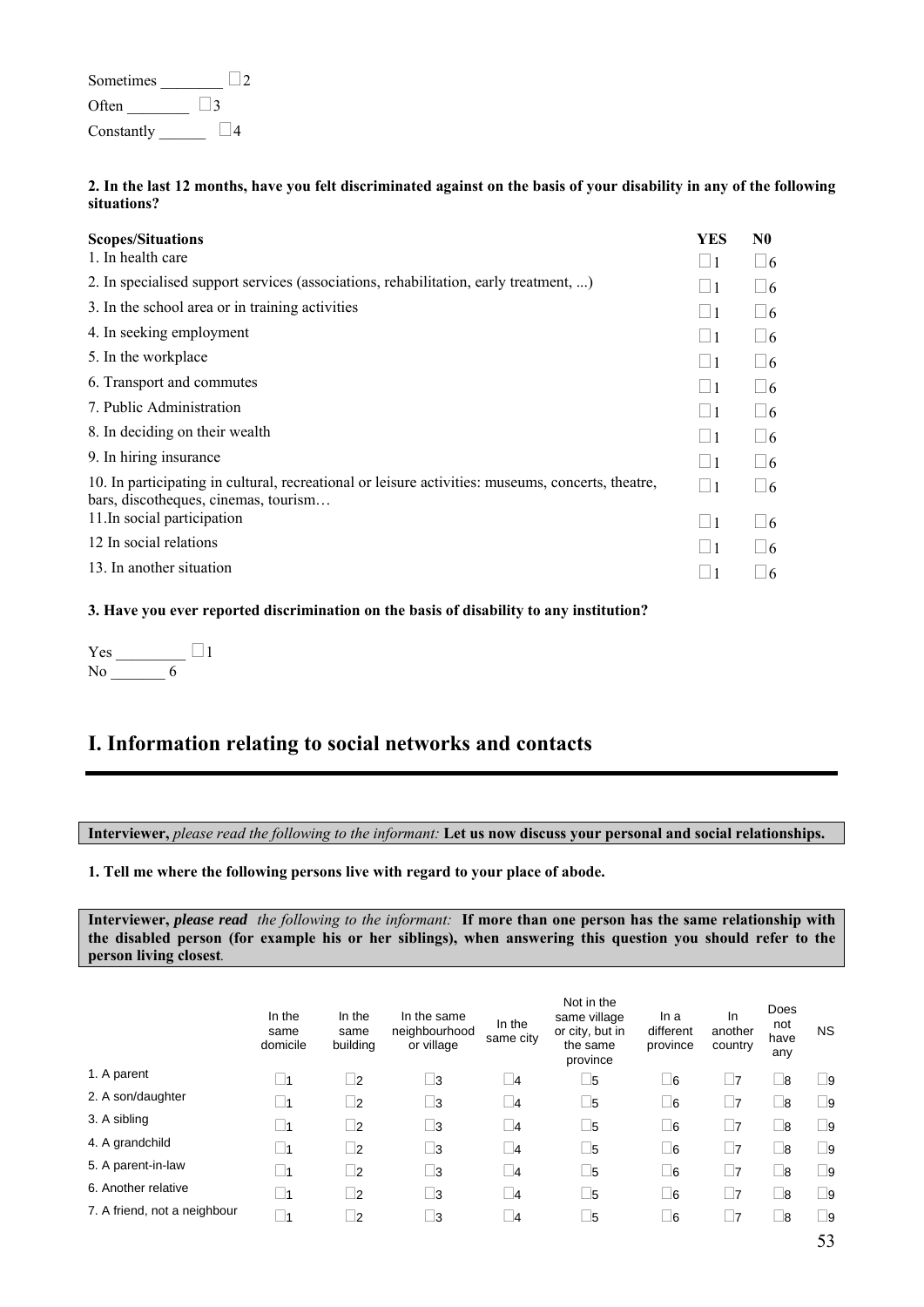Sometimes ________ ☐2

Often ________ ☐3

Constantly ______ ☐4

**2. In the last 12 months, have you felt discriminated against on the basis of your disability in any of the following situations?**

| **Scopes/Situations** | **YES** | **N0** |
|---|---|---|
| 1. In health care | ☐1 | ☐6 |
| 2. In specialised support services (associations, rehabilitation, early treatment, ...) | ☐1 | ☐6 |
| 3. In the school area or in training activities | ☐1 | ☐6 |
| 4. In seeking employment | ☐1 | ☐6 |
| 5. In the workplace | ☐1 | ☐6 |
| 6. Transport and commutes | ☐1 | ☐6 |
| 7. Public Administration | ☐1 | ☐6 |
| 8. In deciding on their wealth | ☐1 | ☐6 |
| 9. In hiring insurance | ☐1 | ☐6 |
| 10. In participating in cultural, recreational or leisure activities: museums, concerts, theatre, bars, discotheques, cinemas, tourism… | ☐1 | ☐6 |
| 11.In social participation | ☐1 | ☐6 |
| 12 In social relations | ☐1 | ☐6 |
| 13. In another situation | ☐1 | ☐6 |

**3. Have you ever reported discrimination on the basis of disability to any institution?**

Yes _________ ☐1

No _______ 6

# I. Information relating to social networks and contacts

**Interviewer,** *please read the following to the informant:* **Let us now discuss your personal and social relationships.**

**1. Tell me where the following persons live with regard to your place of abode.**

**Interviewer,** ***please read*** *the following to the informant:* **If more than one person has the same relationship with the disabled person (for example his or her siblings), when answering this question you should refer to the person living closest**.

| | In the same domicile | In the same building | In the same neighbourhood or village | In the same city | Not in the same village or city, but in the same province | In a different province | In another country | Does not have any | NS |
|---|---|---|---|---|---|---|---|---|---|
| 1. A parent | ☐1 | ☐2 | ☐3 | ☐4 | ☐5 | ☐6 | ☐7 | ☐8 | ☐9 |
| 2. A son/daughter | ☐1 | ☐2 | ☐3 | ☐4 | ☐5 | ☐6 | ☐7 | ☐8 | ☐9 |
| 3. A sibling | ☐1 | ☐2 | ☐3 | ☐4 | ☐5 | ☐6 | ☐7 | ☐8 | ☐9 |
| 4. A grandchild | ☐1 | ☐2 | ☐3 | ☐4 | ☐5 | ☐6 | ☐7 | ☐8 | ☐9 |
| 5. A parent-in-law | ☐1 | ☐2 | ☐3 | ☐4 | ☐5 | ☐6 | ☐7 | ☐8 | ☐9 |
| 6. Another relative | ☐1 | ☐2 | ☐3 | ☐4 | ☐5 | ☐6 | ☐7 | ☐8 | ☐9 |
| 7. A friend, not a neighbour | ☐1 | ☐2 | ☐3 | ☐4 | ☐5 | ☐6 | ☐7 | ☐8 | ☐9 |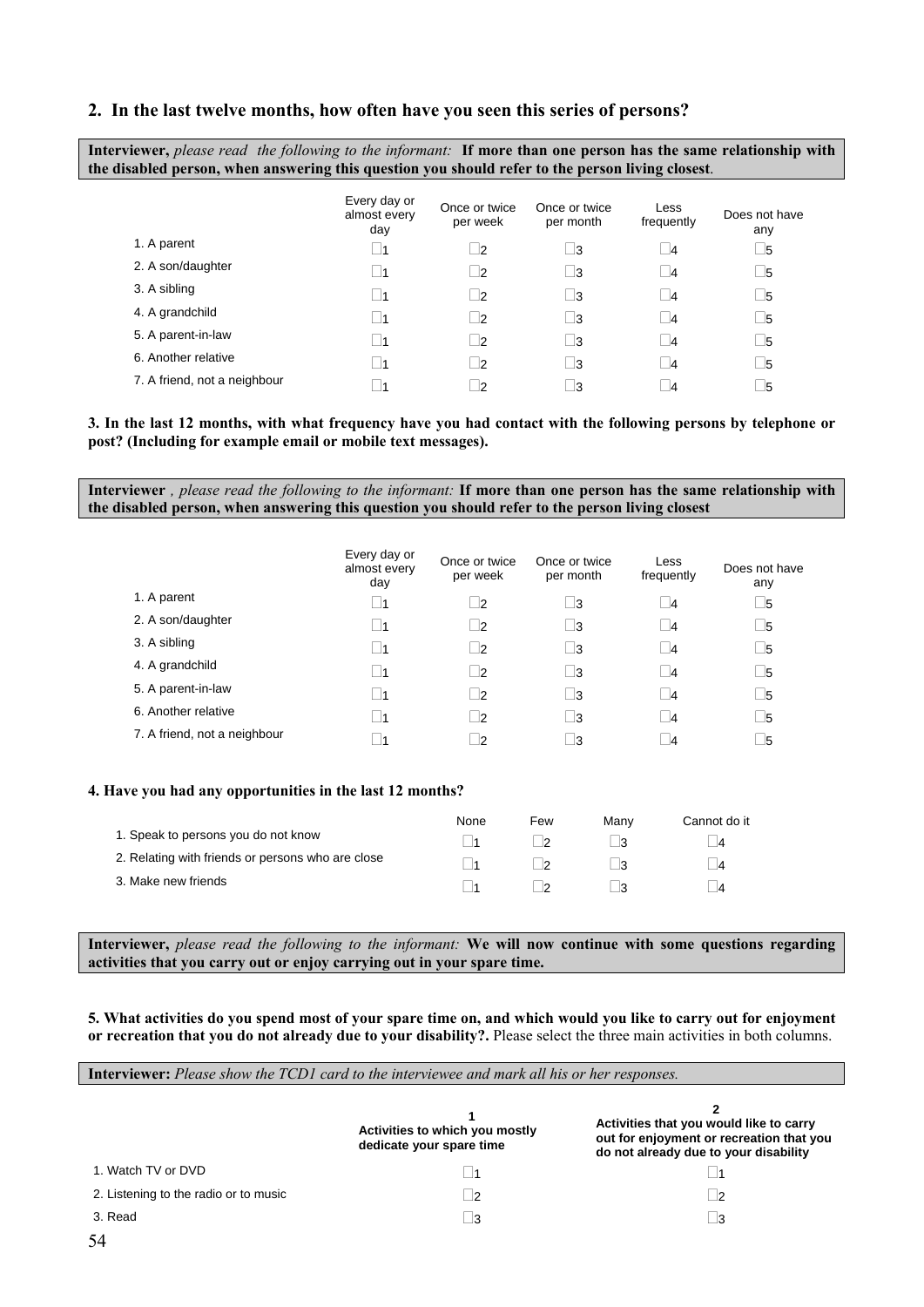## 2. In the last twelve months, how often have you seen this series of persons?

**Interviewer,** *please read the following to the informant:* **If more than one person has the same relationship with the disabled person, when answering this question you should refer to the person living closest**.

| | Every day or almost every day | Once or twice per week | Once or twice per month | Less frequently | Does not have any |
|---|---|---|---|---|---|
| 1. A parent | ☐1 | ☐2 | ☐3 | ☐4 | ☐5 |
| 2. A son/daughter | ☐1 | ☐2 | ☐3 | ☐4 | ☐5 |
| 3. A sibling | ☐1 | ☐2 | ☐3 | ☐4 | ☐5 |
| 4. A grandchild | ☐1 | ☐2 | ☐3 | ☐4 | ☐5 |
| 5. A parent-in-law | ☐1 | ☐2 | ☐3 | ☐4 | ☐5 |
| 6. Another relative | ☐1 | ☐2 | ☐3 | ☐4 | ☐5 |
| 7. A friend, not a neighbour | ☐1 | ☐2 | ☐3 | ☐4 | ☐5 |

**3. In the last 12 months, with what frequency have you had contact with the following persons by telephone or post? (Including for example email or mobile text messages).**

**Interviewer** *, please read the following to the informant:* **If more than one person has the same relationship with the disabled person, when answering this question you should refer to the person living closest**

| | Every day or almost every day | Once or twice per week | Once or twice per month | Less frequently | Does not have any |
|---|---|---|---|---|---|
| 1. A parent | ☐1 | ☐2 | ☐3 | ☐4 | ☐5 |
| 2. A son/daughter | ☐1 | ☐2 | ☐3 | ☐4 | ☐5 |
| 3. A sibling | ☐1 | ☐2 | ☐3 | ☐4 | ☐5 |
| 4. A grandchild | ☐1 | ☐2 | ☐3 | ☐4 | ☐5 |
| 5. A parent-in-law | ☐1 | ☐2 | ☐3 | ☐4 | ☐5 |
| 6. Another relative | ☐1 | ☐2 | ☐3 | ☐4 | ☐5 |
| 7. A friend, not a neighbour | ☐1 | ☐2 | ☐3 | ☐4 | ☐5 |

**4. Have you had any opportunities in the last 12 months?**

| | None | Few | Many | Cannot do it |
|---|---|---|---|---|
| 1. Speak to persons you do not know | ☐1 | ☐2 | ☐3 | ☐4 |
| 2. Relating with friends or persons who are close | ☐1 | ☐2 | ☐3 | ☐4 |
| 3. Make new friends | ☐1 | ☐2 | ☐3 | ☐4 |

**Interviewer,** *please read the following to the informant:* **We will now continue with some questions regarding activities that you carry out or enjoy carrying out in your spare time.**

**5. What activities do you spend most of your spare time on, and which would you like to carry out for enjoyment or recreation that you do not already due to your disability?.** Please select the three main activities in both columns.

**Interviewer:** *Please show the TCD1 card to the interviewee and mark all his or her responses.*

| | **1** **Activities to which you mostly dedicate your spare time** | **2** **Activities that you would like to carry out for enjoyment or recreation that you do not already due to your disability** |
|---|---|---|
| 1. Watch TV or DVD | ☐1 | ☐1 |
| 2. Listening to the radio or to music | ☐2 | ☐2 |
| 3. Read | ☐3 | ☐3 |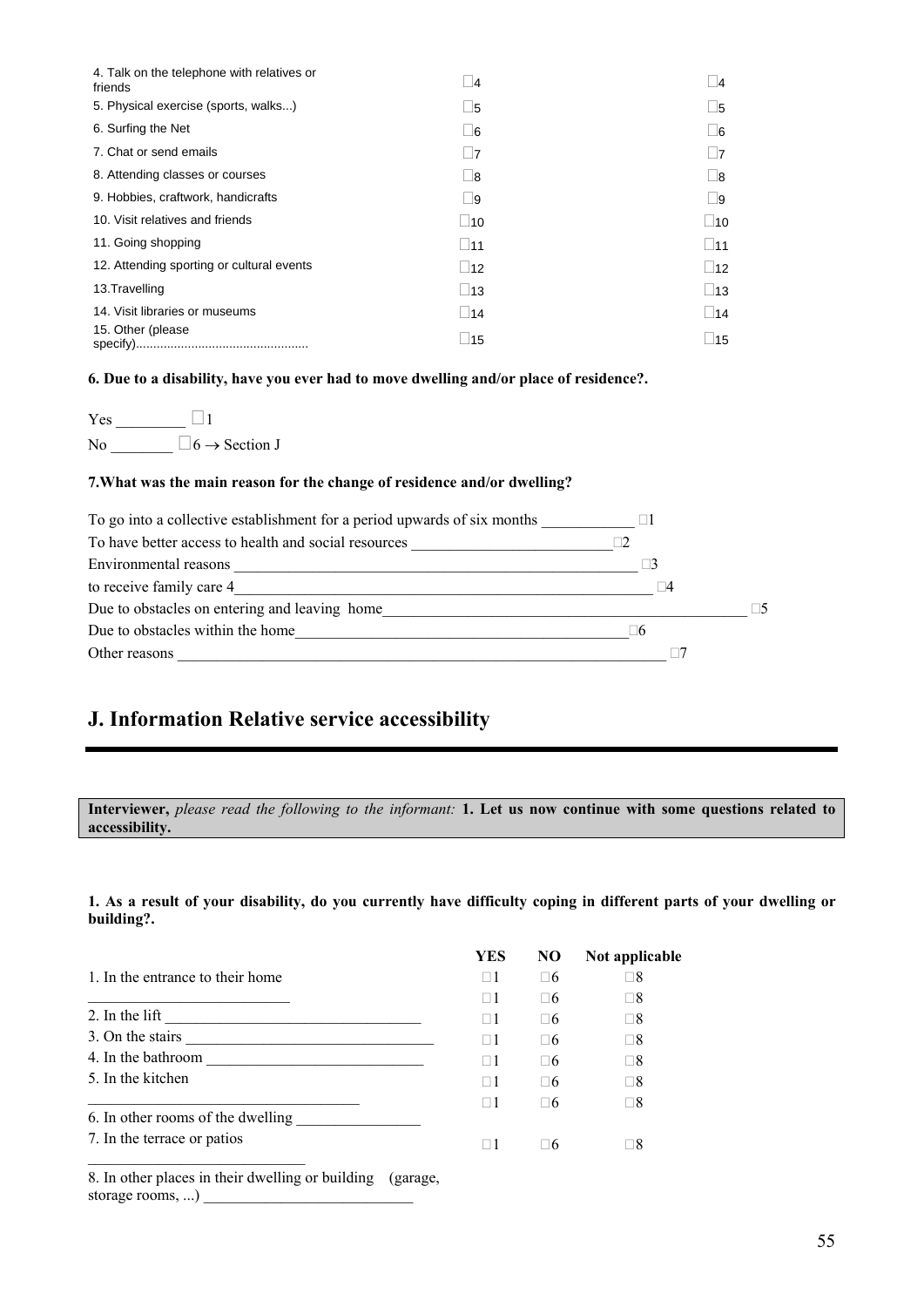| | | |
|---|---|---|
| 4. Talk on the telephone with relatives or friends | □4 | □4 |
| 5. Physical exercise (sports, walks...) | □5 | □5 |
| 6. Surfing the Net | □6 | □6 |
| 7. Chat or send emails | □7 | □7 |
| 8. Attending classes or courses | □8 | □8 |
| 9. Hobbies, craftwork, handicrafts | □9 | □9 |
| 10. Visit relatives and friends | □10 | □10 |
| 11. Going shopping | □11 | □11 |
| 12. Attending sporting or cultural events | □12 | □12 |
| 13.Travelling | □13 | □13 |
| 14. Visit libraries or museums | □14 | □14 |
| 15. Other (please specify).................................................. | □15 | □15 |

**6. Due to a disability, have you ever had to move dwelling and/or place of residence?.**

Yes _________ □1

No ________ □6 → Section J

**7.What was the main reason for the change of residence and/or dwelling?**

To go into a collective establishment for a period upwards of six months ____________ □1

To have better access to health and social resources __________________________□2

Environmental reasons ____________________________________________________ □3

to receive family care 4________________________________________________________ □4

Due to obstacles on entering and leaving home_______________________________________________ □5

Due to obstacles within the home_____________________________________________□6

Other reasons __________________________________________________________________ □7

## J. Information Relative service accessibility

**Interviewer,** *please read the following to the informant:* **1. Let us now continue with some questions related to accessibility.**

**1. As a result of your disability, do you currently have difficulty coping in different parts of your dwelling or building?.**

| | YES | NO | Not applicable |
|---|---|---|---|
| 1. In the entrance to their home ___________________________ | □1 | □6 | □8 |
| | □1 | □6 | □8 |
| 2. In the lift _________________________________ | □1 | □6 | □8 |
| 3. On the stairs ________________________________ | □1 | □6 | □8 |
| 4. In the bathroom ____________________________ | □1 | □6 | □8 |
| 5. In the kitchen ___________________________________ | □1 | □6 | □8 |
| 6. In other rooms of the dwelling ________________ | □1 | □6 | □8 |
| 7. In the terrace or patios ___________________________ | □1 | □6 | □8 |
| 8. In other places in their dwelling or building (garage, storage rooms, ...) __________________________ | | | |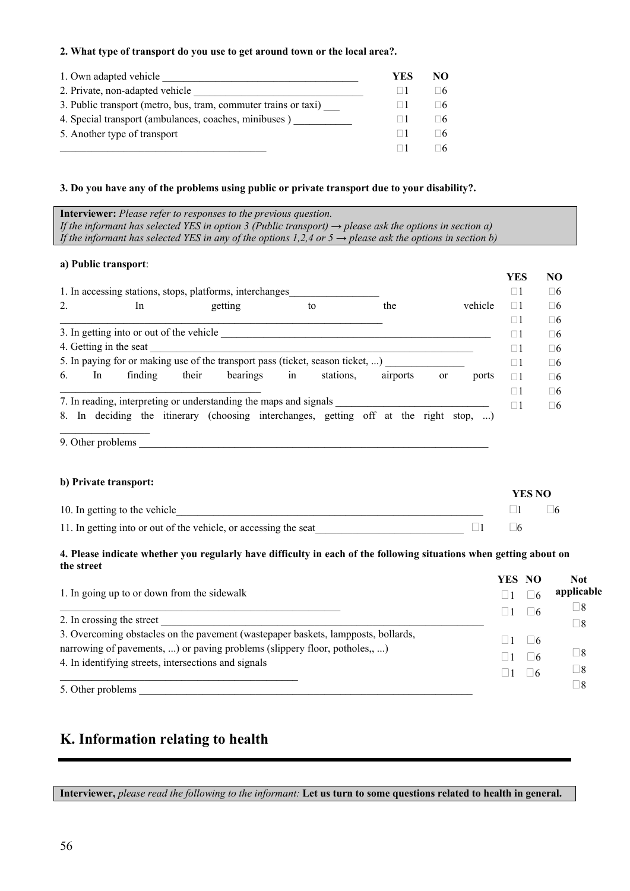**2. What type of transport do you use to get around town or the local area?.**

| | YES | NO |
|---|---|---|
| 1. Own adapted vehicle ______ | | |
| 2. Private, non-adapted vehicle ______ | □1 | □6 |
| 3. Public transport (metro, bus, tram, commuter trains or taxi) ___ | □1 | □6 |
| 4. Special transport (ambulances, coaches, minibuses ) ______ | □1 | □6 |
| 5. Another type of transport | □1 | □6 |
| ______ | □1 | □6 |

**3. Do you have any of the problems using public or private transport due to your disability?.**

> **Interviewer:** *Please refer to responses to the previous question.*
> *If the informant has selected YES in option 3 (Public transport) → please ask the options in section a)*
> *If the informant has selected YES in any of the options 1,2,4 or 5 → please ask the options in section b)*

**a) Public transport**:

| | YES | NO |
|---|---|---|
| 1. In accessing stations, stops, platforms, interchanges______ | □1 | □6 |
| 2. In getting to the vehicle ______ | □1 | □6 |
| 3. In getting into or out of the vehicle ______ | □1 | □6 |
| 4. Getting in the seat ______ | □1 | □6 |
| 5. In paying for or making use of the transport pass (ticket, season ticket, ...) ______ | □1 | □6 |
| 6. In finding their bearings in stations, airports or ports ______ | □1 | □6 |
| 7. In reading, interpreting or understanding the maps and signals ______ | □1 | □6 |
| 8. In deciding the itinerary (choosing interchanges, getting off at the right stop, ...) ______ | □1 | □6 |
| 9. Other problems ______ | □1 | □6 |

**b) Private transport:**

| | YES | NO |
|---|---|---|
| 10. In getting to the vehicle______ | □1 | □6 |
| 11. In getting into or out of the vehicle, or accessing the seat______ | □1 | □6 |

**4. Please indicate whether you regularly have difficulty in each of the following situations when getting about on the street**

| | YES | NO | Not applicable |
|---|---|---|---|
| 1. In going up to or down from the sidewalk ______ | □1 | □6 | □8 |
| 2. In crossing the street ______ | □1 | □6 | □8 |
| 3. Overcoming obstacles on the pavement (wastepaper baskets, lampposts, bollards, narrowing of pavements, ...) or paving problems (slippery floor, potholes,, ...) | □1 | □6 | □8 |
| 4. In identifying streets, intersections and signals ______ | □1 | □6 | □8 |
| 5. Other problems ______ | □1 | □6 | □8 |

## K. Information relating to health

> **Interviewer,** *please read the following to the informant:* **Let us turn to some questions related to health in general.**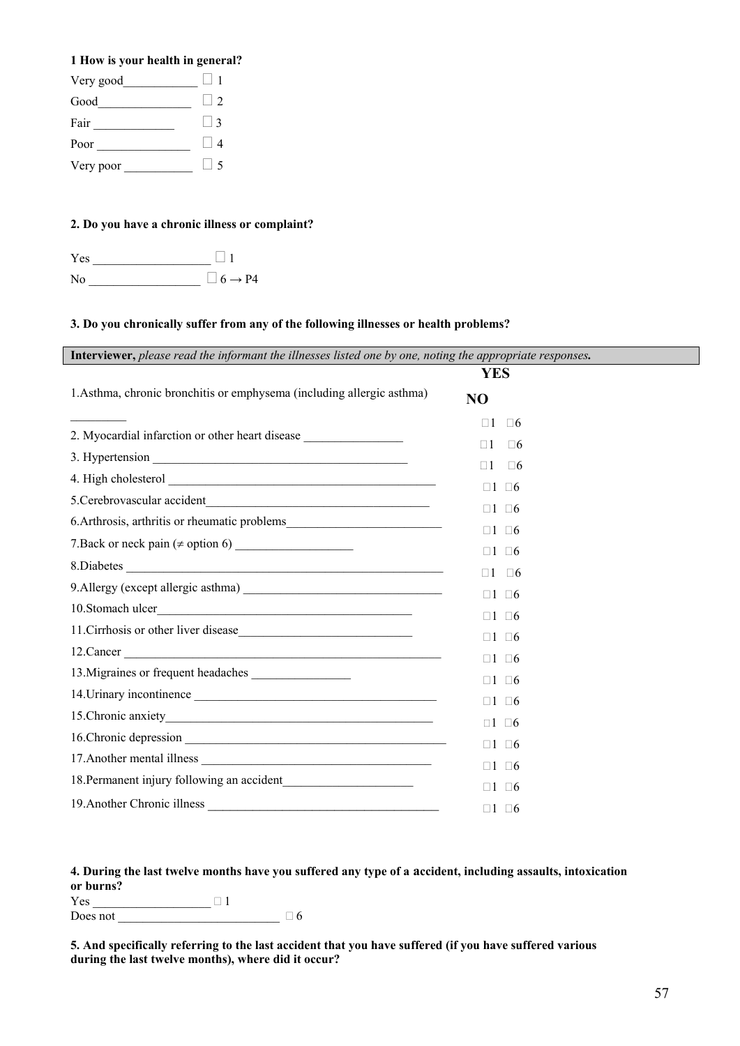**1 How is your health in general?**

Very good___________ □ 1
Good______________ □ 2
Fair ____________ □ 3
Poor ______________ □ 4
Very poor __________ □ 5

**2. Do you have a chronic illness or complaint?**

Yes __________________ □ 1
No _________________ □ 6 → P4

**3. Do you chronically suffer from any of the following illnesses or health problems?**

**Interviewer,** *please read the informant the illnesses listed one by one, noting the appropriate responses.*

| | YES | NO |
|---|---|---|
| 1.Asthma, chronic bronchitis or emphysema (including allergic asthma) _________ | □1 | □6 |
| 2. Myocardial infarction or other heart disease _______________ | □1 | □6 |
| 3. Hypertension ________________________________________ | □1 | □6 |
| 4. High cholesterol ___________________________________________ | □1 | □6 |
| 5.Cerebrovascular accident___________________________________ | □1 | □6 |
| 6.Arthrosis, arthritis or rheumatic problems________________________ | □1 | □6 |
| 7.Back or neck pain (≠ option 6) __________________ | □1 | □6 |
| 8.Diabetes ___________________________________________________ | □1 | □6 |
| 9.Allergy (except allergic asthma) _______________________________ | □1 | □6 |
| 10.Stomach ulcer_______________________________________ | □1 | □6 |
| 11.Cirrhosis or other liver disease___________________________ | □1 | □6 |
| 12.Cancer ____________________________________________________ | □1 | □6 |
| 13.Migraines or frequent headaches _______________ | □1 | □6 |
| 14.Urinary incontinence _______________________________________ | □1 | □6 |
| 15.Chronic anxiety____________________________________________ | □1 | □6 |
| 16.Chronic depression __________________________________________ | □1 | □6 |
| 17.Another mental illness ____________________________________ | □1 | □6 |
| 18.Permanent injury following an accident____________________ | □1 | □6 |
| 19.Another Chronic illness ____________________________________ | □1 | □6 |

**4. During the last twelve months have you suffered any type of a accident, including assaults, intoxication or burns?**

Yes __________________ □ 1
Does not _________________________ □ 6

**5. And specifically referring to the last accident that you have suffered (if you have suffered various during the last twelve months), where did it occur?**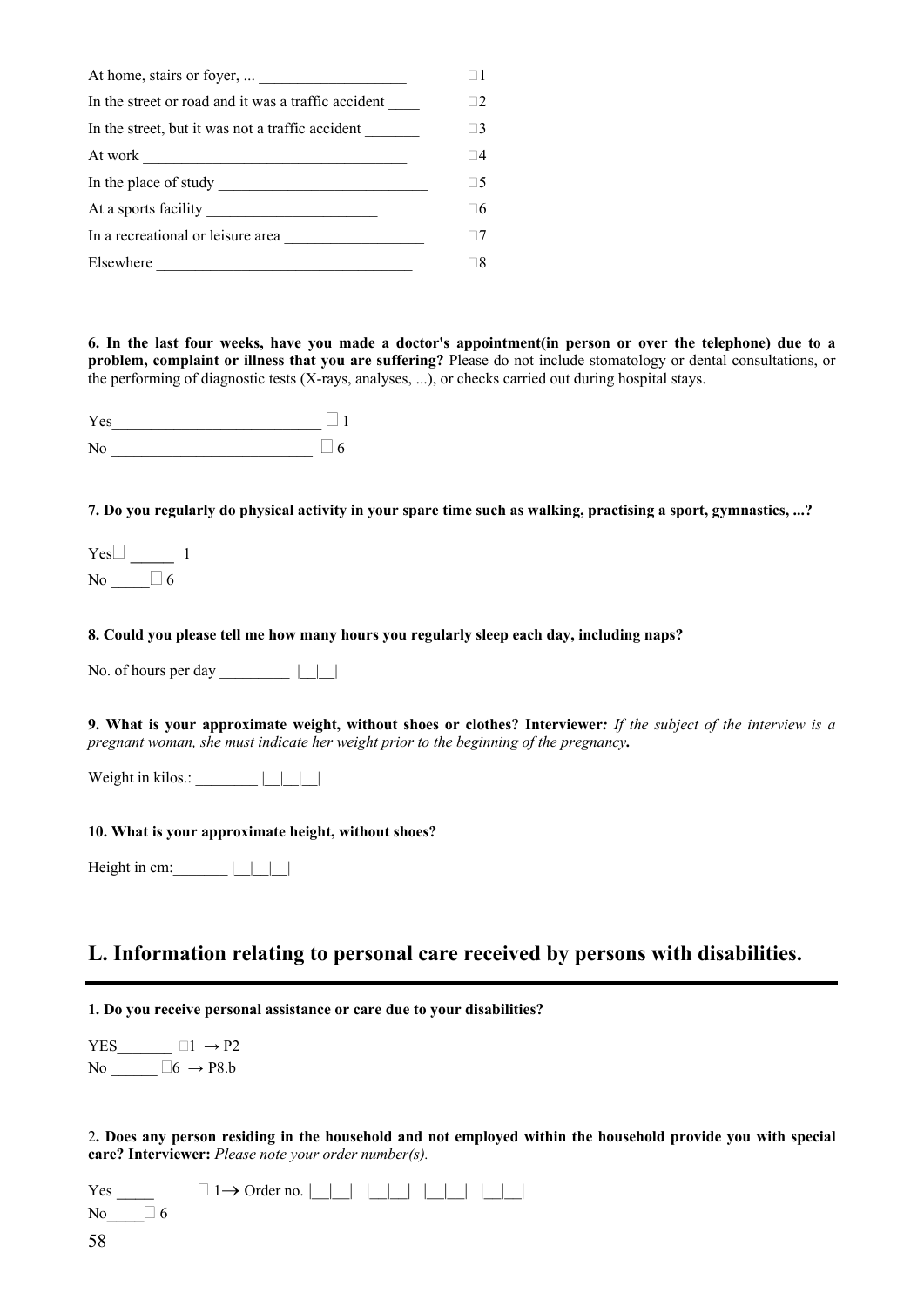At home, stairs or foyer, ... ___________________ □1

In the street or road and it was a traffic accident ____ □2

In the street, but it was not a traffic accident _______ □3

At work __________________________________ □4

In the place of study ___________________________ □5

At a sports facility ______________________ □6

In a recreational or leisure area __________________ □7

Elsewhere ________________________________ □8

**6. In the last four weeks, have you made a doctor's appointment(in person or over the telephone) due to a problem, complaint or illness that you are suffering?** Please do not include stomatology or dental consultations, or the performing of diagnostic tests (X-rays, analyses, ...), or checks carried out during hospital stays.

Yes__________________________ □ 1

No _________________________ □ 6

**7. Do you regularly do physical activity in your spare time such as walking, practising a sport, gymnastics, ...?**

Yes□ _____ 1

No _____□ 6

**8. Could you please tell me how many hours you regularly sleep each day, including naps?**

No. of hours per day _________ |__|__|

**9. What is your approximate weight, without shoes or clothes? Interviewer***: If the subject of the interview is a pregnant woman, she must indicate her weight prior to the beginning of the pregnancy***.**

Weight in kilos.: ________ |__|__|__|

**10. What is your approximate height, without shoes?**

Height in cm:_______ |__|__|__|

## L. Information relating to personal care received by persons with disabilities.

**1. Do you receive personal assistance or care due to your disabilities?**

YES_______ □1 → P2

No ______ □6 → P8.b

2**. Does any person residing in the household and not employed within the household provide you with special care? Interviewer:** *Please note your order number(s).*

Yes _____ □ 1→ Order no. |__|__| |__|__| |__|__| |__|__|

No_____□ 6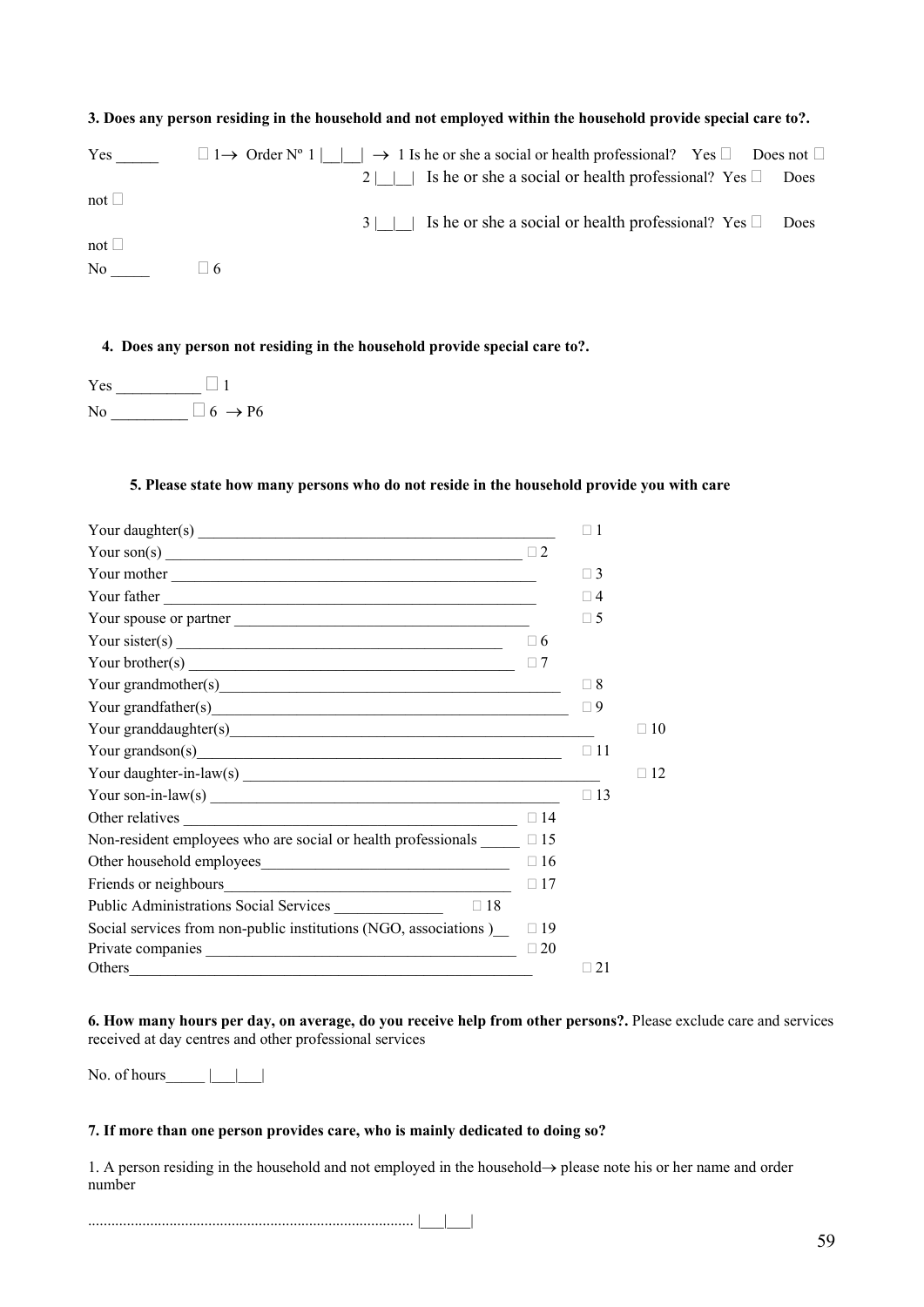**3. Does any person residing in the household and not employed within the household provide special care to?.**

Yes _____ □ 1→ Order Nº 1 |__|__| → 1 Is he or she a social or health professional? Yes □ Does not □

2 |__|__| Is he or she a social or health professional? Yes □ Does not □

3 |__|__| Is he or she a social or health professional? Yes □ Does not □

No _____ □ 6

**4. Does any person not residing in the household provide special care to?.**

Yes __________ □ 1

No _________ □ 6 → P6

**5. Please state how many persons who do not reside in the household provide you with care**

Your daughter(s) ____________________________________________ □ 1
Your son(s) ____________________________________________ □ 2
Your mother ____________________________________________ □ 3
Your father ____________________________________________ □ 4
Your spouse or partner ____________________________________ □ 5
Your sister(s) ________________________________________ □ 6
Your brother(s) ________________________________________ □ 7
Your grandmother(s)___________________________________________ □ 8
Your grandfather(s)___________________________________________ □ 9
Your granddaughter(s)_______________________________________________ □ 10
Your grandson(s)_____________________________________________ □ 11
Your daughter-in-law(s) ___________________________________________ □ 12
Your son-in-law(s) ____________________________________________ □ 13
Other relatives ________________________________________ □ 14
Non-resident employees who are social or health professionals _____ □ 15
Other household employees_______________________________ □ 16
Friends or neighbours___________________________________ □ 17
Public Administrations Social Services _____________ □ 18
Social services from non-public institutions (NGO, associations )__ □ 19
Private companies ______________________________________ □ 20
Others___________________________________________________ □ 21

**6. How many hours per day, on average, do you receive help from other persons?.** Please exclude care and services received at day centres and other professional services

No. of hours_____ |___|___|

**7. If more than one person provides care, who is mainly dedicated to doing so?**

1. A person residing in the household and not employed in the household→ please note his or her name and order number

.................................................................................. |___|___|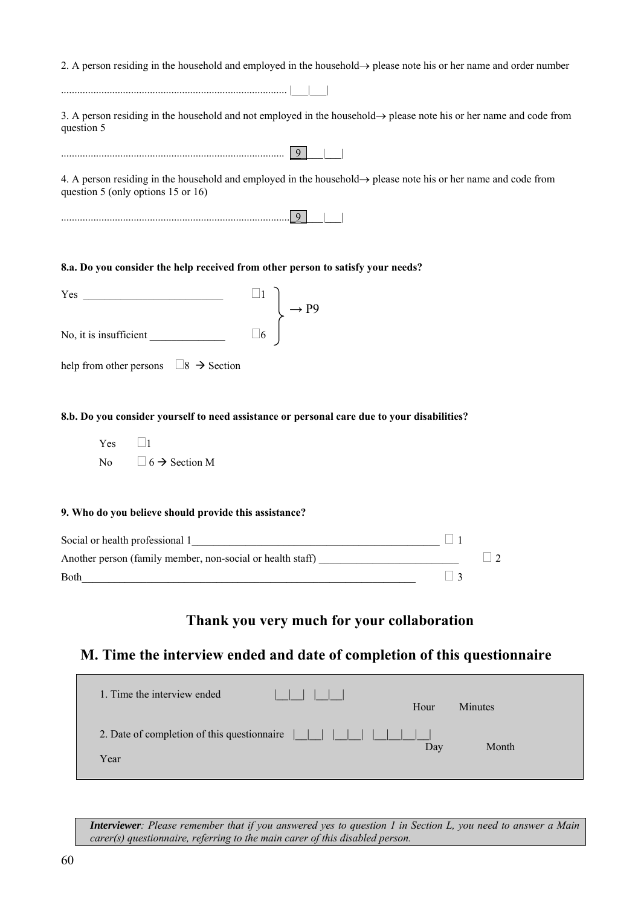2. A person residing in the household and employed in the household→ please note his or her name and order number

.................................................................................... |___|___|

3. A person residing in the household and not employed in the household→ please note his or her name and code from question 5

.................................................................................. 9 |___|___|

4. A person residing in the household and employed in the household→ please note his or her name and code from question 5 (only options 15 or 16)

.................................................................................... 9 |___|___|

**8.a. Do you consider the help received from other person to satisfy your needs?**

Yes __________________________ ☐1 } → P9

No, it is insufficient ______________ ☐6 }

help from other persons ☐8 → Section

**8.b. Do you consider yourself to need assistance or personal care due to your disabilities?**

Yes ☐1

No ☐ 6 → Section M

**9. Who do you believe should provide this assistance?**

Social or health professional 1_______________________________________________ ☐ 1

Another person (family member, non-social or health staff) __________________________ ☐ 2

Both_________________________________________________________________ ☐ 3

## Thank you very much for your collaboration

## M. Time the interview ended and date of completion of this questionnaire

1. Time the interview ended |__|__| |__|__|
   Hour Minutes

2. Date of completion of this questionnaire |__|__| |__|__| |__|__|__|__|
   Day Month Year

***Interviewer**: Please remember that if you answered yes to question 1 in Section L, you need to answer a Main carer(s) questionnaire, referring to the main carer of this disabled person.*